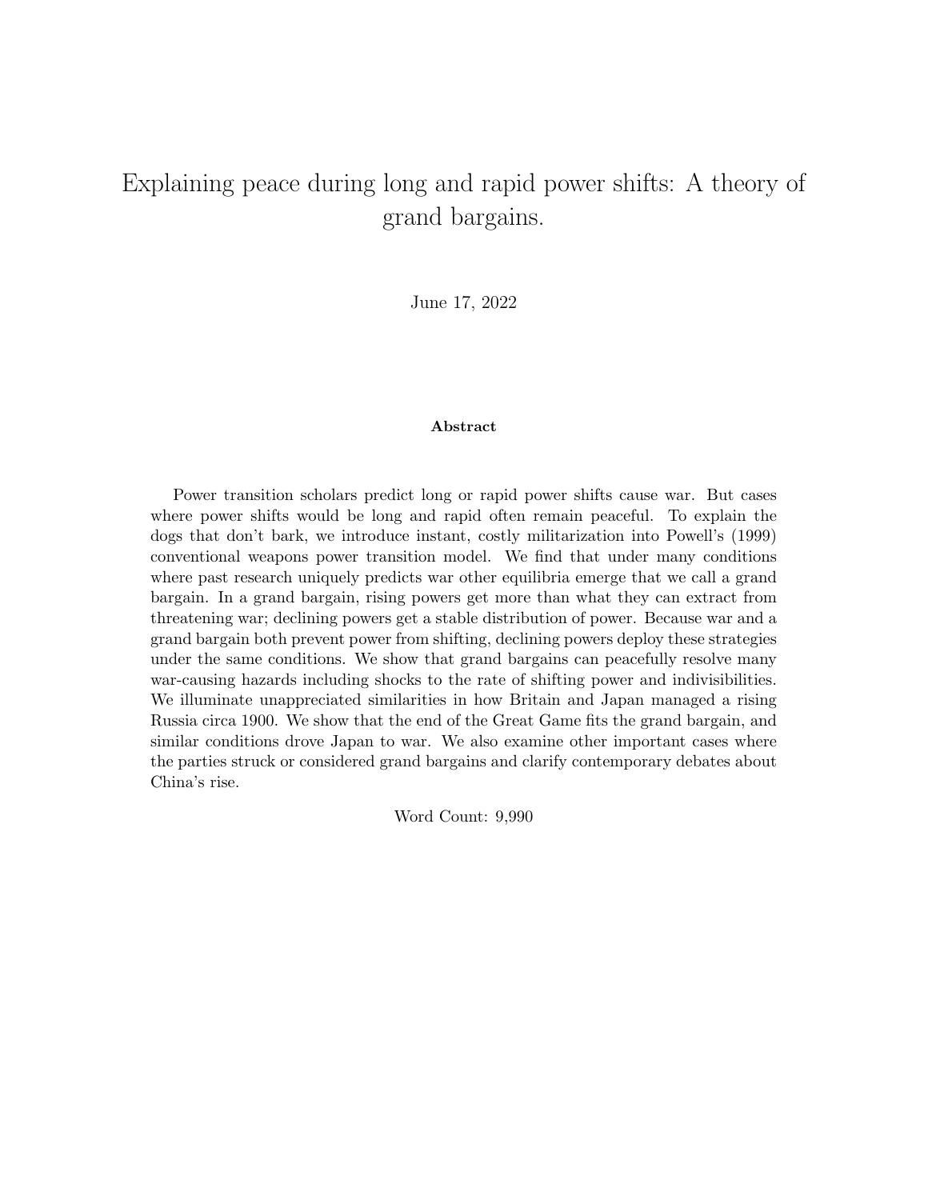# Explaining peace during long and rapid power shifts: A theory of grand bargains.

June 17, 2022

**Abstract**

Power transition scholars predict long or rapid power shifts cause war. But cases where power shifts would be long and rapid often remain peaceful. To explain the dogs that don't bark, we introduce instant, costly militarization into Powell's (1999) conventional weapons power transition model. We find that under many conditions where past research uniquely predicts war other equilibria emerge that we call a grand bargain. In a grand bargain, rising powers get more than what they can extract from threatening war; declining powers get a stable distribution of power. Because war and a grand bargain both prevent power from shifting, declining powers deploy these strategies under the same conditions. We show that grand bargains can peacefully resolve many war-causing hazards including shocks to the rate of shifting power and indivisibilities. We illuminate unappreciated similarities in how Britain and Japan managed a rising Russia circa 1900. We show that the end of the Great Game fits the grand bargain, and similar conditions drove Japan to war. We also examine other important cases where the parties struck or considered grand bargains and clarify contemporary debates about China's rise.

Word Count: 9,990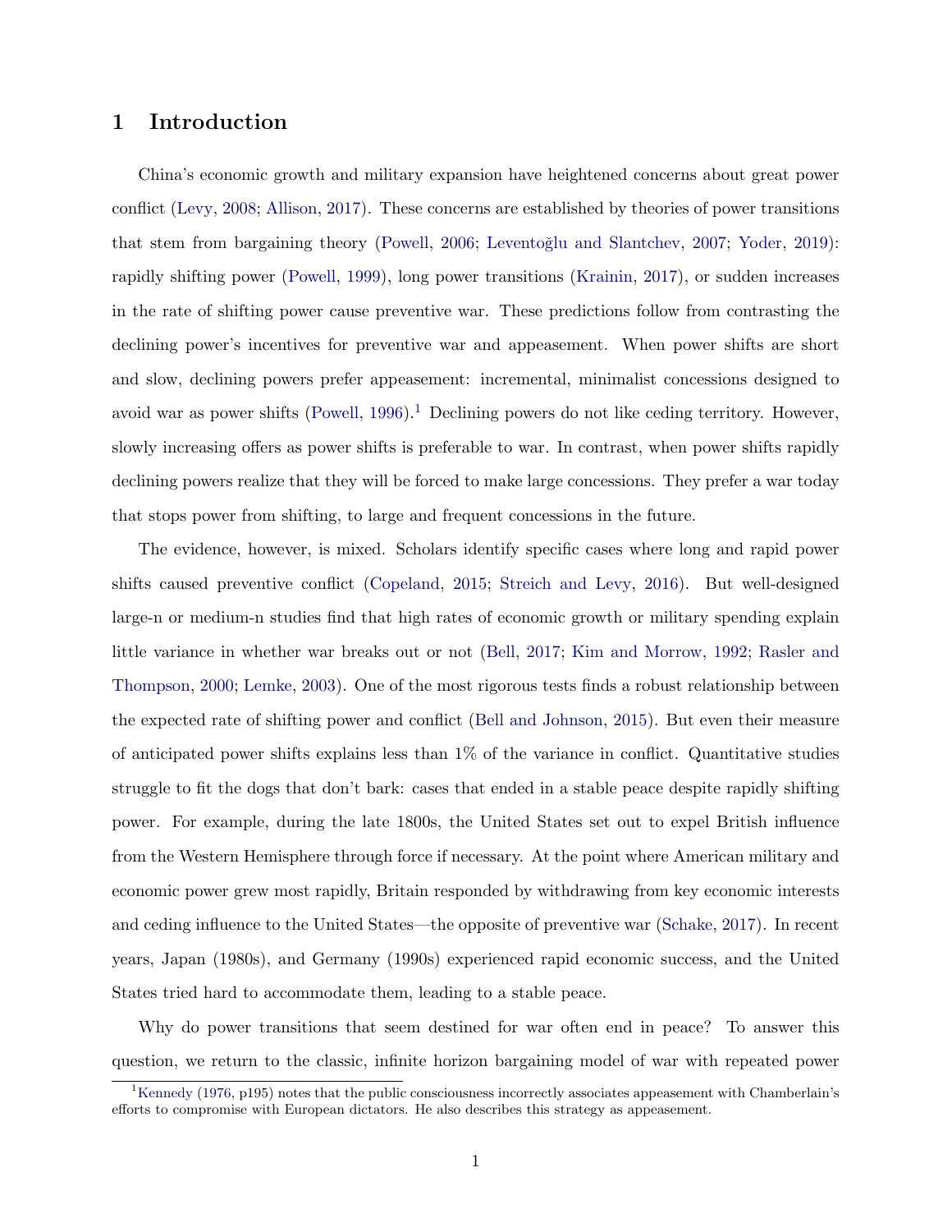# 1 Introduction

China's economic growth and military expansion have heightened concerns about great power conflict (Levy, 2008; Allison, 2017). These concerns are established by theories of power transitions that stem from bargaining theory (Powell, 2006; Leventoğlu and Slantchev, 2007; Yoder, 2019): rapidly shifting power (Powell, 1999), long power transitions (Krainin, 2017), or sudden increases in the rate of shifting power cause preventive war. These predictions follow from contrasting the declining power's incentives for preventive war and appeasement. When power shifts are short and slow, declining powers prefer appeasement: incremental, minimalist concessions designed to avoid war as power shifts (Powell, 1996).[1] Declining powers do not like ceding territory. However, slowly increasing offers as power shifts is preferable to war. In contrast, when power shifts rapidly declining powers realize that they will be forced to make large concessions. They prefer a war today that stops power from shifting, to large and frequent concessions in the future.

The evidence, however, is mixed. Scholars identify specific cases where long and rapid power shifts caused preventive conflict (Copeland, 2015; Streich and Levy, 2016). But well-designed large-n or medium-n studies find that high rates of economic growth or military spending explain little variance in whether war breaks out or not (Bell, 2017; Kim and Morrow, 1992; Rasler and Thompson, 2000; Lemke, 2003). One of the most rigorous tests finds a robust relationship between the expected rate of shifting power and conflict (Bell and Johnson, 2015). But even their measure of anticipated power shifts explains less than 1% of the variance in conflict. Quantitative studies struggle to fit the dogs that don't bark: cases that ended in a stable peace despite rapidly shifting power. For example, during the late 1800s, the United States set out to expel British influence from the Western Hemisphere through force if necessary. At the point where American military and economic power grew most rapidly, Britain responded by withdrawing from key economic interests and ceding influence to the United States—the opposite of preventive war (Schake, 2017). In recent years, Japan (1980s), and Germany (1990s) experienced rapid economic success, and the United States tried hard to accommodate them, leading to a stable peace.

Why do power transitions that seem destined for war often end in peace? To answer this question, we return to the classic, infinite horizon bargaining model of war with repeated power

[1] Kennedy (1976, p195) notes that the public consciousness incorrectly associates appeasement with Chamberlain's efforts to compromise with European dictators. He also describes this strategy as appeasement.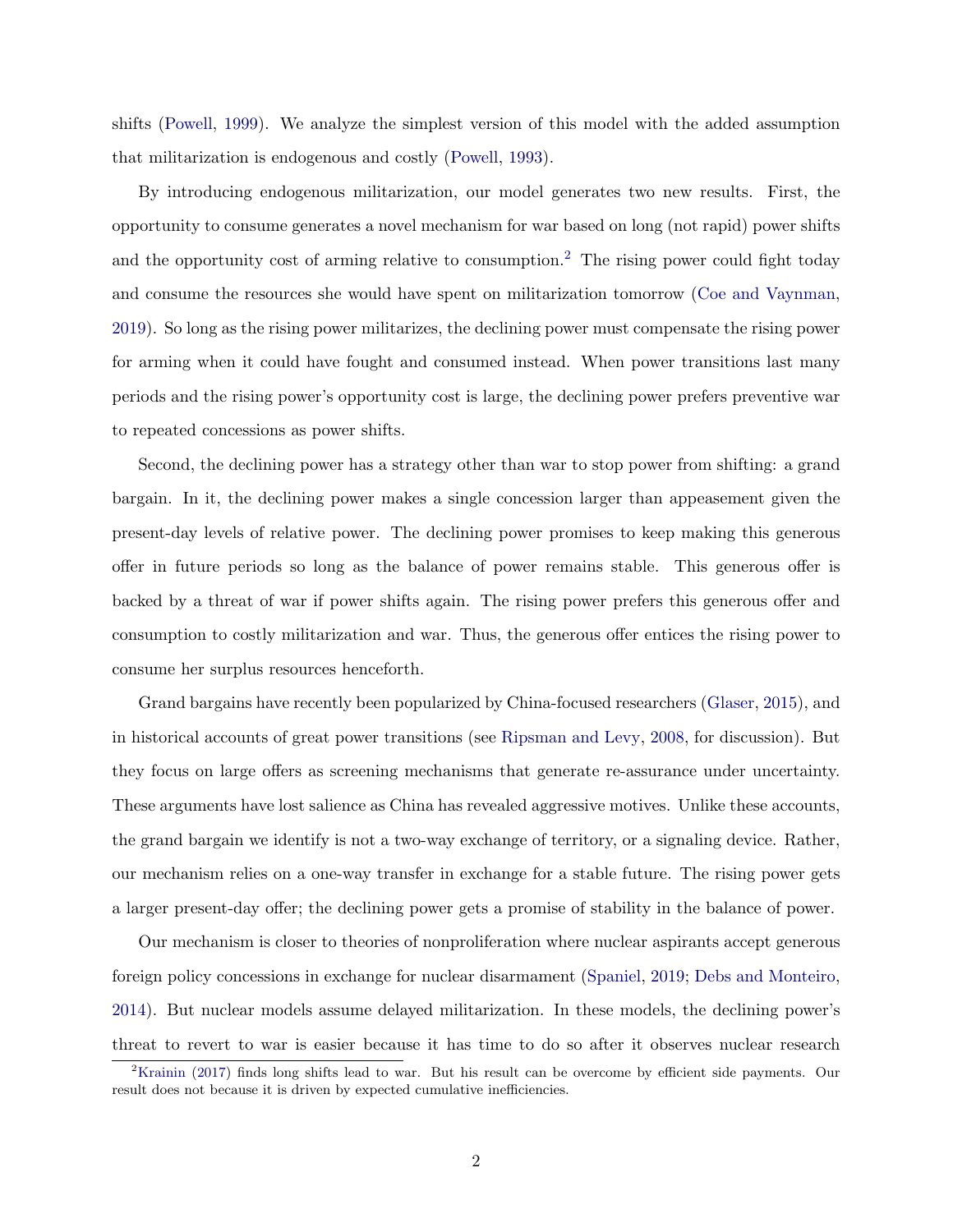shifts (Powell, 1999). We analyze the simplest version of this model with the added assumption that militarization is endogenous and costly (Powell, 1993).

By introducing endogenous militarization, our model generates two new results. First, the opportunity to consume generates a novel mechanism for war based on long (not rapid) power shifts and the opportunity cost of arming relative to consumption.[2] The rising power could fight today and consume the resources she would have spent on militarization tomorrow (Coe and Vaynman, 2019). So long as the rising power militarizes, the declining power must compensate the rising power for arming when it could have fought and consumed instead. When power transitions last many periods and the rising power's opportunity cost is large, the declining power prefers preventive war to repeated concessions as power shifts.

Second, the declining power has a strategy other than war to stop power from shifting: a grand bargain. In it, the declining power makes a single concession larger than appeasement given the present-day levels of relative power. The declining power promises to keep making this generous offer in future periods so long as the balance of power remains stable. This generous offer is backed by a threat of war if power shifts again. The rising power prefers this generous offer and consumption to costly militarization and war. Thus, the generous offer entices the rising power to consume her surplus resources henceforth.

Grand bargains have recently been popularized by China-focused researchers (Glaser, 2015), and in historical accounts of great power transitions (see Ripsman and Levy, 2008, for discussion). But they focus on large offers as screening mechanisms that generate re-assurance under uncertainty. These arguments have lost salience as China has revealed aggressive motives. Unlike these accounts, the grand bargain we identify is not a two-way exchange of territory, or a signaling device. Rather, our mechanism relies on a one-way transfer in exchange for a stable future. The rising power gets a larger present-day offer; the declining power gets a promise of stability in the balance of power.

Our mechanism is closer to theories of nonproliferation where nuclear aspirants accept generous foreign policy concessions in exchange for nuclear disarmament (Spaniel, 2019; Debs and Monteiro, 2014). But nuclear models assume delayed militarization. In these models, the declining power's threat to revert to war is easier because it has time to do so after it observes nuclear research

[2] Krainin (2017) finds long shifts lead to war. But his result can be overcome by efficient side payments. Our result does not because it is driven by expected cumulative inefficiencies.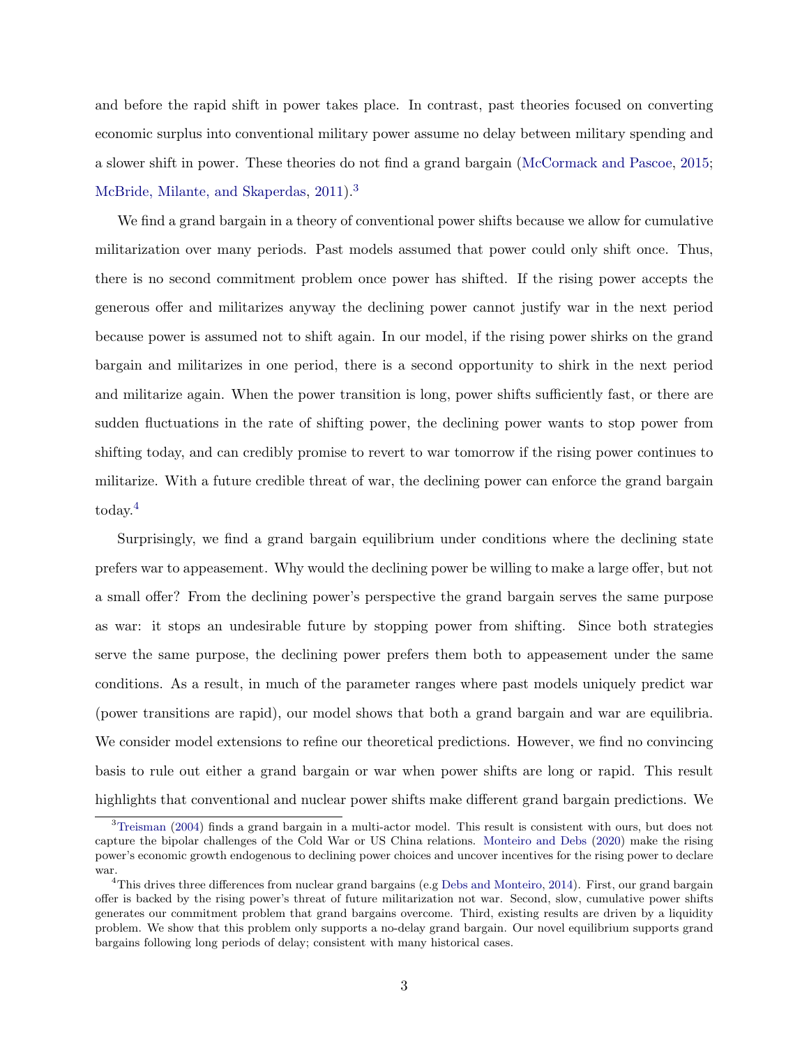and before the rapid shift in power takes place. In contrast, past theories focused on converting economic surplus into conventional military power assume no delay between military spending and a slower shift in power. These theories do not find a grand bargain (McCormack and Pascoe, 2015; McBride, Milante, and Skaperdas, 2011).[3]

We find a grand bargain in a theory of conventional power shifts because we allow for cumulative militarization over many periods. Past models assumed that power could only shift once. Thus, there is no second commitment problem once power has shifted. If the rising power accepts the generous offer and militarizes anyway the declining power cannot justify war in the next period because power is assumed not to shift again. In our model, if the rising power shirks on the grand bargain and militarizes in one period, there is a second opportunity to shirk in the next period and militarize again. When the power transition is long, power shifts sufficiently fast, or there are sudden fluctuations in the rate of shifting power, the declining power wants to stop power from shifting today, and can credibly promise to revert to war tomorrow if the rising power continues to militarize. With a future credible threat of war, the declining power can enforce the grand bargain today.[4]

Surprisingly, we find a grand bargain equilibrium under conditions where the declining state prefers war to appeasement. Why would the declining power be willing to make a large offer, but not a small offer? From the declining power's perspective the grand bargain serves the same purpose as war: it stops an undesirable future by stopping power from shifting. Since both strategies serve the same purpose, the declining power prefers them both to appeasement under the same conditions. As a result, in much of the parameter ranges where past models uniquely predict war (power transitions are rapid), our model shows that both a grand bargain and war are equilibria. We consider model extensions to refine our theoretical predictions. However, we find no convincing basis to rule out either a grand bargain or war when power shifts are long or rapid. This result highlights that conventional and nuclear power shifts make different grand bargain predictions. We

[3] Treisman (2004) finds a grand bargain in a multi-actor model. This result is consistent with ours, but does not capture the bipolar challenges of the Cold War or US China relations. Monteiro and Debs (2020) make the rising power's economic growth endogenous to declining power choices and uncover incentives for the rising power to declare war.

[4] This drives three differences from nuclear grand bargains (e.g Debs and Monteiro, 2014). First, our grand bargain offer is backed by the rising power's threat of future militarization not war. Second, slow, cumulative power shifts generates our commitment problem that grand bargains overcome. Third, existing results are driven by a liquidity problem. We show that this problem only supports a no-delay grand bargain. Our novel equilibrium supports grand bargains following long periods of delay; consistent with many historical cases.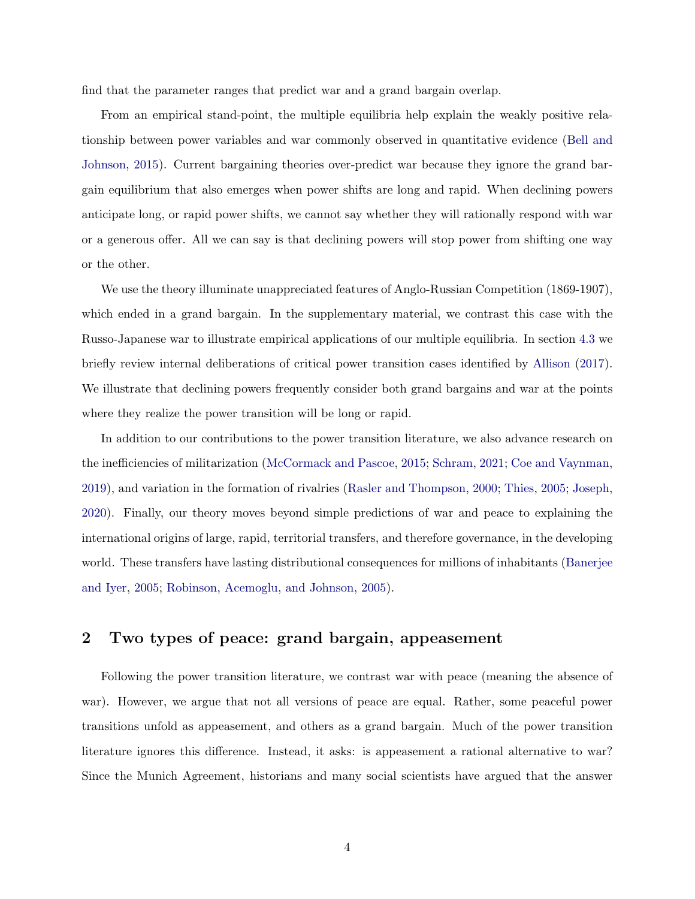find that the parameter ranges that predict war and a grand bargain overlap.

From an empirical stand-point, the multiple equilibria help explain the weakly positive relationship between power variables and war commonly observed in quantitative evidence (Bell and Johnson, 2015). Current bargaining theories over-predict war because they ignore the grand bargain equilibrium that also emerges when power shifts are long and rapid. When declining powers anticipate long, or rapid power shifts, we cannot say whether they will rationally respond with war or a generous offer. All we can say is that declining powers will stop power from shifting one way or the other.

We use the theory illuminate unappreciated features of Anglo-Russian Competition (1869-1907), which ended in a grand bargain. In the supplementary material, we contrast this case with the Russo-Japanese war to illustrate empirical applications of our multiple equilibria. In section 4.3 we briefly review internal deliberations of critical power transition cases identified by Allison (2017). We illustrate that declining powers frequently consider both grand bargains and war at the points where they realize the power transition will be long or rapid.

In addition to our contributions to the power transition literature, we also advance research on the inefficiencies of militarization (McCormack and Pascoe, 2015; Schram, 2021; Coe and Vaynman, 2019), and variation in the formation of rivalries (Rasler and Thompson, 2000; Thies, 2005; Joseph, 2020). Finally, our theory moves beyond simple predictions of war and peace to explaining the international origins of large, rapid, territorial transfers, and therefore governance, in the developing world. These transfers have lasting distributional consequences for millions of inhabitants (Banerjee and Iyer, 2005; Robinson, Acemoglu, and Johnson, 2005).

## 2 Two types of peace: grand bargain, appeasement

Following the power transition literature, we contrast war with peace (meaning the absence of war). However, we argue that not all versions of peace are equal. Rather, some peaceful power transitions unfold as appeasement, and others as a grand bargain. Much of the power transition literature ignores this difference. Instead, it asks: is appeasement a rational alternative to war? Since the Munich Agreement, historians and many social scientists have argued that the answer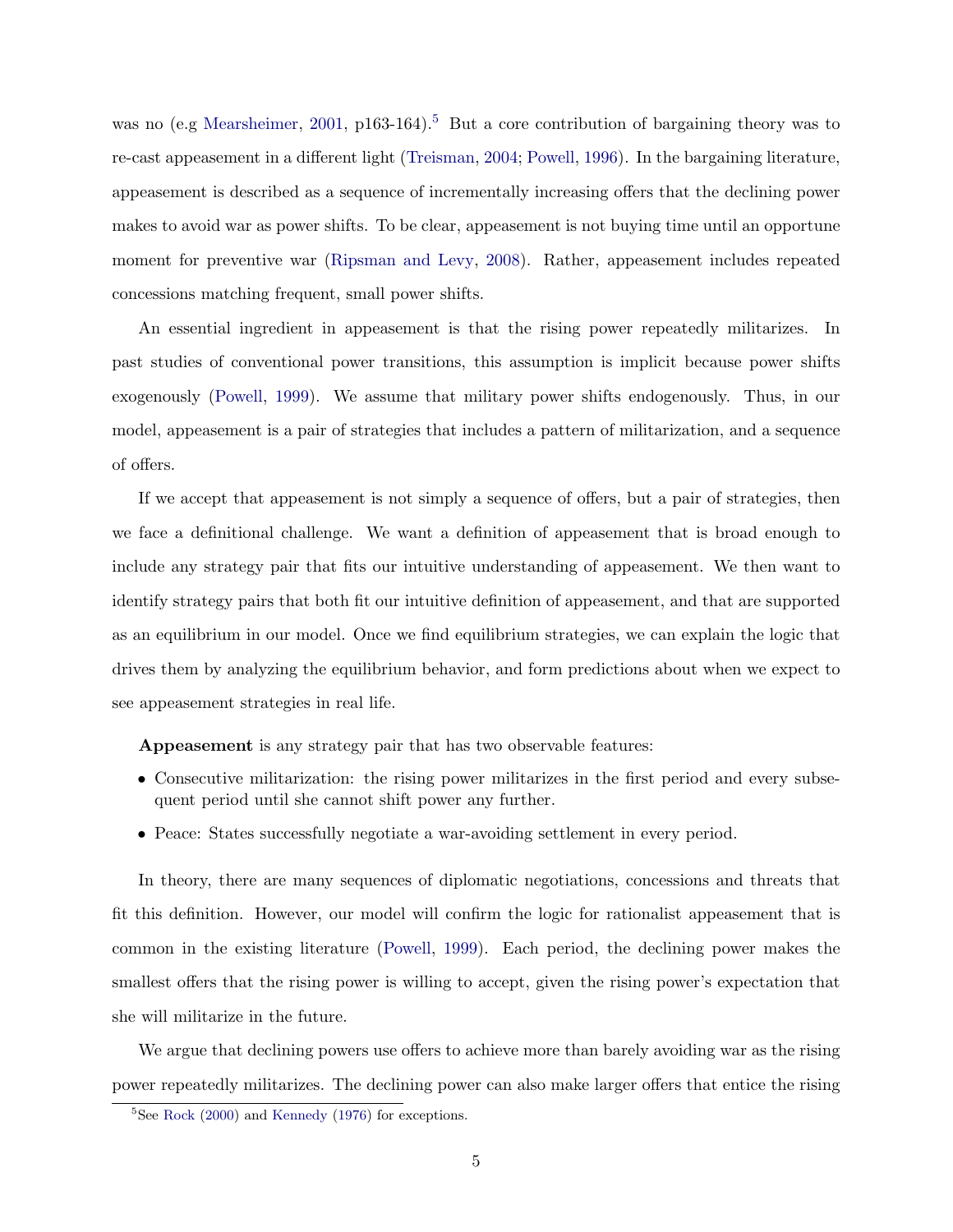was no (e.g Mearsheimer, 2001, p163-164).[5] But a core contribution of bargaining theory was to re-cast appeasement in a different light (Treisman, 2004; Powell, 1996). In the bargaining literature, appeasement is described as a sequence of incrementally increasing offers that the declining power makes to avoid war as power shifts. To be clear, appeasement is not buying time until an opportune moment for preventive war (Ripsman and Levy, 2008). Rather, appeasement includes repeated concessions matching frequent, small power shifts.

An essential ingredient in appeasement is that the rising power repeatedly militarizes. In past studies of conventional power transitions, this assumption is implicit because power shifts exogenously (Powell, 1999). We assume that military power shifts endogenously. Thus, in our model, appeasement is a pair of strategies that includes a pattern of militarization, and a sequence of offers.

If we accept that appeasement is not simply a sequence of offers, but a pair of strategies, then we face a definitional challenge. We want a definition of appeasement that is broad enough to include any strategy pair that fits our intuitive understanding of appeasement. We then want to identify strategy pairs that both fit our intuitive definition of appeasement, and that are supported as an equilibrium in our model. Once we find equilibrium strategies, we can explain the logic that drives them by analyzing the equilibrium behavior, and form predictions about when we expect to see appeasement strategies in real life.

**Appeasement** is any strategy pair that has two observable features:

- Consecutive militarization: the rising power militarizes in the first period and every subsequent period until she cannot shift power any further.
- Peace: States successfully negotiate a war-avoiding settlement in every period.

In theory, there are many sequences of diplomatic negotiations, concessions and threats that fit this definition. However, our model will confirm the logic for rationalist appeasement that is common in the existing literature (Powell, 1999). Each period, the declining power makes the smallest offers that the rising power is willing to accept, given the rising power's expectation that she will militarize in the future.

We argue that declining powers use offers to achieve more than barely avoiding war as the rising power repeatedly militarizes. The declining power can also make larger offers that entice the rising

[5]See Rock (2000) and Kennedy (1976) for exceptions.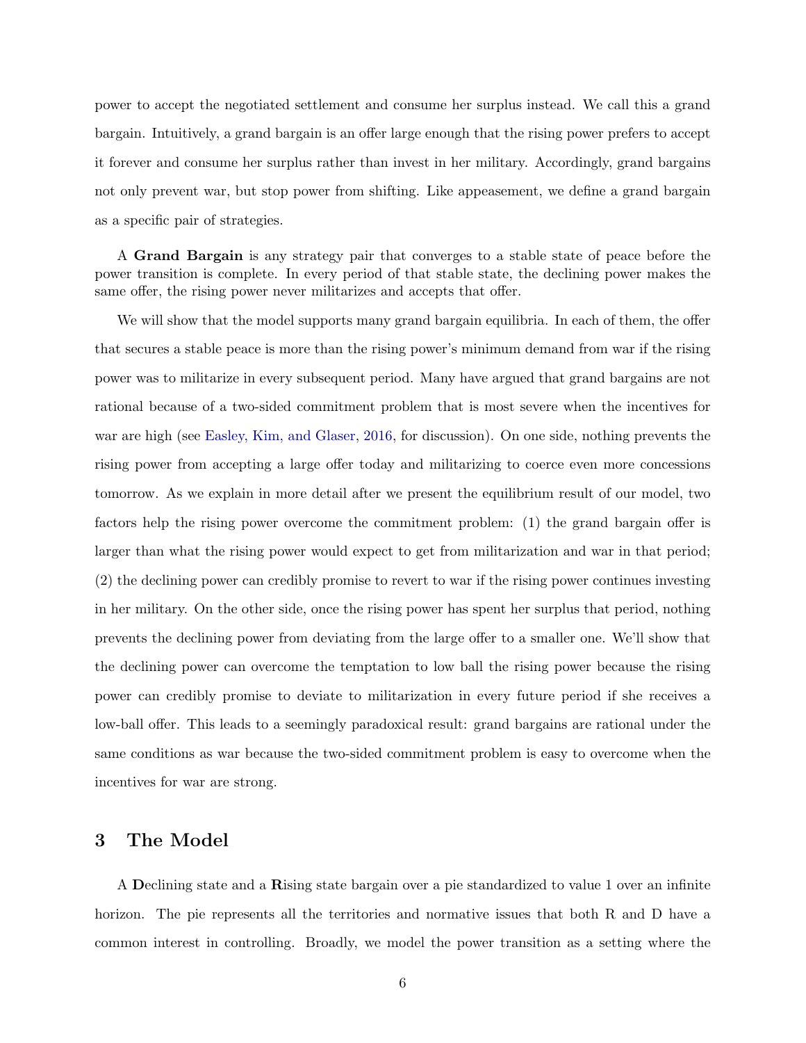power to accept the negotiated settlement and consume her surplus instead. We call this a grand bargain. Intuitively, a grand bargain is an offer large enough that the rising power prefers to accept it forever and consume her surplus rather than invest in her military. Accordingly, grand bargains not only prevent war, but stop power from shifting. Like appeasement, we define a grand bargain as a specific pair of strategies.

A **Grand Bargain** is any strategy pair that converges to a stable state of peace before the power transition is complete. In every period of that stable state, the declining power makes the same offer, the rising power never militarizes and accepts that offer.

We will show that the model supports many grand bargain equilibria. In each of them, the offer that secures a stable peace is more than the rising power's minimum demand from war if the rising power was to militarize in every subsequent period. Many have argued that grand bargains are not rational because of a two-sided commitment problem that is most severe when the incentives for war are high (see Easley, Kim, and Glaser, 2016, for discussion). On one side, nothing prevents the rising power from accepting a large offer today and militarizing to coerce even more concessions tomorrow. As we explain in more detail after we present the equilibrium result of our model, two factors help the rising power overcome the commitment problem: (1) the grand bargain offer is larger than what the rising power would expect to get from militarization and war in that period; (2) the declining power can credibly promise to revert to war if the rising power continues investing in her military. On the other side, once the rising power has spent her surplus that period, nothing prevents the declining power from deviating from the large offer to a smaller one. We'll show that the declining power can overcome the temptation to low ball the rising power because the rising power can credibly promise to deviate to militarization in every future period if she receives a low-ball offer. This leads to a seemingly paradoxical result: grand bargains are rational under the same conditions as war because the two-sided commitment problem is easy to overcome when the incentives for war are strong.

## 3 The Model

A **D**eclining state and a **R**ising state bargain over a pie standardized to value 1 over an infinite horizon. The pie represents all the territories and normative issues that both R and D have a common interest in controlling. Broadly, we model the power transition as a setting where the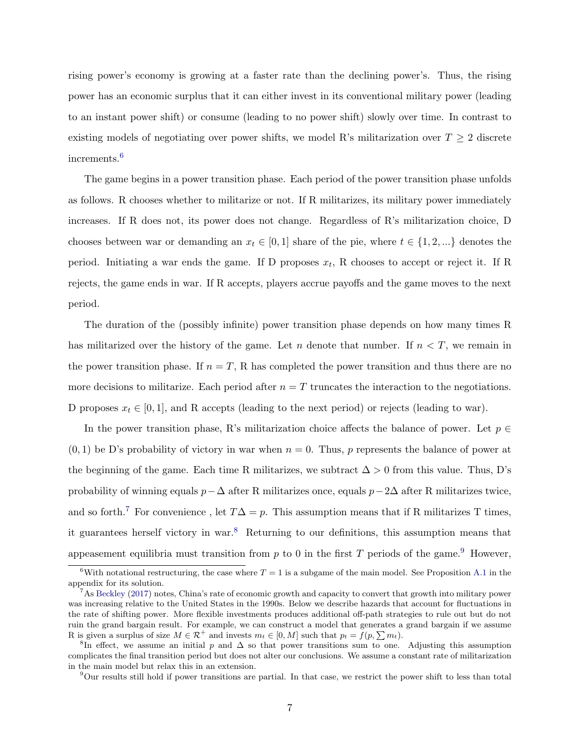rising power's economy is growing at a faster rate than the declining power's. Thus, the rising power has an economic surplus that it can either invest in its conventional military power (leading to an instant power shift) or consume (leading to no power shift) slowly over time. In contrast to existing models of negotiating over power shifts, we model R's militarization over $T \geq 2$ discrete increments.[6]

The game begins in a power transition phase. Each period of the power transition phase unfolds as follows. R chooses whether to militarize or not. If R militarizes, its military power immediately increases. If R does not, its power does not change. Regardless of R's militarization choice, D chooses between war or demanding an $x_t \in [0, 1]$ share of the pie, where $t \in \{1, 2, ...\}$ denotes the period. Initiating a war ends the game. If D proposes $x_t$, R chooses to accept or reject it. If R rejects, the game ends in war. If R accepts, players accrue payoffs and the game moves to the next period.

The duration of the (possibly infinite) power transition phase depends on how many times R has militarized over the history of the game. Let $n$ denote that number. If $n < T$, we remain in the power transition phase. If $n = T$, R has completed the power transition and thus there are no more decisions to militarize. Each period after $n = T$ truncates the interaction to the negotiations. D proposes $x_t \in [0, 1]$, and R accepts (leading to the next period) or rejects (leading to war).

In the power transition phase, R's militarization choice affects the balance of power. Let $p \in (0, 1)$ be D's probability of victory in war when $n = 0$. Thus, $p$ represents the balance of power at the beginning of the game. Each time R militarizes, we subtract $\Delta > 0$ from this value. Thus, D's probability of winning equals $p - \Delta$ after R militarizes once, equals $p - 2\Delta$ after R militarizes twice, and so forth.[7] For convenience , let $T\Delta = p$. This assumption means that if R militarizes T times, it guarantees herself victory in war.[8] Returning to our definitions, this assumption means that appeasement equilibria must transition from $p$ to 0 in the first $T$ periods of the game.[9] However,

---

[6]With notational restructuring, the case where $T = 1$ is a subgame of the main model. See Proposition A.1 in the appendix for its solution.

[7]As Beckley (2017) notes, China's rate of economic growth and capacity to convert that growth into military power was increasing relative to the United States in the 1990s. Below we describe hazards that account for fluctuations in the rate of shifting power. More flexible investments produces additional off-path strategies to rule out but do not ruin the grand bargain result. For example, we can construct a model that generates a grand bargain if we assume R is given a surplus of size $M \in \mathcal{R}^+$ and invests $m_t \in [0, M]$ such that $p_t = f(p, \sum m_t)$.

[8]In effect, we assume an initial $p$ and $\Delta$ so that power transitions sum to one. Adjusting this assumption complicates the final transition period but does not alter our conclusions. We assume a constant rate of militarization in the main model but relax this in an extension.

[9]Our results still hold if power transitions are partial. In that case, we restrict the power shift to less than total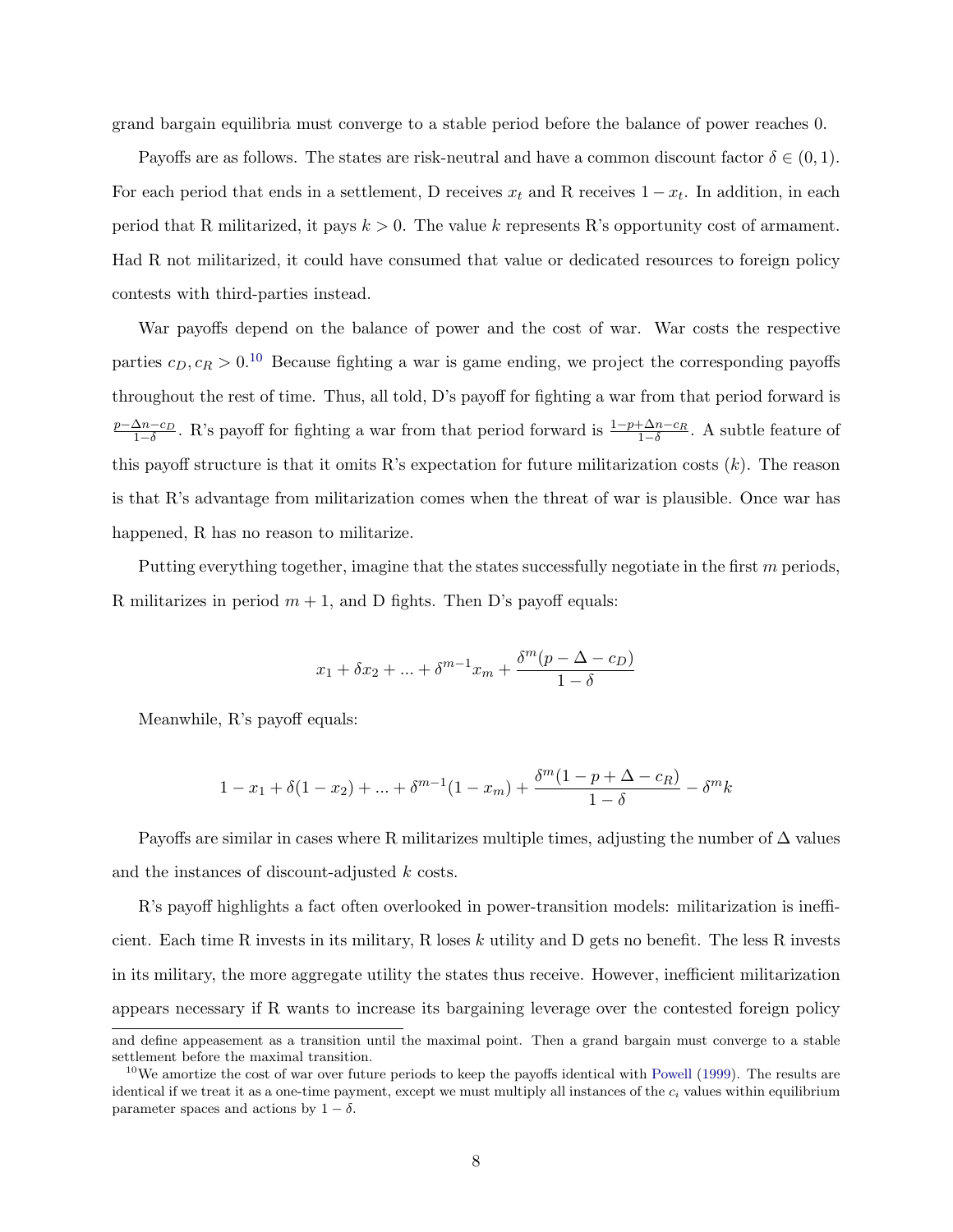grand bargain equilibria must converge to a stable period before the balance of power reaches 0.

Payoffs are as follows. The states are risk-neutral and have a common discount factor $\delta \in (0, 1)$. For each period that ends in a settlement, D receives $x_t$ and R receives $1 - x_t$. In addition, in each period that R militarized, it pays $k > 0$. The value $k$ represents R's opportunity cost of armament. Had R not militarized, it could have consumed that value or dedicated resources to foreign policy contests with third-parties instead.

War payoffs depend on the balance of power and the cost of war. War costs the respective parties $c_D, c_R > 0$.[10] Because fighting a war is game ending, we project the corresponding payoffs throughout the rest of time. Thus, all told, D's payoff for fighting a war from that period forward is $\frac{p - \Delta n - c_D}{1-\delta}$. R's payoff for fighting a war from that period forward is $\frac{1-p+\Delta n - c_R}{1-\delta}$. A subtle feature of this payoff structure is that it omits R's expectation for future militarization costs ($k$). The reason is that R's advantage from militarization comes when the threat of war is plausible. Once war has happened, R has no reason to militarize.

Putting everything together, imagine that the states successfully negotiate in the first $m$ periods, R militarizes in period $m + 1$, and D fights. Then D's payoff equals:

$$x_1 + \delta x_2 + ... + \delta^{m-1} x_m + \frac{\delta^m (p - \Delta - c_D)}{1 - \delta}$$

Meanwhile, R's payoff equals:

$$1 - x_1 + \delta(1 - x_2) + ... + \delta^{m-1}(1 - x_m) + \frac{\delta^m (1 - p + \Delta - c_R)}{1 - \delta} - \delta^m k$$

Payoffs are similar in cases where R militarizes multiple times, adjusting the number of $\Delta$ values and the instances of discount-adjusted $k$ costs.

R's payoff highlights a fact often overlooked in power-transition models: militarization is inefficient. Each time R invests in its military, R loses $k$ utility and D gets no benefit. The less R invests in its military, the more aggregate utility the states thus receive. However, inefficient militarization appears necessary if R wants to increase its bargaining leverage over the contested foreign policy

---

and define appeasement as a transition until the maximal point. Then a grand bargain must converge to a stable settlement before the maximal transition.

[10] We amortize the cost of war over future periods to keep the payoffs identical with Powell (1999). The results are identical if we treat it as a one-time payment, except we must multiply all instances of the $c_i$ values within equilibrium parameter spaces and actions by $1 - \delta$.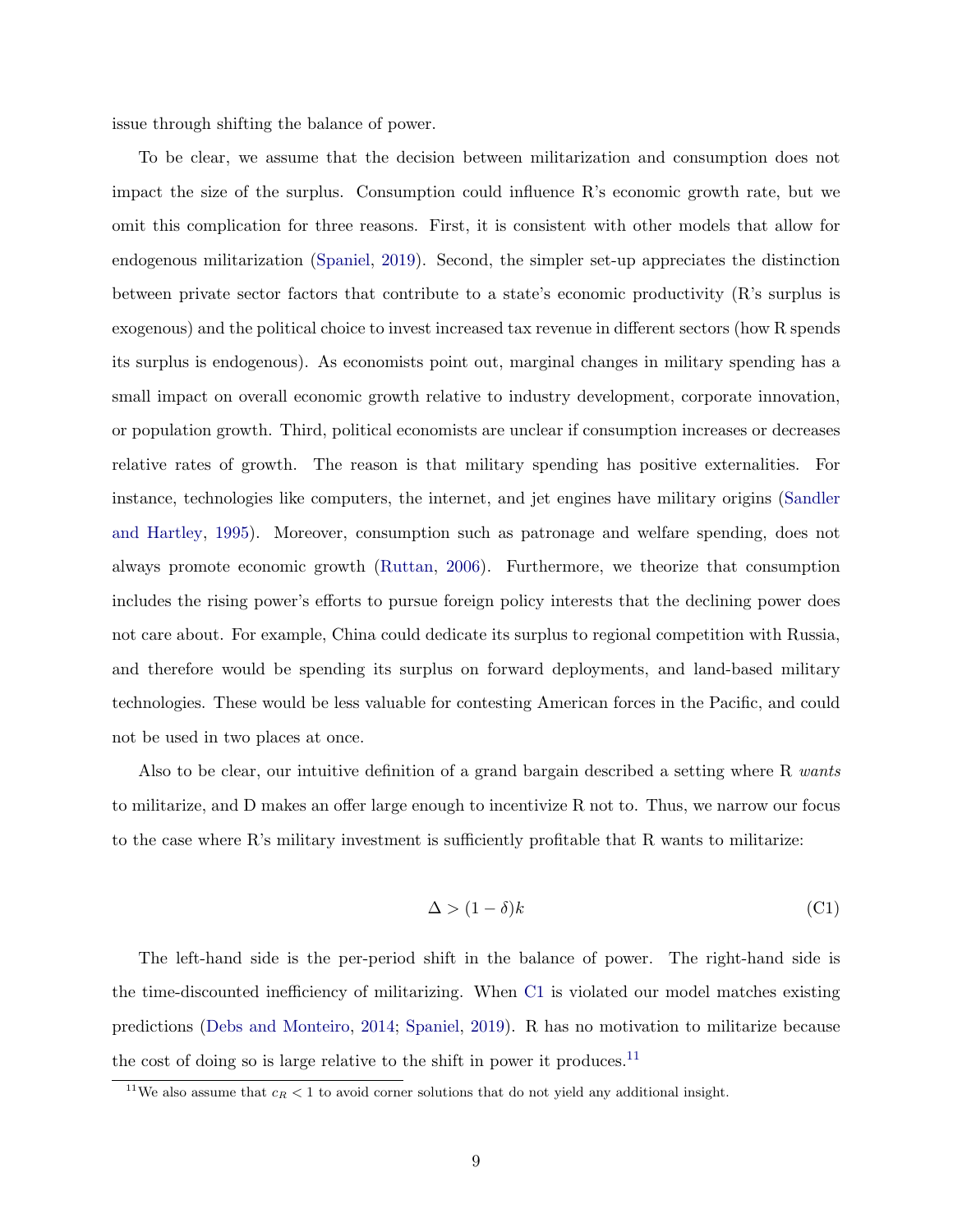issue through shifting the balance of power.

To be clear, we assume that the decision between militarization and consumption does not impact the size of the surplus. Consumption could influence R's economic growth rate, but we omit this complication for three reasons. First, it is consistent with other models that allow for endogenous militarization (Spaniel, 2019). Second, the simpler set-up appreciates the distinction between private sector factors that contribute to a state's economic productivity (R's surplus is exogenous) and the political choice to invest increased tax revenue in different sectors (how R spends its surplus is endogenous). As economists point out, marginal changes in military spending has a small impact on overall economic growth relative to industry development, corporate innovation, or population growth. Third, political economists are unclear if consumption increases or decreases relative rates of growth. The reason is that military spending has positive externalities. For instance, technologies like computers, the internet, and jet engines have military origins (Sandler and Hartley, 1995). Moreover, consumption such as patronage and welfare spending, does not always promote economic growth (Ruttan, 2006). Furthermore, we theorize that consumption includes the rising power's efforts to pursue foreign policy interests that the declining power does not care about. For example, China could dedicate its surplus to regional competition with Russia, and therefore would be spending its surplus on forward deployments, and land-based military technologies. These would be less valuable for contesting American forces in the Pacific, and could not be used in two places at once.

Also to be clear, our intuitive definition of a grand bargain described a setting where R *wants* to militarize, and D makes an offer large enough to incentivize R not to. Thus, we narrow our focus to the case where R's military investment is sufficiently profitable that R wants to militarize:

$$\Delta > (1 - \delta)k \tag{C1}$$

The left-hand side is the per-period shift in the balance of power. The right-hand side is the time-discounted inefficiency of militarizing. When C1 is violated our model matches existing predictions (Debs and Monteiro, 2014; Spaniel, 2019). R has no motivation to militarize because the cost of doing so is large relative to the shift in power it produces.[11]

[11] We also assume that $c_R < 1$ to avoid corner solutions that do not yield any additional insight.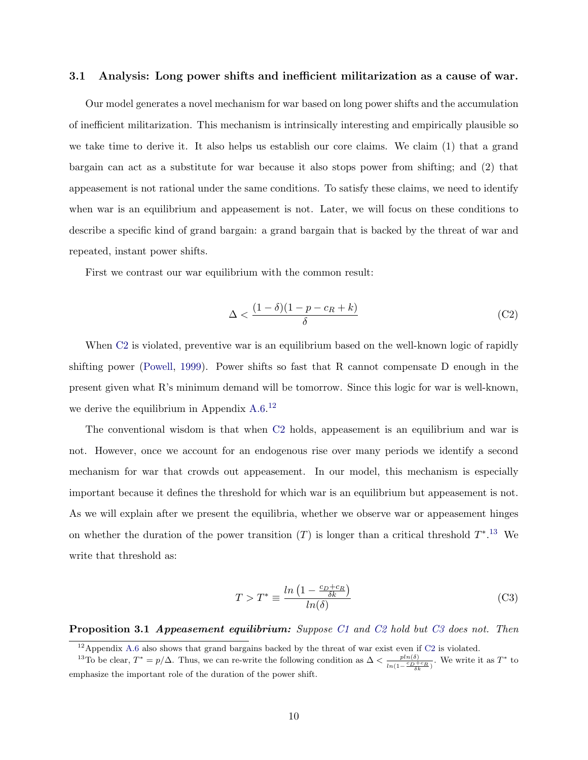### 3.1 Analysis: Long power shifts and inefficient militarization as a cause of war.

Our model generates a novel mechanism for war based on long power shifts and the accumulation of inefficient militarization. This mechanism is intrinsically interesting and empirically plausible so we take time to derive it. It also helps us establish our core claims. We claim (1) that a grand bargain can act as a substitute for war because it also stops power from shifting; and (2) that appeasement is not rational under the same conditions. To satisfy these claims, we need to identify when war is an equilibrium and appeasement is not. Later, we will focus on these conditions to describe a specific kind of grand bargain: a grand bargain that is backed by the threat of war and repeated, instant power shifts.

First we contrast our war equilibrium with the common result:

$$\Delta < \frac{(1-\delta)(1-p-c_R+k)}{\delta} \tag{C2}$$

When C2 is violated, preventive war is an equilibrium based on the well-known logic of rapidly shifting power (Powell, 1999). Power shifts so fast that R cannot compensate D enough in the present given what R's minimum demand will be tomorrow. Since this logic for war is well-known, we derive the equilibrium in Appendix A.6.[12]

The conventional wisdom is that when C2 holds, appeasement is an equilibrium and war is not. However, once we account for an endogenous rise over many periods we identify a second mechanism for war that crowds out appeasement. In our model, this mechanism is especially important because it defines the threshold for which war is an equilibrium but appeasement is not. As we will explain after we present the equilibria, whether we observe war or appeasement hinges on whether the duration of the power transition ($T$) is longer than a critical threshold $T^*$.[13] We write that threshold as:

$$T > T^* \equiv \frac{ln\left(1 - \frac{c_D + c_R}{\delta k}\right)}{ln(\delta)} \tag{C3}$$

**Proposition 3.1** ***Appeasement equilibrium:*** *Suppose C1 and C2 hold but C3 does not. Then*

[12] Appendix A.6 also shows that grand bargains backed by the threat of war exist even if C2 is violated.

[13] To be clear, $T^* = p/\Delta$. Thus, we can re-write the following condition as $\Delta < \frac{p\,ln(\delta)}{ln(1-\frac{c_D+c_R}{\delta k})}$. We write it as $T^*$ to emphasize the important role of the duration of the power shift.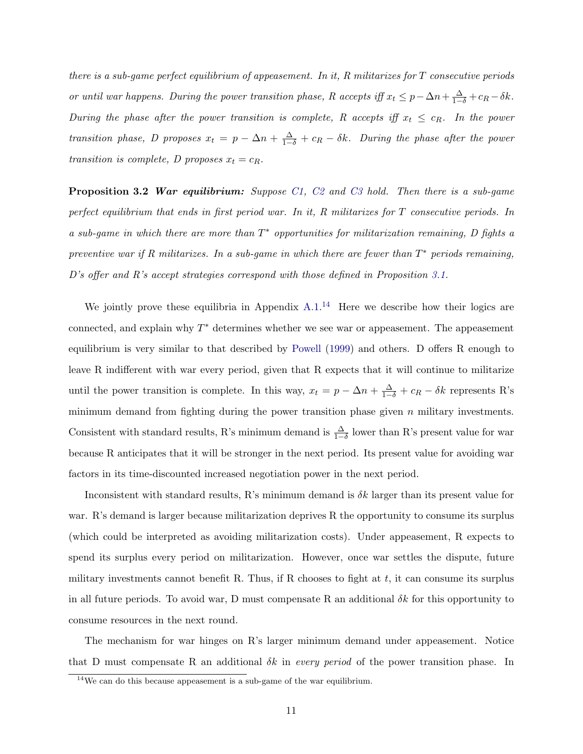*there is a sub-game perfect equilibrium of appeasement. In it, R militarizes for $T$ consecutive periods or until war happens. During the power transition phase, R accepts iff $x_t \leq p - \Delta n + \frac{\Delta}{1-\delta} + c_R - \delta k$. During the phase after the power transition is complete, R accepts iff $x_t \leq c_R$. In the power transition phase, D proposes $x_t = p - \Delta n + \frac{\Delta}{1-\delta} + c_R - \delta k$. During the phase after the power transition is complete, D proposes $x_t = c_R$.*

**Proposition 3.2** ***War equilibrium:*** *Suppose C1, C2 and C3 hold. Then there is a sub-game perfect equilibrium that ends in first period war. In it, R militarizes for $T$ consecutive periods. In a sub-game in which there are more than $T^*$ opportunities for militarization remaining, D fights a preventive war if R militarizes. In a sub-game in which there are fewer than $T^*$ periods remaining, D's offer and R's accept strategies correspond with those defined in Proposition 3.1.*

We jointly prove these equilibria in Appendix A.1.[14] Here we describe how their logics are connected, and explain why $T^*$ determines whether we see war or appeasement. The appeasement equilibrium is very similar to that described by Powell (1999) and others. D offers R enough to leave R indifferent with war every period, given that R expects that it will continue to militarize until the power transition is complete. In this way, $x_t = p - \Delta n + \frac{\Delta}{1-\delta} + c_R - \delta k$ represents R's minimum demand from fighting during the power transition phase given $n$ military investments. Consistent with standard results, R's minimum demand is $\frac{\Delta}{1-\delta}$ lower than R's present value for war because R anticipates that it will be stronger in the next period. Its present value for avoiding war factors in its time-discounted increased negotiation power in the next period.

Inconsistent with standard results, R's minimum demand is $\delta k$ larger than its present value for war. R's demand is larger because militarization deprives R the opportunity to consume its surplus (which could be interpreted as avoiding militarization costs). Under appeasement, R expects to spend its surplus every period on militarization. However, once war settles the dispute, future military investments cannot benefit R. Thus, if R chooses to fight at $t$, it can consume its surplus in all future periods. To avoid war, D must compensate R an additional $\delta k$ for this opportunity to consume resources in the next round.

The mechanism for war hinges on R's larger minimum demand under appeasement. Notice that D must compensate R an additional $\delta k$ in *every period* of the power transition phase. In

[14] We can do this because appeasement is a sub-game of the war equilibrium.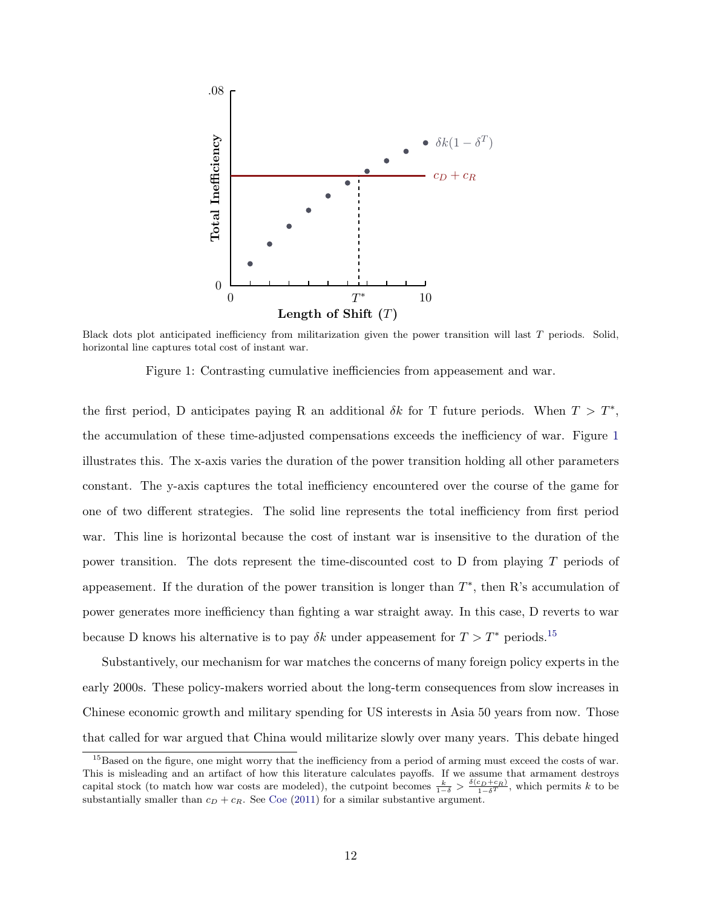Black dots plot anticipated inefficiency from militarization given the power transition will last $T$ periods. Solid, horizontal line captures total cost of instant war.

Figure 1: Contrasting cumulative inefficiencies from appeasement and war.

the first period, D anticipates paying R an additional $\delta k$ for T future periods. When $T > T^*$, the accumulation of these time-adjusted compensations exceeds the inefficiency of war. Figure 1 illustrates this. The x-axis varies the duration of the power transition holding all other parameters constant. The y-axis captures the total inefficiency encountered over the course of the game for one of two different strategies. The solid line represents the total inefficiency from first period war. This line is horizontal because the cost of instant war is insensitive to the duration of the power transition. The dots represent the time-discounted cost to D from playing $T$ periods of appeasement. If the duration of the power transition is longer than $T^*$, then R's accumulation of power generates more inefficiency than fighting a war straight away. In this case, D reverts to war because D knows his alternative is to pay $\delta k$ under appeasement for $T > T^*$ periods.[15]

Substantively, our mechanism for war matches the concerns of many foreign policy experts in the early 2000s. These policy-makers worried about the long-term consequences from slow increases in Chinese economic growth and military spending for US interests in Asia 50 years from now. Those that called for war argued that China would militarize slowly over many years. This debate hinged

[15] Based on the figure, one might worry that the inefficiency from a period of arming must exceed the costs of war. This is misleading and an artifact of how this literature calculates payoffs. If we assume that armament destroys capital stock (to match how war costs are modeled), the cutpoint becomes $\frac{k}{1-\delta} > \frac{\delta(c_D+c_R)}{1-\delta^T}$, which permits $k$ to be substantially smaller than $c_D + c_R$. See Coe (2011) for a similar substantive argument.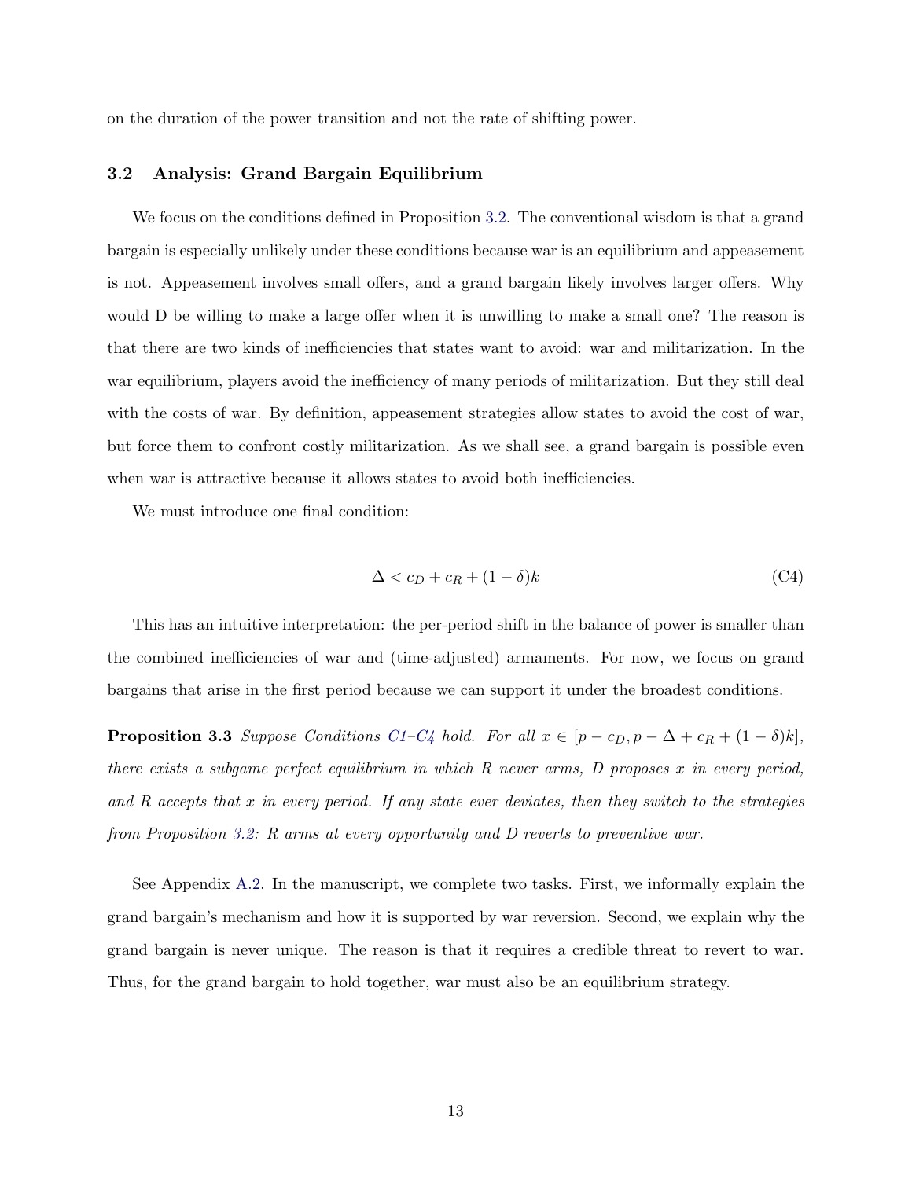on the duration of the power transition and not the rate of shifting power.

### 3.2 Analysis: Grand Bargain Equilibrium

We focus on the conditions defined in Proposition 3.2. The conventional wisdom is that a grand bargain is especially unlikely under these conditions because war is an equilibrium and appeasement is not. Appeasement involves small offers, and a grand bargain likely involves larger offers. Why would D be willing to make a large offer when it is unwilling to make a small one? The reason is that there are two kinds of inefficiencies that states want to avoid: war and militarization. In the war equilibrium, players avoid the inefficiency of many periods of militarization. But they still deal with the costs of war. By definition, appeasement strategies allow states to avoid the cost of war, but force them to confront costly militarization. As we shall see, a grand bargain is possible even when war is attractive because it allows states to avoid both inefficiencies.

We must introduce one final condition:

$$\Delta < c_D + c_R + (1 - \delta)k \tag{C4}$$

This has an intuitive interpretation: the per-period shift in the balance of power is smaller than the combined inefficiencies of war and (time-adjusted) armaments. For now, we focus on grand bargains that arise in the first period because we can support it under the broadest conditions.

**Proposition 3.3** *Suppose Conditions C1–C4 hold. For all $x \in [p - c_D, p - \Delta + c_R + (1 - \delta)k]$, there exists a subgame perfect equilibrium in which R never arms, D proposes $x$ in every period, and R accepts that $x$ in every period. If any state ever deviates, then they switch to the strategies from Proposition 3.2: R arms at every opportunity and D reverts to preventive war.*

See Appendix A.2. In the manuscript, we complete two tasks. First, we informally explain the grand bargain's mechanism and how it is supported by war reversion. Second, we explain why the grand bargain is never unique. The reason is that it requires a credible threat to revert to war. Thus, for the grand bargain to hold together, war must also be an equilibrium strategy.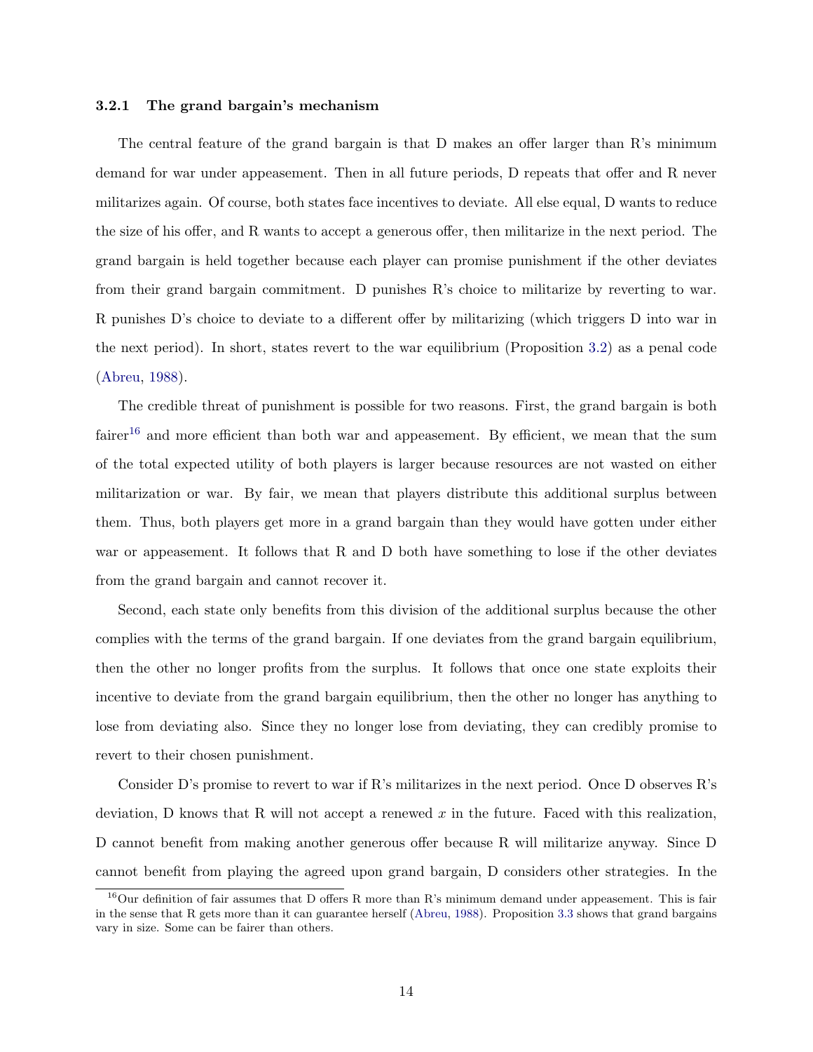### 3.2.1 The grand bargain's mechanism

The central feature of the grand bargain is that D makes an offer larger than R's minimum demand for war under appeasement. Then in all future periods, D repeats that offer and R never militarizes again. Of course, both states face incentives to deviate. All else equal, D wants to reduce the size of his offer, and R wants to accept a generous offer, then militarize in the next period. The grand bargain is held together because each player can promise punishment if the other deviates from their grand bargain commitment. D punishes R's choice to militarize by reverting to war. R punishes D's choice to deviate to a different offer by militarizing (which triggers D into war in the next period). In short, states revert to the war equilibrium (Proposition 3.2) as a penal code (Abreu, 1988).

The credible threat of punishment is possible for two reasons. First, the grand bargain is both fairer[16] and more efficient than both war and appeasement. By efficient, we mean that the sum of the total expected utility of both players is larger because resources are not wasted on either militarization or war. By fair, we mean that players distribute this additional surplus between them. Thus, both players get more in a grand bargain than they would have gotten under either war or appeasement. It follows that R and D both have something to lose if the other deviates from the grand bargain and cannot recover it.

Second, each state only benefits from this division of the additional surplus because the other complies with the terms of the grand bargain. If one deviates from the grand bargain equilibrium, then the other no longer profits from the surplus. It follows that once one state exploits their incentive to deviate from the grand bargain equilibrium, then the other no longer has anything to lose from deviating also. Since they no longer lose from deviating, they can credibly promise to revert to their chosen punishment.

Consider D's promise to revert to war if R's militarizes in the next period. Once D observes R's deviation, D knows that R will not accept a renewed $x$ in the future. Faced with this realization, D cannot benefit from making another generous offer because R will militarize anyway. Since D cannot benefit from playing the agreed upon grand bargain, D considers other strategies. In the

[16] Our definition of fair assumes that D offers R more than R's minimum demand under appeasement. This is fair in the sense that R gets more than it can guarantee herself (Abreu, 1988). Proposition 3.3 shows that grand bargains vary in size. Some can be fairer than others.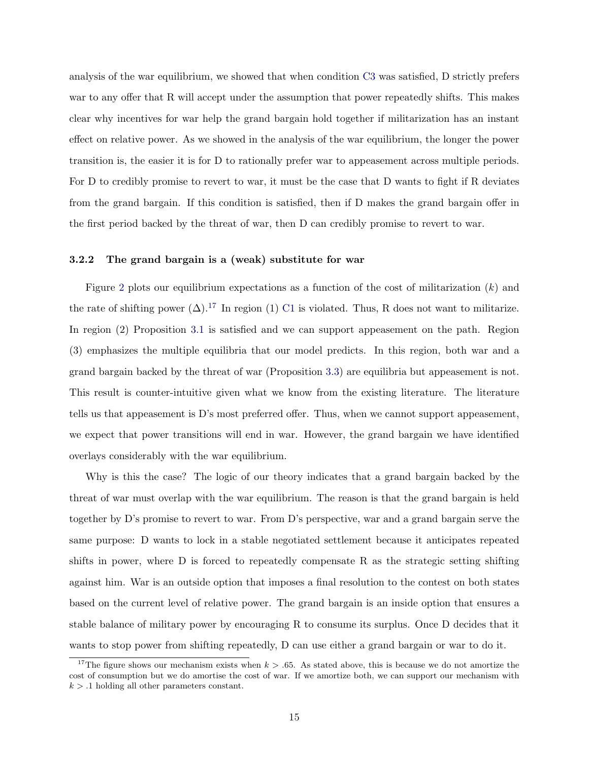analysis of the war equilibrium, we showed that when condition C3 was satisfied, D strictly prefers war to any offer that R will accept under the assumption that power repeatedly shifts. This makes clear why incentives for war help the grand bargain hold together if militarization has an instant effect on relative power. As we showed in the analysis of the war equilibrium, the longer the power transition is, the easier it is for D to rationally prefer war to appeasement across multiple periods. For D to credibly promise to revert to war, it must be the case that D wants to fight if R deviates from the grand bargain. If this condition is satisfied, then if D makes the grand bargain offer in the first period backed by the threat of war, then D can credibly promise to revert to war.

### 3.2.2 The grand bargain is a (weak) substitute for war

Figure 2 plots our equilibrium expectations as a function of the cost of militarization ($k$) and the rate of shifting power ($\Delta$).[17] In region (1) C1 is violated. Thus, R does not want to militarize. In region (2) Proposition 3.1 is satisfied and we can support appeasement on the path. Region (3) emphasizes the multiple equilibria that our model predicts. In this region, both war and a grand bargain backed by the threat of war (Proposition 3.3) are equilibria but appeasement is not. This result is counter-intuitive given what we know from the existing literature. The literature tells us that appeasement is D's most preferred offer. Thus, when we cannot support appeasement, we expect that power transitions will end in war. However, the grand bargain we have identified overlays considerably with the war equilibrium.

Why is this the case? The logic of our theory indicates that a grand bargain backed by the threat of war must overlap with the war equilibrium. The reason is that the grand bargain is held together by D's promise to revert to war. From D's perspective, war and a grand bargain serve the same purpose: D wants to lock in a stable negotiated settlement because it anticipates repeated shifts in power, where D is forced to repeatedly compensate R as the strategic setting shifting against him. War is an outside option that imposes a final resolution to the contest on both states based on the current level of relative power. The grand bargain is an inside option that ensures a stable balance of military power by encouraging R to consume its surplus. Once D decides that it wants to stop power from shifting repeatedly, D can use either a grand bargain or war to do it.

[17] The figure shows our mechanism exists when $k > .65$. As stated above, this is because we do not amortize the cost of consumption but we do amortise the cost of war. If we amortize both, we can support our mechanism with $k > .1$ holding all other parameters constant.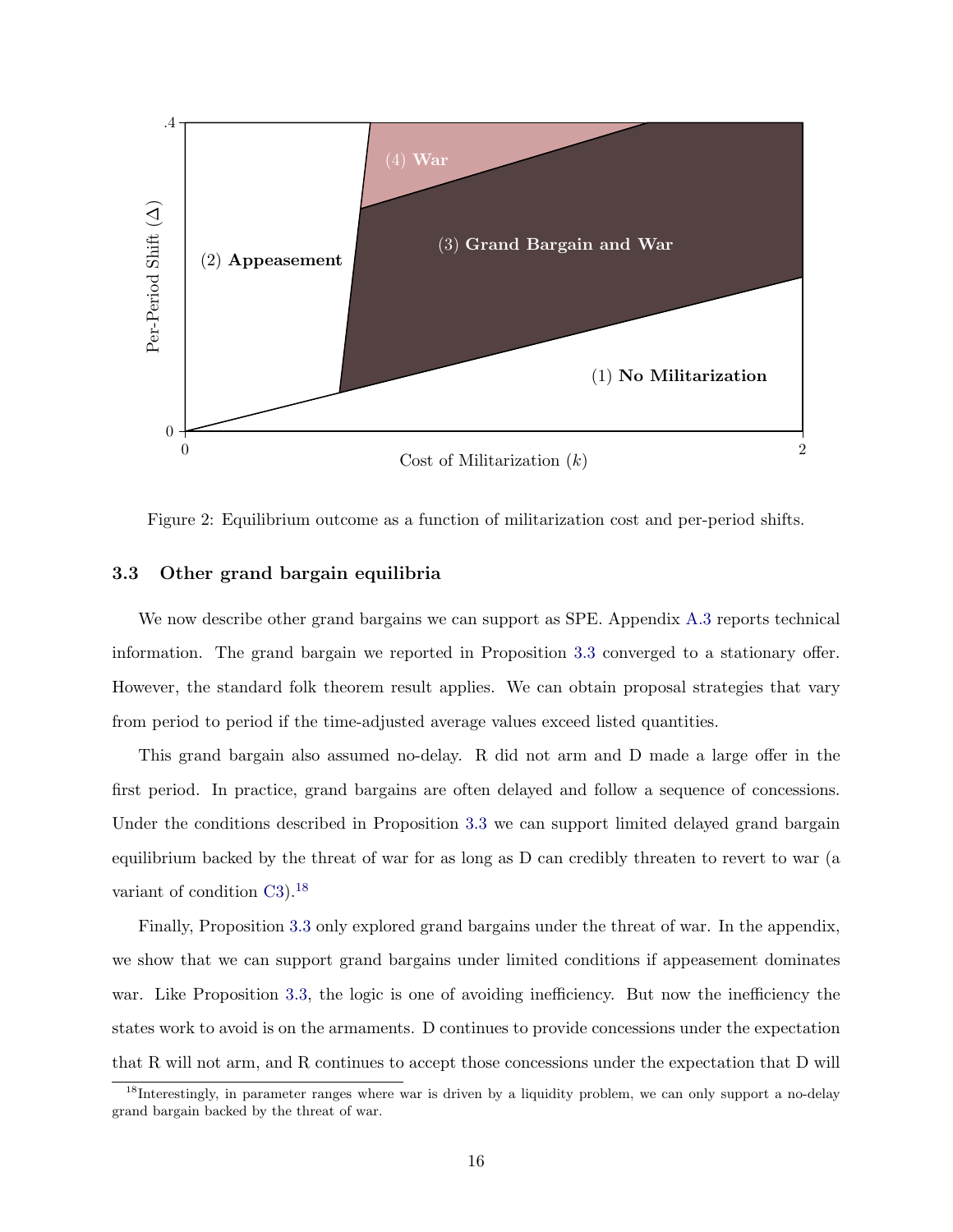Figure 2: Equilibrium outcome as a function of militarization cost and per-period shifts.

### 3.3 Other grand bargain equilibria

We now describe other grand bargains we can support as SPE. Appendix A.3 reports technical information. The grand bargain we reported in Proposition 3.3 converged to a stationary offer. However, the standard folk theorem result applies. We can obtain proposal strategies that vary from period to period if the time-adjusted average values exceed listed quantities.

This grand bargain also assumed no-delay. R did not arm and D made a large offer in the first period. In practice, grand bargains are often delayed and follow a sequence of concessions. Under the conditions described in Proposition 3.3 we can support limited delayed grand bargain equilibrium backed by the threat of war for as long as D can credibly threaten to revert to war (a variant of condition C3).[18]

Finally, Proposition 3.3 only explored grand bargains under the threat of war. In the appendix, we show that we can support grand bargains under limited conditions if appeasement dominates war. Like Proposition 3.3, the logic is one of avoiding inefficiency. But now the inefficiency the states work to avoid is on the armaments. D continues to provide concessions under the expectation that R will not arm, and R continues to accept those concessions under the expectation that D will

[18] Interestingly, in parameter ranges where war is driven by a liquidity problem, we can only support a no-delay grand bargain backed by the threat of war.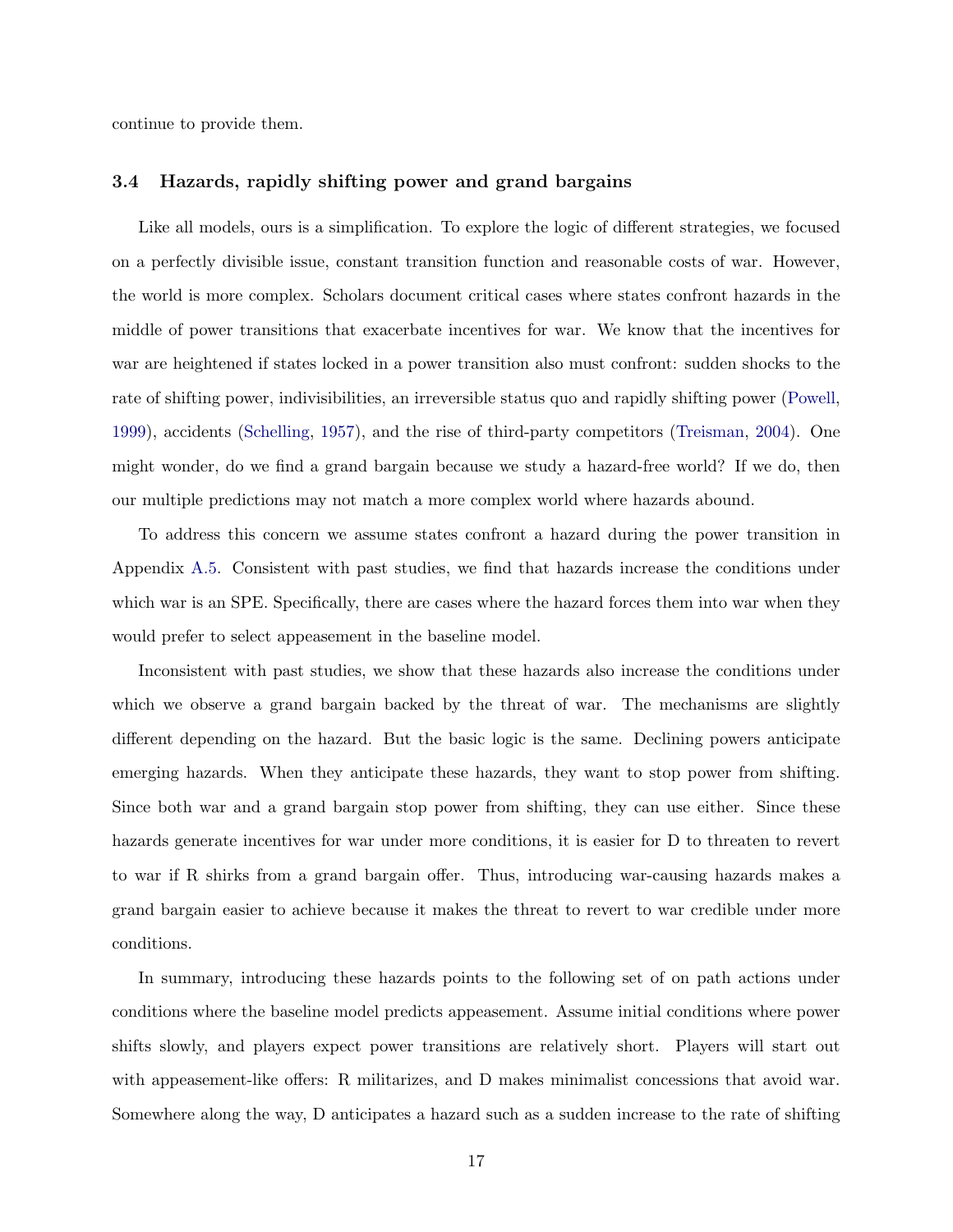continue to provide them.

### 3.4 Hazards, rapidly shifting power and grand bargains

Like all models, ours is a simplification. To explore the logic of different strategies, we focused on a perfectly divisible issue, constant transition function and reasonable costs of war. However, the world is more complex. Scholars document critical cases where states confront hazards in the middle of power transitions that exacerbate incentives for war. We know that the incentives for war are heightened if states locked in a power transition also must confront: sudden shocks to the rate of shifting power, indivisibilities, an irreversible status quo and rapidly shifting power (Powell, 1999), accidents (Schelling, 1957), and the rise of third-party competitors (Treisman, 2004). One might wonder, do we find a grand bargain because we study a hazard-free world? If we do, then our multiple predictions may not match a more complex world where hazards abound.

To address this concern we assume states confront a hazard during the power transition in Appendix A.5. Consistent with past studies, we find that hazards increase the conditions under which war is an SPE. Specifically, there are cases where the hazard forces them into war when they would prefer to select appeasement in the baseline model.

Inconsistent with past studies, we show that these hazards also increase the conditions under which we observe a grand bargain backed by the threat of war. The mechanisms are slightly different depending on the hazard. But the basic logic is the same. Declining powers anticipate emerging hazards. When they anticipate these hazards, they want to stop power from shifting. Since both war and a grand bargain stop power from shifting, they can use either. Since these hazards generate incentives for war under more conditions, it is easier for D to threaten to revert to war if R shirks from a grand bargain offer. Thus, introducing war-causing hazards makes a grand bargain easier to achieve because it makes the threat to revert to war credible under more conditions.

In summary, introducing these hazards points to the following set of on path actions under conditions where the baseline model predicts appeasement. Assume initial conditions where power shifts slowly, and players expect power transitions are relatively short. Players will start out with appeasement-like offers: R militarizes, and D makes minimalist concessions that avoid war. Somewhere along the way, D anticipates a hazard such as a sudden increase to the rate of shifting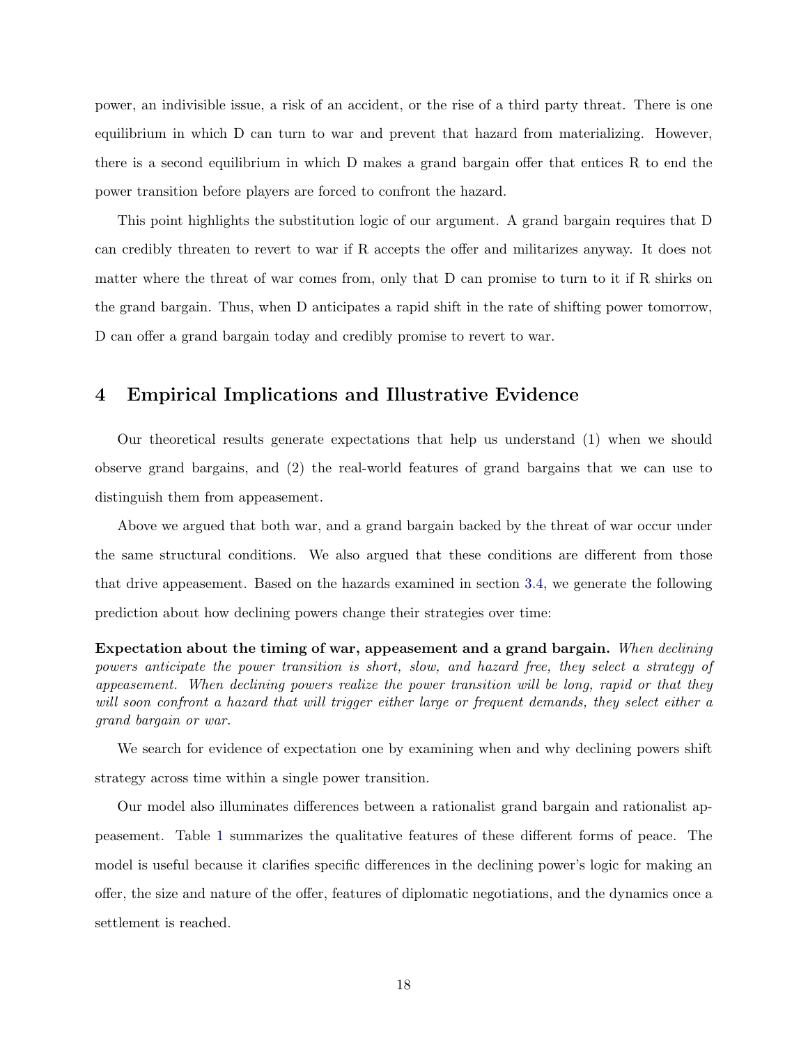power, an indivisible issue, a risk of an accident, or the rise of a third party threat. There is one equilibrium in which D can turn to war and prevent that hazard from materializing. However, there is a second equilibrium in which D makes a grand bargain offer that entices R to end the power transition before players are forced to confront the hazard.

This point highlights the substitution logic of our argument. A grand bargain requires that D can credibly threaten to revert to war if R accepts the offer and militarizes anyway. It does not matter where the threat of war comes from, only that D can promise to turn to it if R shirks on the grand bargain. Thus, when D anticipates a rapid shift in the rate of shifting power tomorrow, D can offer a grand bargain today and credibly promise to revert to war.

## 4 Empirical Implications and Illustrative Evidence

Our theoretical results generate expectations that help us understand (1) when we should observe grand bargains, and (2) the real-world features of grand bargains that we can use to distinguish them from appeasement.

Above we argued that both war, and a grand bargain backed by the threat of war occur under the same structural conditions. We also argued that these conditions are different from those that drive appeasement. Based on the hazards examined in section 3.4, we generate the following prediction about how declining powers change their strategies over time:

**Expectation about the timing of war, appeasement and a grand bargain.** *When declining powers anticipate the power transition is short, slow, and hazard free, they select a strategy of appeasement. When declining powers realize the power transition will be long, rapid or that they will soon confront a hazard that will trigger either large or frequent demands, they select either a grand bargain or war.*

We search for evidence of expectation one by examining when and why declining powers shift strategy across time within a single power transition.

Our model also illuminates differences between a rationalist grand bargain and rationalist appeasement. Table 1 summarizes the qualitative features of these different forms of peace. The model is useful because it clarifies specific differences in the declining power's logic for making an offer, the size and nature of the offer, features of diplomatic negotiations, and the dynamics once a settlement is reached.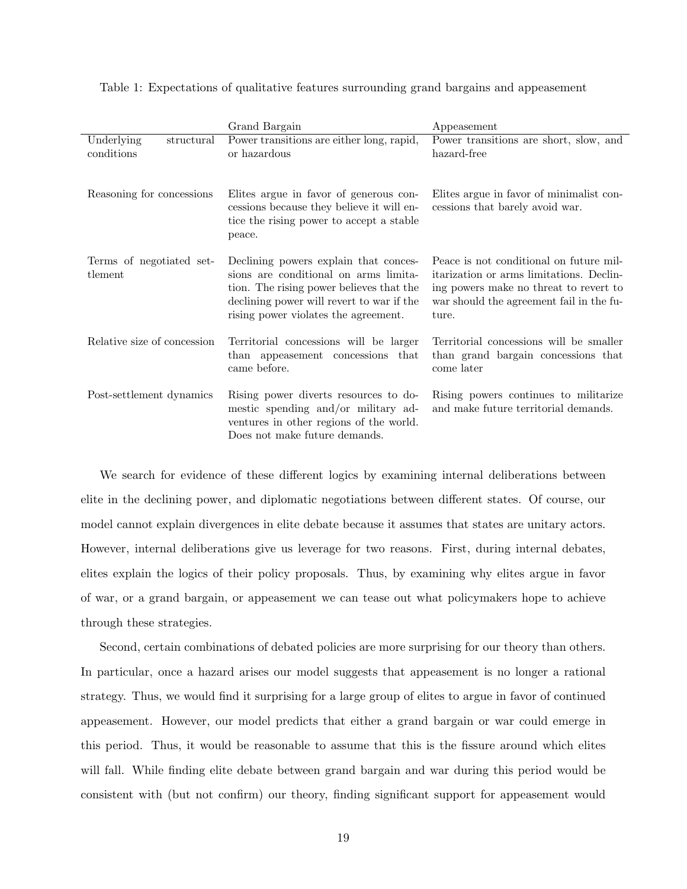Table 1: Expectations of qualitative features surrounding grand bargains and appeasement

| | Grand Bargain | Appeasement |
|---|---|---|
| Underlying structural conditions | Power transitions are either long, rapid, or hazardous | Power transitions are short, slow, and hazard-free |
| Reasoning for concessions | Elites argue in favor of generous concessions because they believe it will entice the rising power to accept a stable peace. | Elites argue in favor of minimalist concessions that barely avoid war. |
| Terms of negotiated settlement | Declining powers explain that concessions are conditional on arms limitation. The rising power believes that the declining power will revert to war if the rising power violates the agreement. | Peace is not conditional on future militarization or arms limitations. Declining powers make no threat to revert to war should the agreement fail in the future. |
| Relative size of concession | Territorial concessions will be larger than appeasement concessions that came before. | Territorial concessions will be smaller than grand bargain concessions that come later |
| Post-settlement dynamics | Rising power diverts resources to domestic spending and/or military adventures in other regions of the world. Does not make future demands. | Rising powers continues to militarize and make future territorial demands. |

We search for evidence of these different logics by examining internal deliberations between elite in the declining power, and diplomatic negotiations between different states. Of course, our model cannot explain divergences in elite debate because it assumes that states are unitary actors. However, internal deliberations give us leverage for two reasons. First, during internal debates, elites explain the logics of their policy proposals. Thus, by examining why elites argue in favor of war, or a grand bargain, or appeasement we can tease out what policymakers hope to achieve through these strategies.

Second, certain combinations of debated policies are more surprising for our theory than others. In particular, once a hazard arises our model suggests that appeasement is no longer a rational strategy. Thus, we would find it surprising for a large group of elites to argue in favor of continued appeasement. However, our model predicts that either a grand bargain or war could emerge in this period. Thus, it would be reasonable to assume that this is the fissure around which elites will fall. While finding elite debate between grand bargain and war during this period would be consistent with (but not confirm) our theory, finding significant support for appeasement would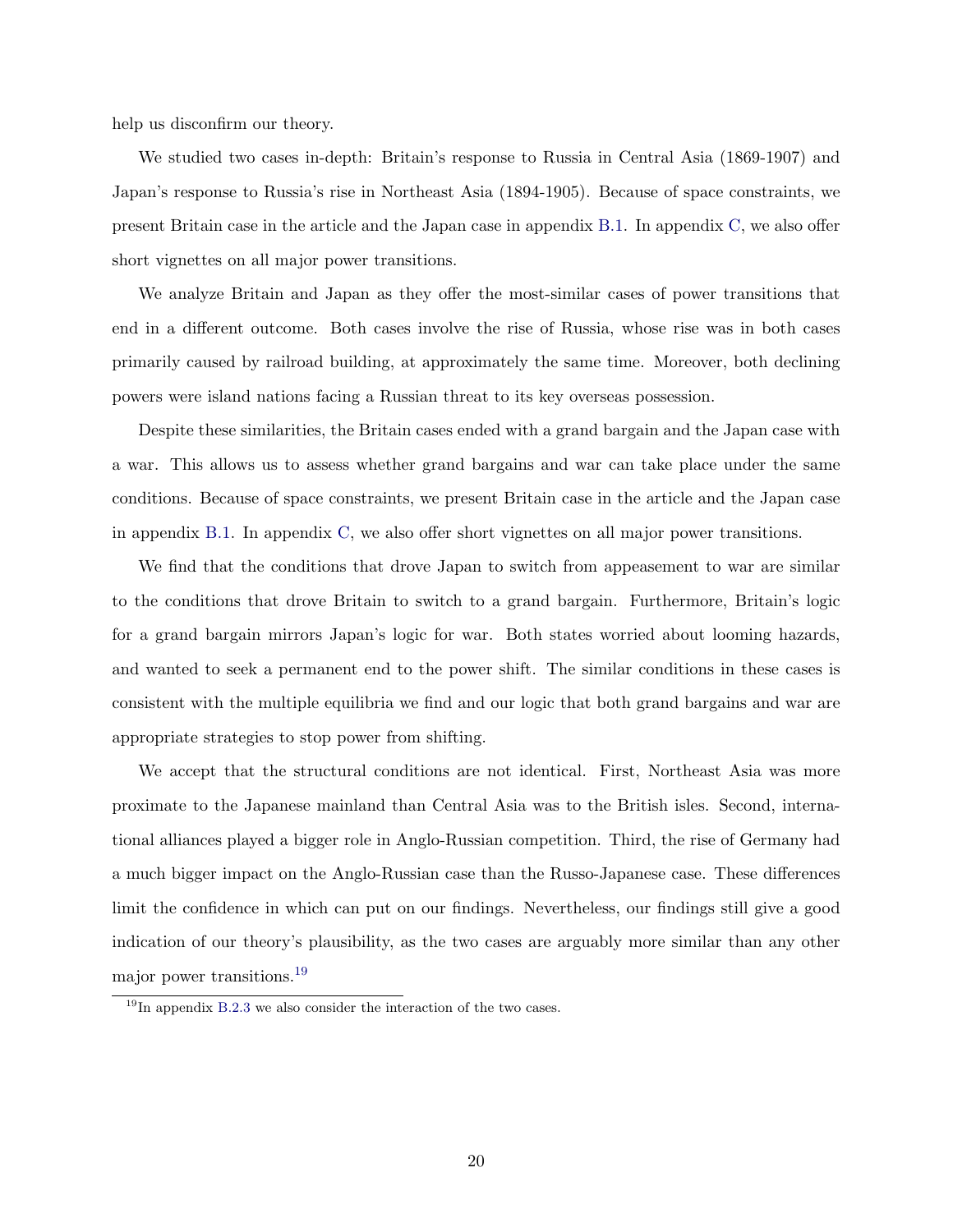help us disconfirm our theory.

We studied two cases in-depth: Britain's response to Russia in Central Asia (1869-1907) and Japan's response to Russia's rise in Northeast Asia (1894-1905). Because of space constraints, we present Britain case in the article and the Japan case in appendix B.1. In appendix C, we also offer short vignettes on all major power transitions.

We analyze Britain and Japan as they offer the most-similar cases of power transitions that end in a different outcome. Both cases involve the rise of Russia, whose rise was in both cases primarily caused by railroad building, at approximately the same time. Moreover, both declining powers were island nations facing a Russian threat to its key overseas possession.

Despite these similarities, the Britain cases ended with a grand bargain and the Japan case with a war. This allows us to assess whether grand bargains and war can take place under the same conditions. Because of space constraints, we present Britain case in the article and the Japan case in appendix B.1. In appendix C, we also offer short vignettes on all major power transitions.

We find that the conditions that drove Japan to switch from appeasement to war are similar to the conditions that drove Britain to switch to a grand bargain. Furthermore, Britain's logic for a grand bargain mirrors Japan's logic for war. Both states worried about looming hazards, and wanted to seek a permanent end to the power shift. The similar conditions in these cases is consistent with the multiple equilibria we find and our logic that both grand bargains and war are appropriate strategies to stop power from shifting.

We accept that the structural conditions are not identical. First, Northeast Asia was more proximate to the Japanese mainland than Central Asia was to the British isles. Second, international alliances played a bigger role in Anglo-Russian competition. Third, the rise of Germany had a much bigger impact on the Anglo-Russian case than the Russo-Japanese case. These differences limit the confidence in which can put on our findings. Nevertheless, our findings still give a good indication of our theory's plausibility, as the two cases are arguably more similar than any other major power transitions.[19]

[19] In appendix B.2.3 we also consider the interaction of the two cases.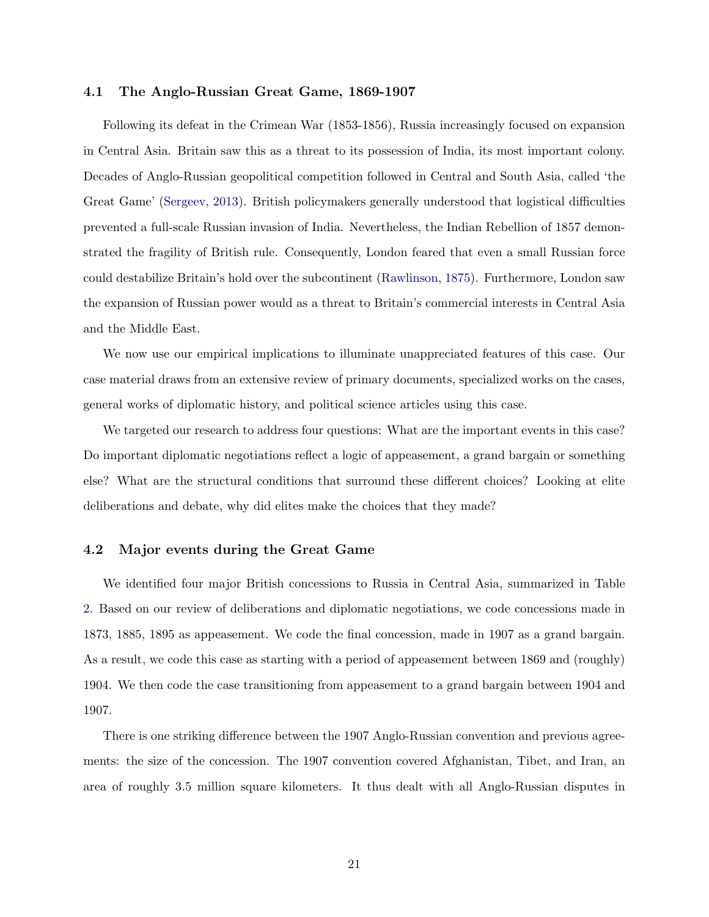### 4.1 The Anglo-Russian Great Game, 1869-1907

Following its defeat in the Crimean War (1853-1856), Russia increasingly focused on expansion in Central Asia. Britain saw this as a threat to its possession of India, its most important colony. Decades of Anglo-Russian geopolitical competition followed in Central and South Asia, called 'the Great Game' (Sergeev, 2013). British policymakers generally understood that logistical difficulties prevented a full-scale Russian invasion of India. Nevertheless, the Indian Rebellion of 1857 demonstrated the fragility of British rule. Consequently, London feared that even a small Russian force could destabilize Britain's hold over the subcontinent (Rawlinson, 1875). Furthermore, London saw the expansion of Russian power would as a threat to Britain's commercial interests in Central Asia and the Middle East.

We now use our empirical implications to illuminate unappreciated features of this case. Our case material draws from an extensive review of primary documents, specialized works on the cases, general works of diplomatic history, and political science articles using this case.

We targeted our research to address four questions: What are the important events in this case? Do important diplomatic negotiations reflect a logic of appeasement, a grand bargain or something else? What are the structural conditions that surround these different choices? Looking at elite deliberations and debate, why did elites make the choices that they made?

### 4.2 Major events during the Great Game

We identified four major British concessions to Russia in Central Asia, summarized in Table 2. Based on our review of deliberations and diplomatic negotiations, we code concessions made in 1873, 1885, 1895 as appeasement. We code the final concession, made in 1907 as a grand bargain. As a result, we code this case as starting with a period of appeasement between 1869 and (roughly) 1904. We then code the case transitioning from appeasement to a grand bargain between 1904 and 1907.

There is one striking difference between the 1907 Anglo-Russian convention and previous agreements: the size of the concession. The 1907 convention covered Afghanistan, Tibet, and Iran, an area of roughly 3.5 million square kilometers. It thus dealt with all Anglo-Russian disputes in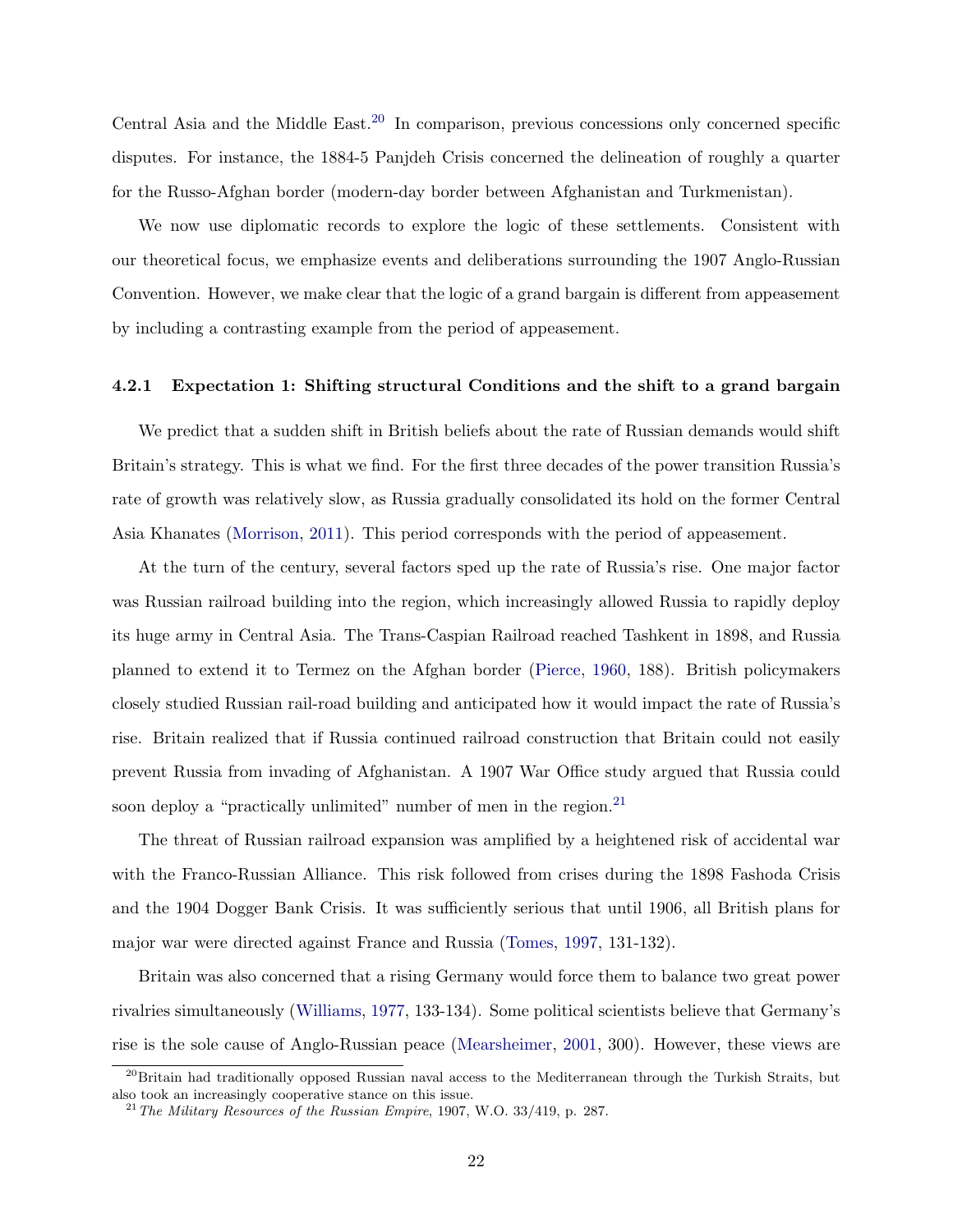Central Asia and the Middle East.[20] In comparison, previous concessions only concerned specific disputes. For instance, the 1884-5 Panjdeh Crisis concerned the delineation of roughly a quarter for the Russo-Afghan border (modern-day border between Afghanistan and Turkmenistan).

We now use diplomatic records to explore the logic of these settlements. Consistent with our theoretical focus, we emphasize events and deliberations surrounding the 1907 Anglo-Russian Convention. However, we make clear that the logic of a grand bargain is different from appeasement by including a contrasting example from the period of appeasement.

#### 4.2.1 Expectation 1: Shifting structural Conditions and the shift to a grand bargain

We predict that a sudden shift in British beliefs about the rate of Russian demands would shift Britain's strategy. This is what we find. For the first three decades of the power transition Russia's rate of growth was relatively slow, as Russia gradually consolidated its hold on the former Central Asia Khanates (Morrison, 2011). This period corresponds with the period of appeasement.

At the turn of the century, several factors sped up the rate of Russia's rise. One major factor was Russian railroad building into the region, which increasingly allowed Russia to rapidly deploy its huge army in Central Asia. The Trans-Caspian Railroad reached Tashkent in 1898, and Russia planned to extend it to Termez on the Afghan border (Pierce, 1960, 188). British policymakers closely studied Russian rail-road building and anticipated how it would impact the rate of Russia's rise. Britain realized that if Russia continued railroad construction that Britain could not easily prevent Russia from invading of Afghanistan. A 1907 War Office study argued that Russia could soon deploy a "practically unlimited" number of men in the region.[21]

The threat of Russian railroad expansion was amplified by a heightened risk of accidental war with the Franco-Russian Alliance. This risk followed from crises during the 1898 Fashoda Crisis and the 1904 Dogger Bank Crisis. It was sufficiently serious that until 1906, all British plans for major war were directed against France and Russia (Tomes, 1997, 131-132).

Britain was also concerned that a rising Germany would force them to balance two great power rivalries simultaneously (Williams, 1977, 133-134). Some political scientists believe that Germany's rise is the sole cause of Anglo-Russian peace (Mearsheimer, 2001, 300). However, these views are

[20] Britain had traditionally opposed Russian naval access to the Mediterranean through the Turkish Straits, but also took an increasingly cooperative stance on this issue.

[21] *The Military Resources of the Russian Empire*, 1907, W.O. 33/419, p. 287.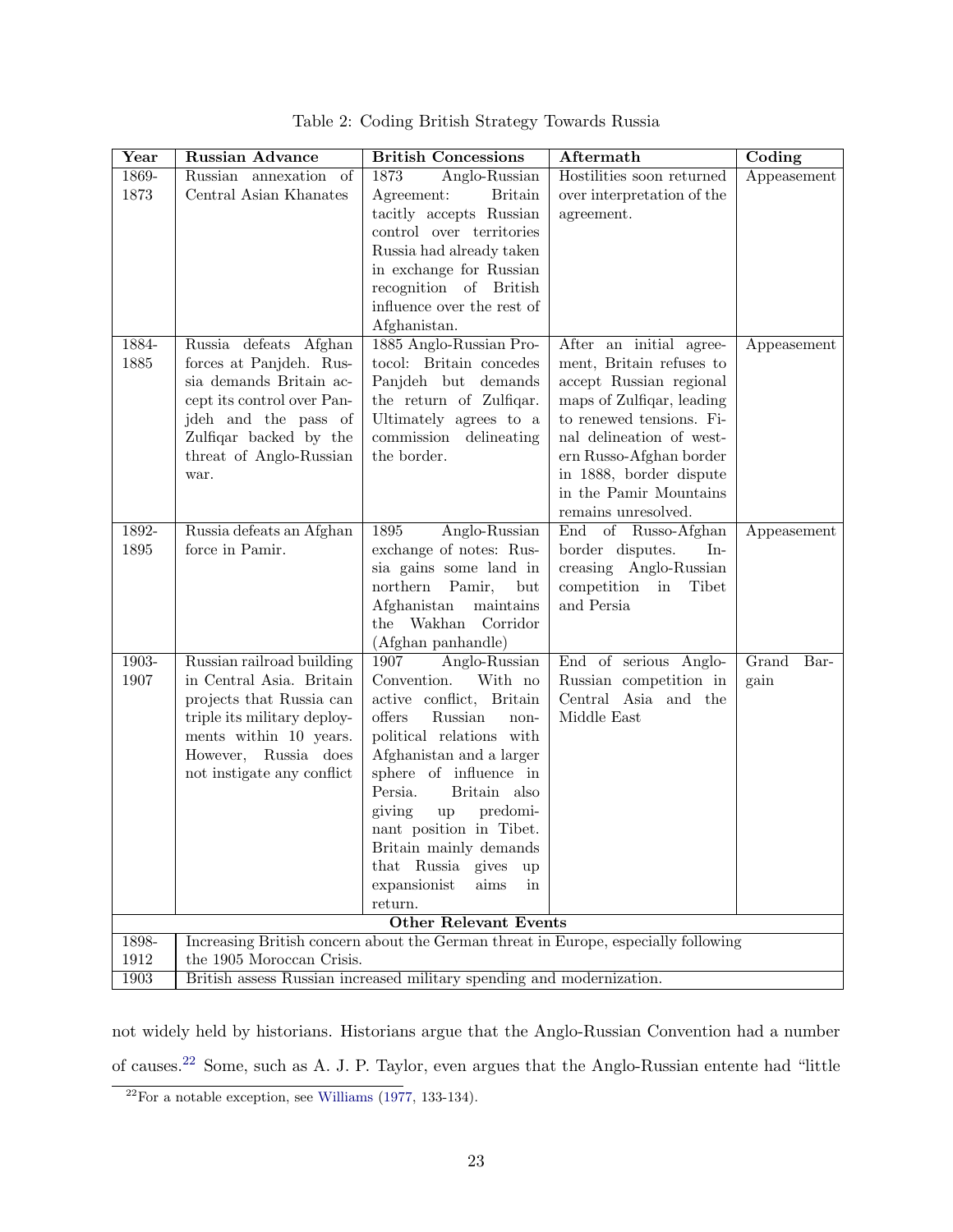Table 2: Coding British Strategy Towards Russia

| Year | Russian Advance | British Concessions | Aftermath | Coding |
|---|---|---|---|---|
| 1869-1873 | Russian annexation of Central Asian Khanates | 1873 Anglo-Russian Agreement: Britain tacitly accepts Russian control over territories Russia had already taken in exchange for Russian recognition of British influence over the rest of Afghanistan. | Hostilities soon returned over interpretation of the agreement. | Appeasement |
| 1884-1885 | Russia defeats Afghan forces at Panjdeh. Russia demands Britain accept its control over Panjdeh and the pass of Zulfiqar backed by the threat of Anglo-Russian war. | 1885 Anglo-Russian Protocol: Britain concedes Panjdeh but demands the return of Zulfiqar. Ultimately agrees to a commission delineating the border. | After an initial agreement, Britain refuses to accept Russian regional maps of Zulfiqar, leading to renewed tensions. Final delineation of western Russo-Afghan border in 1888, border dispute in the Pamir Mountains remains unresolved. | Appeasement |
| 1892-1895 | Russia defeats an Afghan force in Pamir. | 1895 Anglo-Russian exchange of notes: Russia gains some land in northern Pamir, but Afghanistan maintains the Wakhan Corridor (Afghan panhandle) | End of Russo-Afghan border disputes. Increasing Anglo-Russian competition in Tibet and Persia | Appeasement |
| 1903-1907 | Russian railroad building in Central Asia. Britain projects that Russia can triple its military deployments within 10 years. However, Russia does not instigate any conflict | 1907 Anglo-Russian Convention. With no active conflict, Britain offers Russian non-political relations with Afghanistan and a larger sphere of influence in Persia. Britain also giving up predominant position in Tibet. Britain mainly demands that Russia gives up expansionist aims in return. | End of serious Anglo-Russian competition in Central Asia and the Middle East | Grand Bargain |
| **Other Relevant Events** | | | | |
| 1898-1912 | Increasing British concern about the German threat in Europe, especially following the 1905 Moroccan Crisis. | | | |
| 1903 | British assess Russian increased military spending and modernization. | | | |

not widely held by historians. Historians argue that the Anglo-Russian Convention had a number of causes.[22] Some, such as A. J. P. Taylor, even argues that the Anglo-Russian entente had "little

[22] For a notable exception, see Williams (1977, 133-134).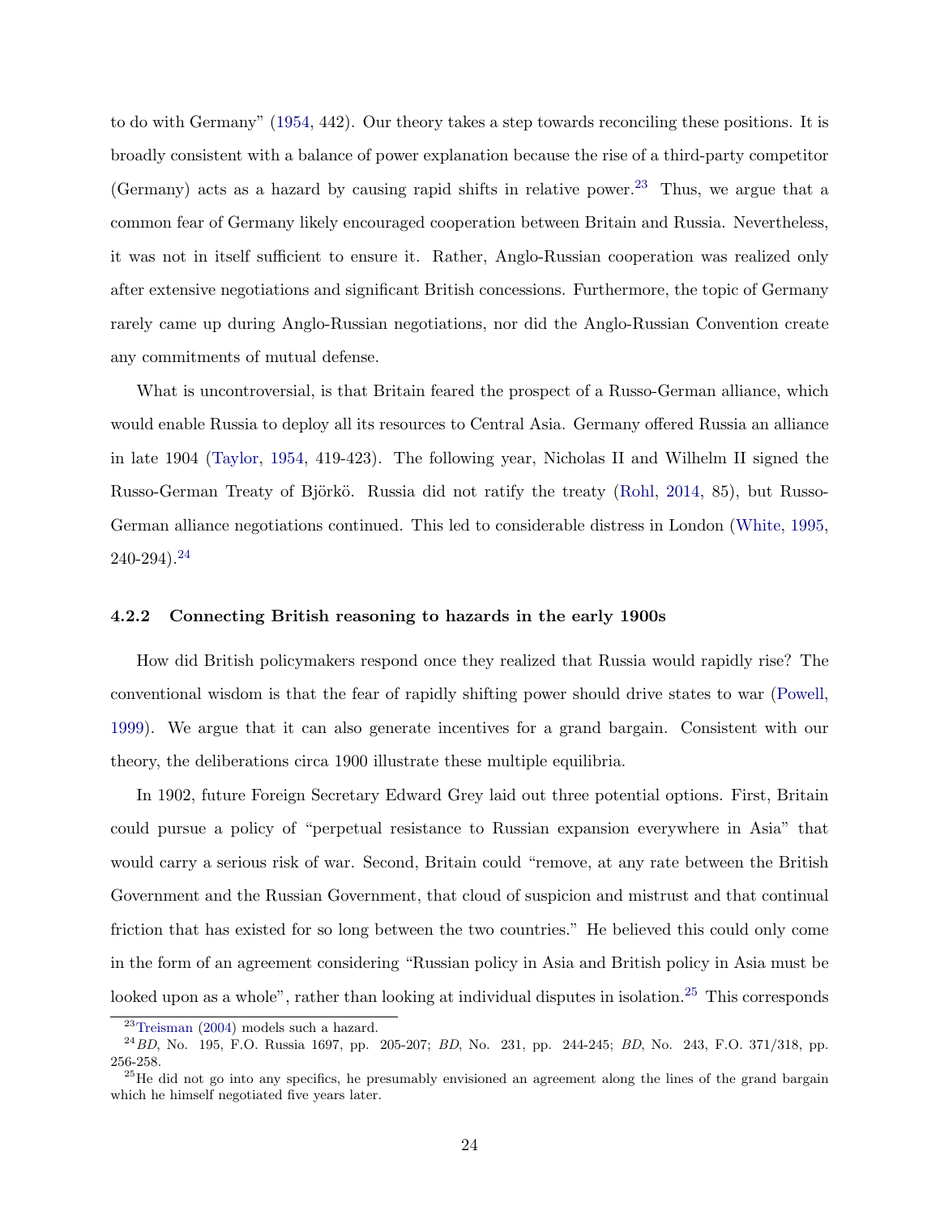to do with Germany" (1954, 442). Our theory takes a step towards reconciling these positions. It is broadly consistent with a balance of power explanation because the rise of a third-party competitor (Germany) acts as a hazard by causing rapid shifts in relative power.[23] Thus, we argue that a common fear of Germany likely encouraged cooperation between Britain and Russia. Nevertheless, it was not in itself sufficient to ensure it. Rather, Anglo-Russian cooperation was realized only after extensive negotiations and significant British concessions. Furthermore, the topic of Germany rarely came up during Anglo-Russian negotiations, nor did the Anglo-Russian Convention create any commitments of mutual defense.

What is uncontroversial, is that Britain feared the prospect of a Russo-German alliance, which would enable Russia to deploy all its resources to Central Asia. Germany offered Russia an alliance in late 1904 (Taylor, 1954, 419-423). The following year, Nicholas II and Wilhelm II signed the Russo-German Treaty of Björkö. Russia did not ratify the treaty (Rohl, 2014, 85), but Russo-German alliance negotiations continued. This led to considerable distress in London (White, 1995, 240-294).[24]

#### 4.2.2 Connecting British reasoning to hazards in the early 1900s

How did British policymakers respond once they realized that Russia would rapidly rise? The conventional wisdom is that the fear of rapidly shifting power should drive states to war (Powell, 1999). We argue that it can also generate incentives for a grand bargain. Consistent with our theory, the deliberations circa 1900 illustrate these multiple equilibria.

In 1902, future Foreign Secretary Edward Grey laid out three potential options. First, Britain could pursue a policy of "perpetual resistance to Russian expansion everywhere in Asia" that would carry a serious risk of war. Second, Britain could "remove, at any rate between the British Government and the Russian Government, that cloud of suspicion and mistrust and that continual friction that has existed for so long between the two countries." He believed this could only come in the form of an agreement considering "Russian policy in Asia and British policy in Asia must be looked upon as a whole", rather than looking at individual disputes in isolation.[25] This corresponds

[23] Treisman (2004) models such a hazard.

[24] *BD*, No. 195, F.O. Russia 1697, pp. 205-207; *BD*, No. 231, pp. 244-245; *BD*, No. 243, F.O. 371/318, pp. 256-258.

[25] He did not go into any specifics, he presumably envisioned an agreement along the lines of the grand bargain which he himself negotiated five years later.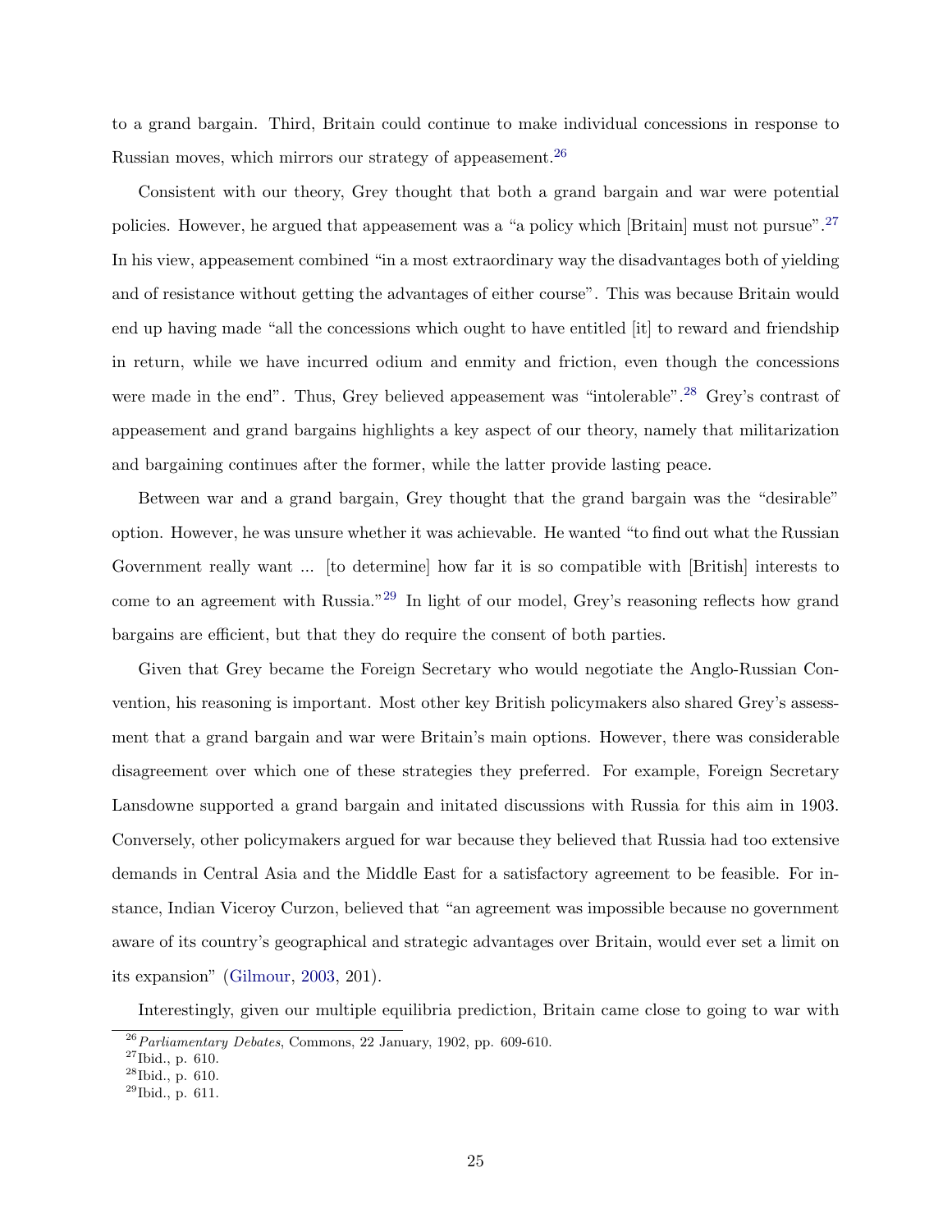to a grand bargain. Third, Britain could continue to make individual concessions in response to Russian moves, which mirrors our strategy of appeasement.[26]

Consistent with our theory, Grey thought that both a grand bargain and war were potential policies. However, he argued that appeasement was a "a policy which [Britain] must not pursue".[27] In his view, appeasement combined "in a most extraordinary way the disadvantages both of yielding and of resistance without getting the advantages of either course". This was because Britain would end up having made "all the concessions which ought to have entitled [it] to reward and friendship in return, while we have incurred odium and enmity and friction, even though the concessions were made in the end". Thus, Grey believed appeasement was "intolerable".[28] Grey's contrast of appeasement and grand bargains highlights a key aspect of our theory, namely that militarization and bargaining continues after the former, while the latter provide lasting peace.

Between war and a grand bargain, Grey thought that the grand bargain was the "desirable" option. However, he was unsure whether it was achievable. He wanted "to find out what the Russian Government really want ... [to determine] how far it is so compatible with [British] interests to come to an agreement with Russia."[29] In light of our model, Grey's reasoning reflects how grand bargains are efficient, but that they do require the consent of both parties.

Given that Grey became the Foreign Secretary who would negotiate the Anglo-Russian Convention, his reasoning is important. Most other key British policymakers also shared Grey's assessment that a grand bargain and war were Britain's main options. However, there was considerable disagreement over which one of these strategies they preferred. For example, Foreign Secretary Lansdowne supported a grand bargain and initated discussions with Russia for this aim in 1903. Conversely, other policymakers argued for war because they believed that Russia had too extensive demands in Central Asia and the Middle East for a satisfactory agreement to be feasible. For instance, Indian Viceroy Curzon, believed that "an agreement was impossible because no government aware of its country's geographical and strategic advantages over Britain, would ever set a limit on its expansion" (Gilmour, 2003, 201).

Interestingly, given our multiple equilibria prediction, Britain came close to going to war with

[26] *Parliamentary Debates*, Commons, 22 January, 1902, pp. 609-610.

[27] Ibid., p. 610.

[28] Ibid., p. 610.

[29] Ibid., p. 611.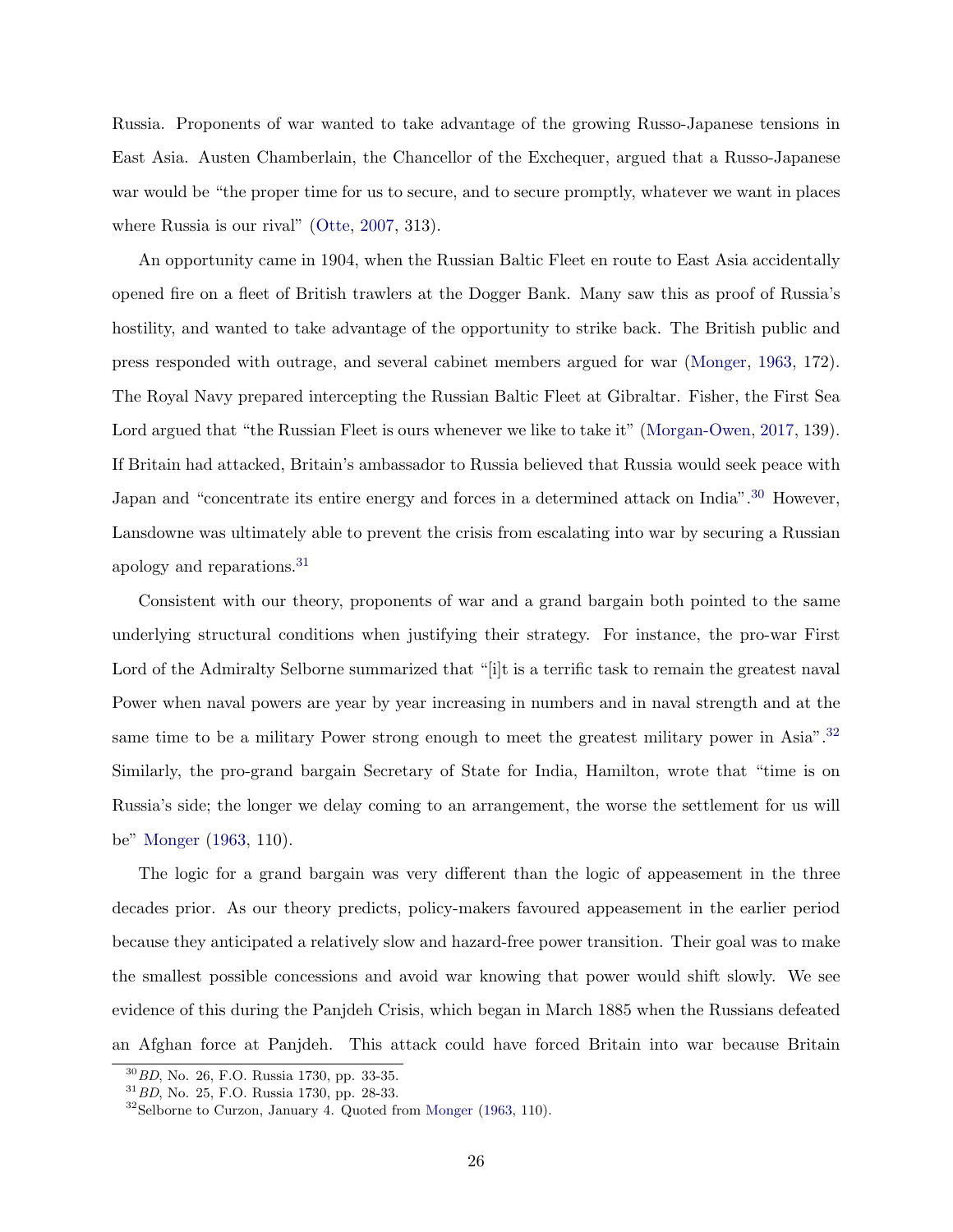Russia. Proponents of war wanted to take advantage of the growing Russo-Japanese tensions in East Asia. Austen Chamberlain, the Chancellor of the Exchequer, argued that a Russo-Japanese war would be "the proper time for us to secure, and to secure promptly, whatever we want in places where Russia is our rival" (Otte, 2007, 313).

An opportunity came in 1904, when the Russian Baltic Fleet en route to East Asia accidentally opened fire on a fleet of British trawlers at the Dogger Bank. Many saw this as proof of Russia's hostility, and wanted to take advantage of the opportunity to strike back. The British public and press responded with outrage, and several cabinet members argued for war (Monger, 1963, 172). The Royal Navy prepared intercepting the Russian Baltic Fleet at Gibraltar. Fisher, the First Sea Lord argued that "the Russian Fleet is ours whenever we like to take it" (Morgan-Owen, 2017, 139). If Britain had attacked, Britain's ambassador to Russia believed that Russia would seek peace with Japan and "concentrate its entire energy and forces in a determined attack on India".[30] However, Lansdowne was ultimately able to prevent the crisis from escalating into war by securing a Russian apology and reparations.[31]

Consistent with our theory, proponents of war and a grand bargain both pointed to the same underlying structural conditions when justifying their strategy. For instance, the pro-war First Lord of the Admiralty Selborne summarized that "[i]t is a terrific task to remain the greatest naval Power when naval powers are year by year increasing in numbers and in naval strength and at the same time to be a military Power strong enough to meet the greatest military power in Asia".[32] Similarly, the pro-grand bargain Secretary of State for India, Hamilton, wrote that "time is on Russia's side; the longer we delay coming to an arrangement, the worse the settlement for us will be" Monger (1963, 110).

The logic for a grand bargain was very different than the logic of appeasement in the three decades prior. As our theory predicts, policy-makers favoured appeasement in the earlier period because they anticipated a relatively slow and hazard-free power transition. Their goal was to make the smallest possible concessions and avoid war knowing that power would shift slowly. We see evidence of this during the Panjdeh Crisis, which began in March 1885 when the Russians defeated an Afghan force at Panjdeh. This attack could have forced Britain into war because Britain

[30] *BD*, No. 26, F.O. Russia 1730, pp. 33-35.

[31] *BD*, No. 25, F.O. Russia 1730, pp. 28-33.

[32] Selborne to Curzon, January 4. Quoted from Monger (1963, 110).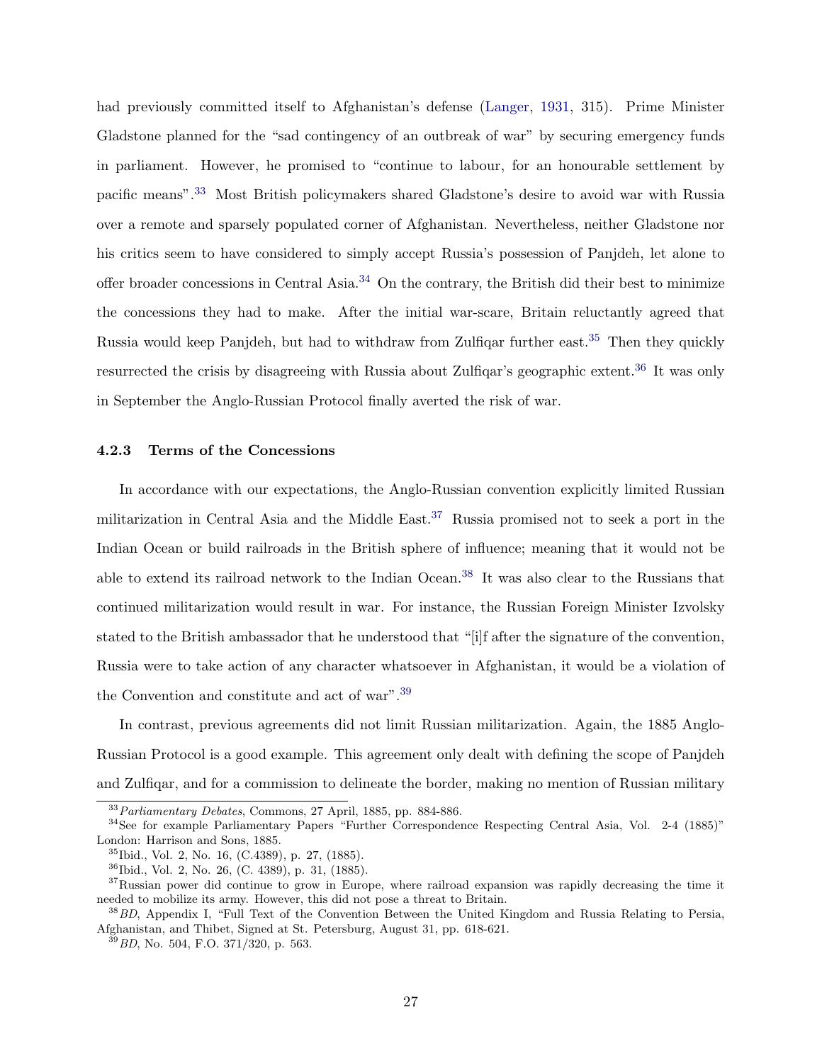had previously committed itself to Afghanistan's defense (Langer, 1931, 315). Prime Minister Gladstone planned for the "sad contingency of an outbreak of war" by securing emergency funds in parliament. However, he promised to "continue to labour, for an honourable settlement by pacific means".[33] Most British policymakers shared Gladstone's desire to avoid war with Russia over a remote and sparsely populated corner of Afghanistan. Nevertheless, neither Gladstone nor his critics seem to have considered to simply accept Russia's possession of Panjdeh, let alone to offer broader concessions in Central Asia.[34] On the contrary, the British did their best to minimize the concessions they had to make. After the initial war-scare, Britain reluctantly agreed that Russia would keep Panjdeh, but had to withdraw from Zulfiqar further east.[35] Then they quickly resurrected the crisis by disagreeing with Russia about Zulfiqar's geographic extent.[36] It was only in September the Anglo-Russian Protocol finally averted the risk of war.

#### 4.2.3 Terms of the Concessions

In accordance with our expectations, the Anglo-Russian convention explicitly limited Russian militarization in Central Asia and the Middle East.[37] Russia promised not to seek a port in the Indian Ocean or build railroads in the British sphere of influence; meaning that it would not be able to extend its railroad network to the Indian Ocean.[38] It was also clear to the Russians that continued militarization would result in war. For instance, the Russian Foreign Minister Izvolsky stated to the British ambassador that he understood that "[i]f after the signature of the convention, Russia were to take action of any character whatsoever in Afghanistan, it would be a violation of the Convention and constitute and act of war".[39]

In contrast, previous agreements did not limit Russian militarization. Again, the 1885 Anglo-Russian Protocol is a good example. This agreement only dealt with defining the scope of Panjdeh and Zulfiqar, and for a commission to delineate the border, making no mention of Russian military

---

[33] *Parliamentary Debates*, Commons, 27 April, 1885, pp. 884-886.

[34] See for example Parliamentary Papers "Further Correspondence Respecting Central Asia, Vol. 2-4 (1885)" London: Harrison and Sons, 1885.

[35] Ibid., Vol. 2, No. 16, (C.4389), p. 27, (1885).

[36] Ibid., Vol. 2, No. 26, (C. 4389), p. 31, (1885).

[37] Russian power did continue to grow in Europe, where railroad expansion was rapidly decreasing the time it needed to mobilize its army. However, this did not pose a threat to Britain.

[38] *BD*, Appendix I, "Full Text of the Convention Between the United Kingdom and Russia Relating to Persia, Afghanistan, and Thibet, Signed at St. Petersburg, August 31, pp. 618-621.

[39] *BD*, No. 504, F.O. 371/320, p. 563.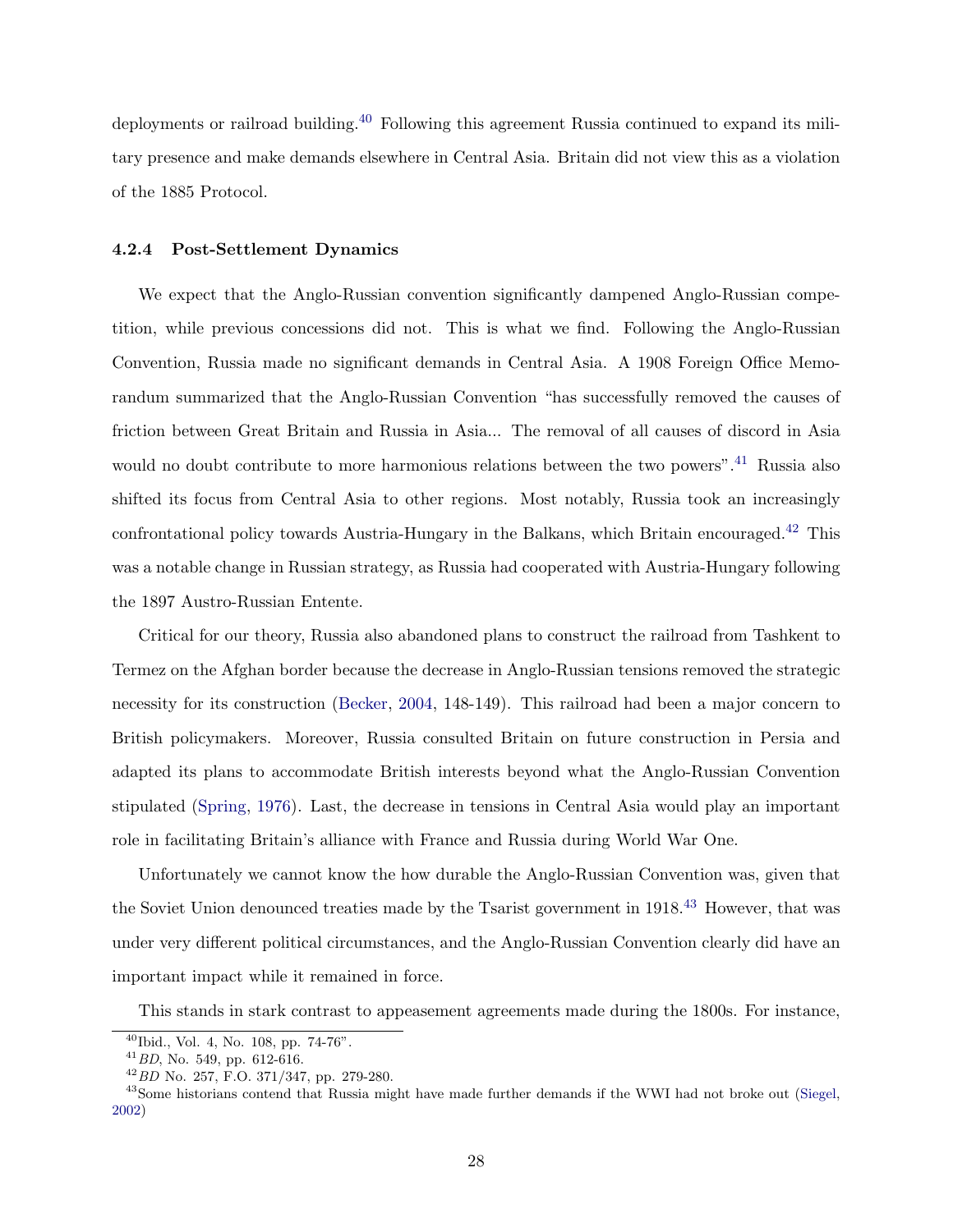deployments or railroad building.[40] Following this agreement Russia continued to expand its military presence and make demands elsewhere in Central Asia. Britain did not view this as a violation of the 1885 Protocol.

#### 4.2.4 Post-Settlement Dynamics

We expect that the Anglo-Russian convention significantly dampened Anglo-Russian competition, while previous concessions did not. This is what we find. Following the Anglo-Russian Convention, Russia made no significant demands in Central Asia. A 1908 Foreign Office Memorandum summarized that the Anglo-Russian Convention "has successfully removed the causes of friction between Great Britain and Russia in Asia... The removal of all causes of discord in Asia would no doubt contribute to more harmonious relations between the two powers".[41] Russia also shifted its focus from Central Asia to other regions. Most notably, Russia took an increasingly confrontational policy towards Austria-Hungary in the Balkans, which Britain encouraged.[42] This was a notable change in Russian strategy, as Russia had cooperated with Austria-Hungary following the 1897 Austro-Russian Entente.

Critical for our theory, Russia also abandoned plans to construct the railroad from Tashkent to Termez on the Afghan border because the decrease in Anglo-Russian tensions removed the strategic necessity for its construction (Becker, 2004, 148-149). This railroad had been a major concern to British policymakers. Moreover, Russia consulted Britain on future construction in Persia and adapted its plans to accommodate British interests beyond what the Anglo-Russian Convention stipulated (Spring, 1976). Last, the decrease in tensions in Central Asia would play an important role in facilitating Britain's alliance with France and Russia during World War One.

Unfortunately we cannot know the how durable the Anglo-Russian Convention was, given that the Soviet Union denounced treaties made by the Tsarist government in 1918.[43] However, that was under very different political circumstances, and the Anglo-Russian Convention clearly did have an important impact while it remained in force.

This stands in stark contrast to appeasement agreements made during the 1800s. For instance,

---

[40] Ibid., Vol. 4, No. 108, pp. 74-76".

[41] *BD*, No. 549, pp. 612-616.

[42] *BD* No. 257, F.O. 371/347, pp. 279-280.

[43] Some historians contend that Russia might have made further demands if the WWI had not broke out (Siegel, 2002)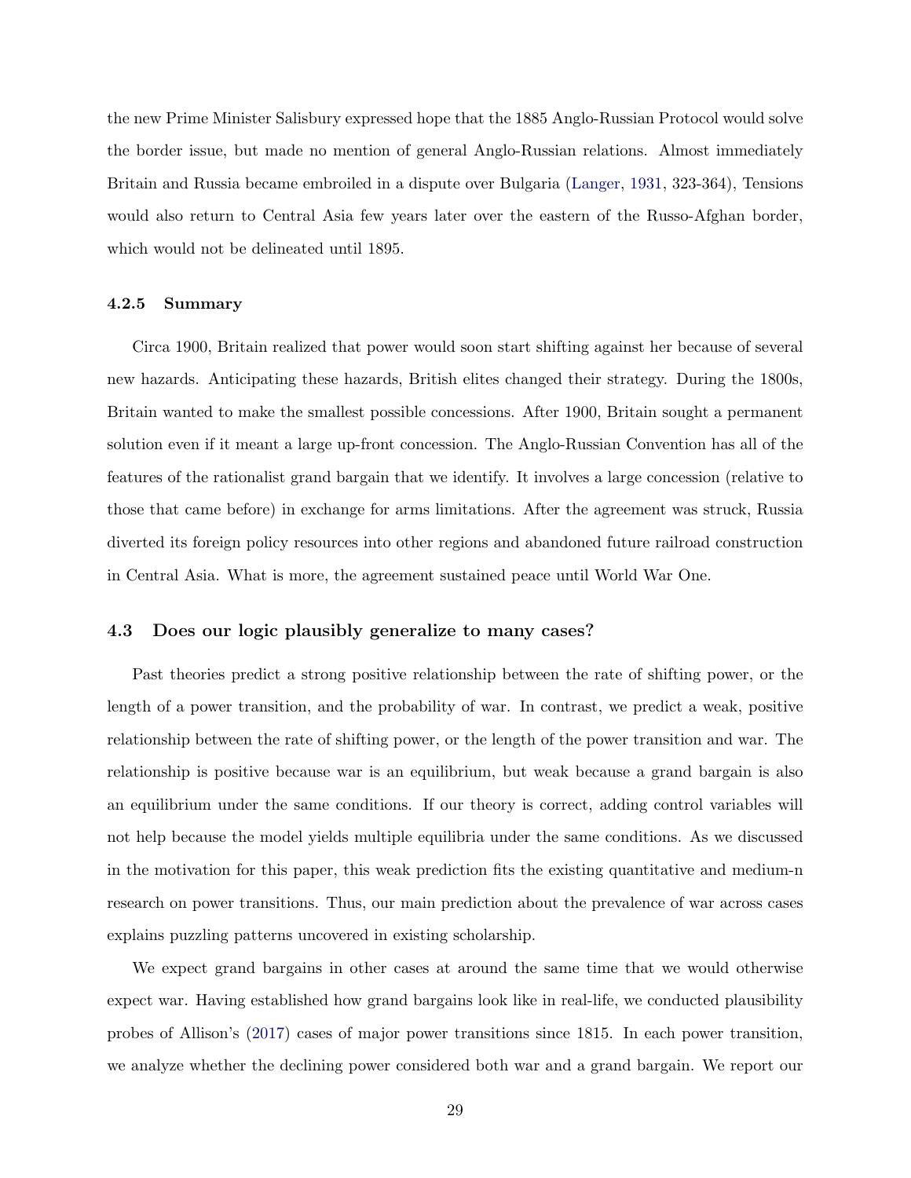the new Prime Minister Salisbury expressed hope that the 1885 Anglo-Russian Protocol would solve the border issue, but made no mention of general Anglo-Russian relations. Almost immediately Britain and Russia became embroiled in a dispute over Bulgaria (Langer, 1931, 323-364), Tensions would also return to Central Asia few years later over the eastern of the Russo-Afghan border, which would not be delineated until 1895.

#### 4.2.5 Summary

Circa 1900, Britain realized that power would soon start shifting against her because of several new hazards. Anticipating these hazards, British elites changed their strategy. During the 1800s, Britain wanted to make the smallest possible concessions. After 1900, Britain sought a permanent solution even if it meant a large up-front concession. The Anglo-Russian Convention has all of the features of the rationalist grand bargain that we identify. It involves a large concession (relative to those that came before) in exchange for arms limitations. After the agreement was struck, Russia diverted its foreign policy resources into other regions and abandoned future railroad construction in Central Asia. What is more, the agreement sustained peace until World War One.

### 4.3 Does our logic plausibly generalize to many cases?

Past theories predict a strong positive relationship between the rate of shifting power, or the length of a power transition, and the probability of war. In contrast, we predict a weak, positive relationship between the rate of shifting power, or the length of the power transition and war. The relationship is positive because war is an equilibrium, but weak because a grand bargain is also an equilibrium under the same conditions. If our theory is correct, adding control variables will not help because the model yields multiple equilibria under the same conditions. As we discussed in the motivation for this paper, this weak prediction fits the existing quantitative and medium-n research on power transitions. Thus, our main prediction about the prevalence of war across cases explains puzzling patterns uncovered in existing scholarship.

We expect grand bargains in other cases at around the same time that we would otherwise expect war. Having established how grand bargains look like in real-life, we conducted plausibility probes of Allison's (2017) cases of major power transitions since 1815. In each power transition, we analyze whether the declining power considered both war and a grand bargain. We report our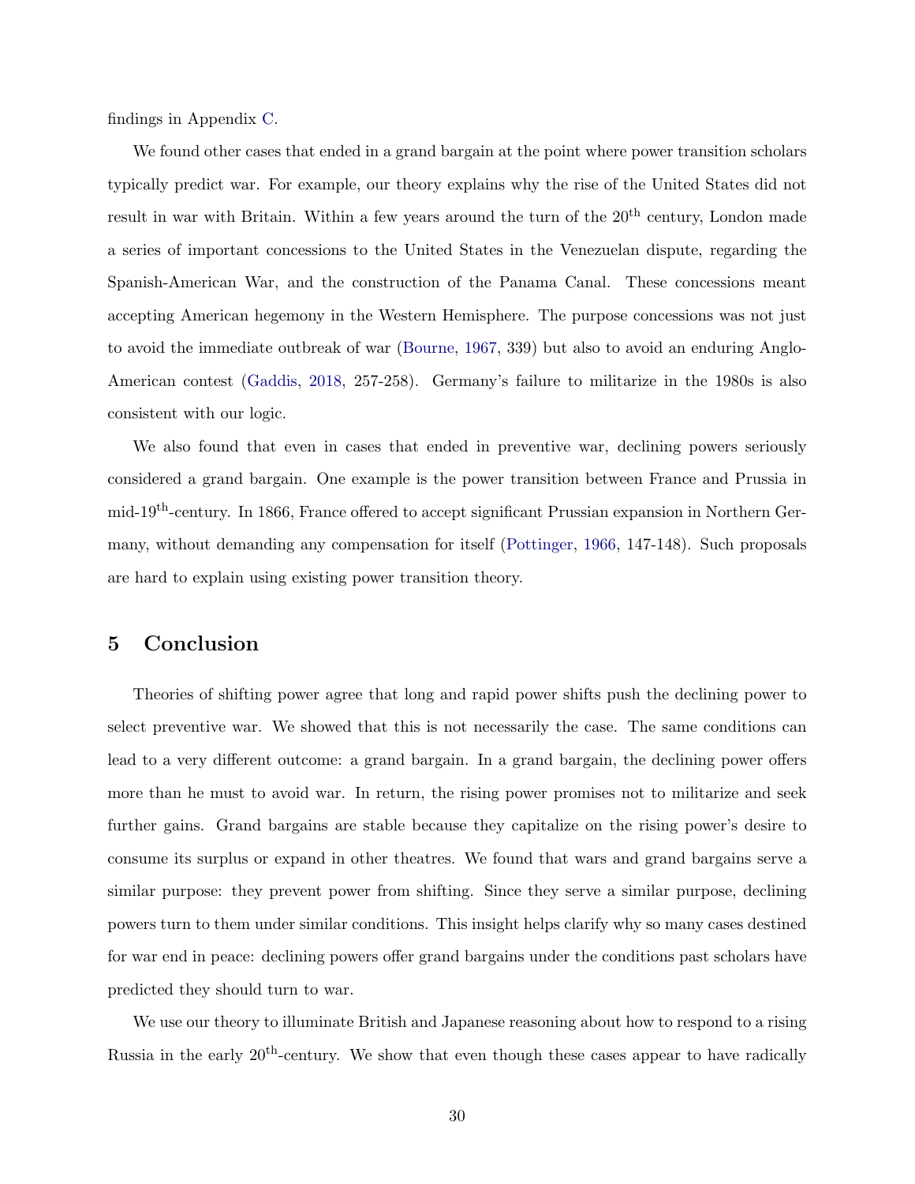findings in Appendix C.

We found other cases that ended in a grand bargain at the point where power transition scholars typically predict war. For example, our theory explains why the rise of the United States did not result in war with Britain. Within a few years around the turn of the 20th century, London made a series of important concessions to the United States in the Venezuelan dispute, regarding the Spanish-American War, and the construction of the Panama Canal. These concessions meant accepting American hegemony in the Western Hemisphere. The purpose concessions was not just to avoid the immediate outbreak of war (Bourne, 1967, 339) but also to avoid an enduring Anglo-American contest (Gaddis, 2018, 257-258). Germany's failure to militarize in the 1980s is also consistent with our logic.

We also found that even in cases that ended in preventive war, declining powers seriously considered a grand bargain. One example is the power transition between France and Prussia in mid-19th-century. In 1866, France offered to accept significant Prussian expansion in Northern Germany, without demanding any compensation for itself (Pottinger, 1966, 147-148). Such proposals are hard to explain using existing power transition theory.

## 5 Conclusion

Theories of shifting power agree that long and rapid power shifts push the declining power to select preventive war. We showed that this is not necessarily the case. The same conditions can lead to a very different outcome: a grand bargain. In a grand bargain, the declining power offers more than he must to avoid war. In return, the rising power promises not to militarize and seek further gains. Grand bargains are stable because they capitalize on the rising power's desire to consume its surplus or expand in other theatres. We found that wars and grand bargains serve a similar purpose: they prevent power from shifting. Since they serve a similar purpose, declining powers turn to them under similar conditions. This insight helps clarify why so many cases destined for war end in peace: declining powers offer grand bargains under the conditions past scholars have predicted they should turn to war.

We use our theory to illuminate British and Japanese reasoning about how to respond to a rising Russia in the early 20th-century. We show that even though these cases appear to have radically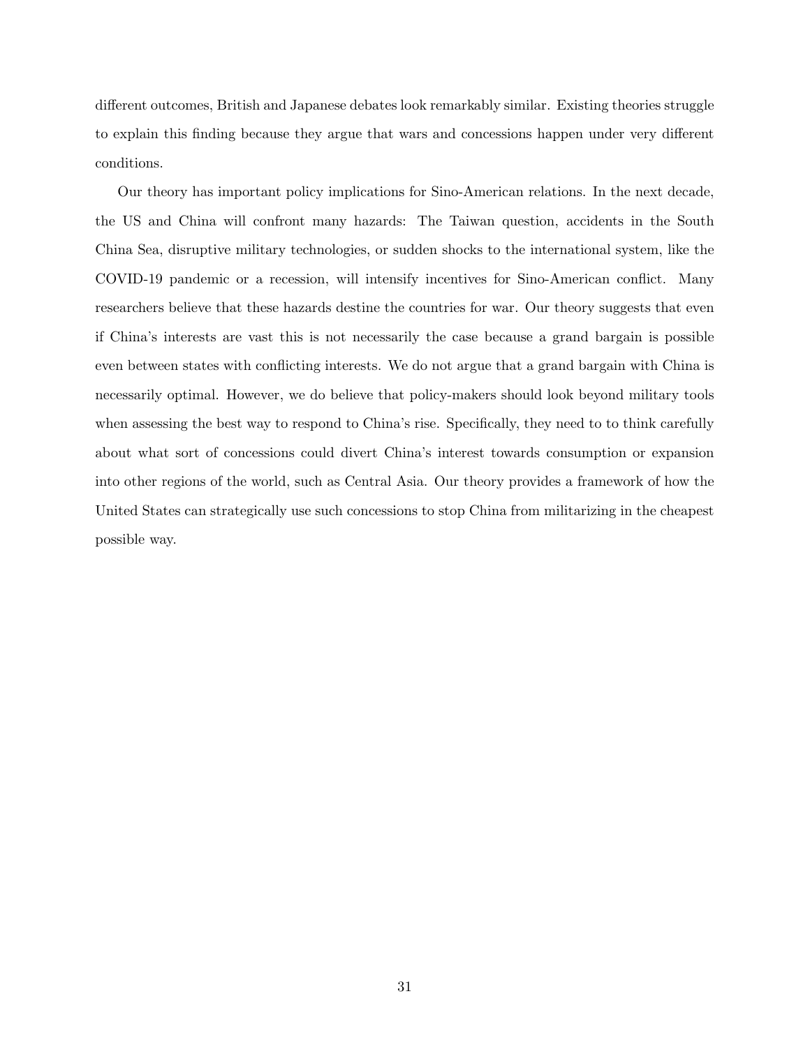different outcomes, British and Japanese debates look remarkably similar. Existing theories struggle to explain this finding because they argue that wars and concessions happen under very different conditions.

Our theory has important policy implications for Sino-American relations. In the next decade, the US and China will confront many hazards: The Taiwan question, accidents in the South China Sea, disruptive military technologies, or sudden shocks to the international system, like the COVID-19 pandemic or a recession, will intensify incentives for Sino-American conflict. Many researchers believe that these hazards destine the countries for war. Our theory suggests that even if China's interests are vast this is not necessarily the case because a grand bargain is possible even between states with conflicting interests. We do not argue that a grand bargain with China is necessarily optimal. However, we do believe that policy-makers should look beyond military tools when assessing the best way to respond to China's rise. Specifically, they need to to think carefully about what sort of concessions could divert China's interest towards consumption or expansion into other regions of the world, such as Central Asia. Our theory provides a framework of how the United States can strategically use such concessions to stop China from militarizing in the cheapest possible way.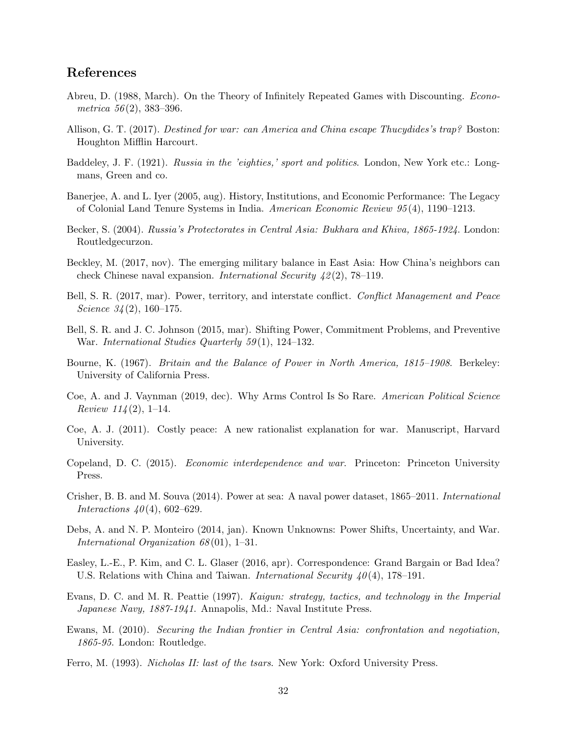## References

Abreu, D. (1988, March). On the Theory of Infinitely Repeated Games with Discounting. *Econometrica 56*(2), 383–396.

Allison, G. T. (2017). *Destined for war: can America and China escape Thucydides's trap?* Boston: Houghton Mifflin Harcourt.

Baddeley, J. F. (1921). *Russia in the 'eighties,' sport and politics*. London, New York etc.: Longmans, Green and co.

Banerjee, A. and L. Iyer (2005, aug). History, Institutions, and Economic Performance: The Legacy of Colonial Land Tenure Systems in India. *American Economic Review 95*(4), 1190–1213.

Becker, S. (2004). *Russia's Protectorates in Central Asia: Bukhara and Khiva, 1865-1924*. London: Routledgecurzon.

Beckley, M. (2017, nov). The emerging military balance in East Asia: How China's neighbors can check Chinese naval expansion. *International Security 42*(2), 78–119.

Bell, S. R. (2017, mar). Power, territory, and interstate conflict. *Conflict Management and Peace Science 34*(2), 160–175.

Bell, S. R. and J. C. Johnson (2015, mar). Shifting Power, Commitment Problems, and Preventive War. *International Studies Quarterly 59*(1), 124–132.

Bourne, K. (1967). *Britain and the Balance of Power in North America, 1815–1908*. Berkeley: University of California Press.

Coe, A. and J. Vaynman (2019, dec). Why Arms Control Is So Rare. *American Political Science Review 114*(2), 1–14.

Coe, A. J. (2011). Costly peace: A new rationalist explanation for war. Manuscript, Harvard University.

Copeland, D. C. (2015). *Economic interdependence and war*. Princeton: Princeton University Press.

Crisher, B. B. and M. Souva (2014). Power at sea: A naval power dataset, 1865–2011. *International Interactions 40*(4), 602–629.

Debs, A. and N. P. Monteiro (2014, jan). Known Unknowns: Power Shifts, Uncertainty, and War. *International Organization 68*(01), 1–31.

Easley, L.-E., P. Kim, and C. L. Glaser (2016, apr). Correspondence: Grand Bargain or Bad Idea? U.S. Relations with China and Taiwan. *International Security 40*(4), 178–191.

Evans, D. C. and M. R. Peattie (1997). *Kaigun: strategy, tactics, and technology in the Imperial Japanese Navy, 1887-1941*. Annapolis, Md.: Naval Institute Press.

Ewans, M. (2010). *Securing the Indian frontier in Central Asia: confrontation and negotiation, 1865-95*. London: Routledge.

Ferro, M. (1993). *Nicholas II: last of the tsars*. New York: Oxford University Press.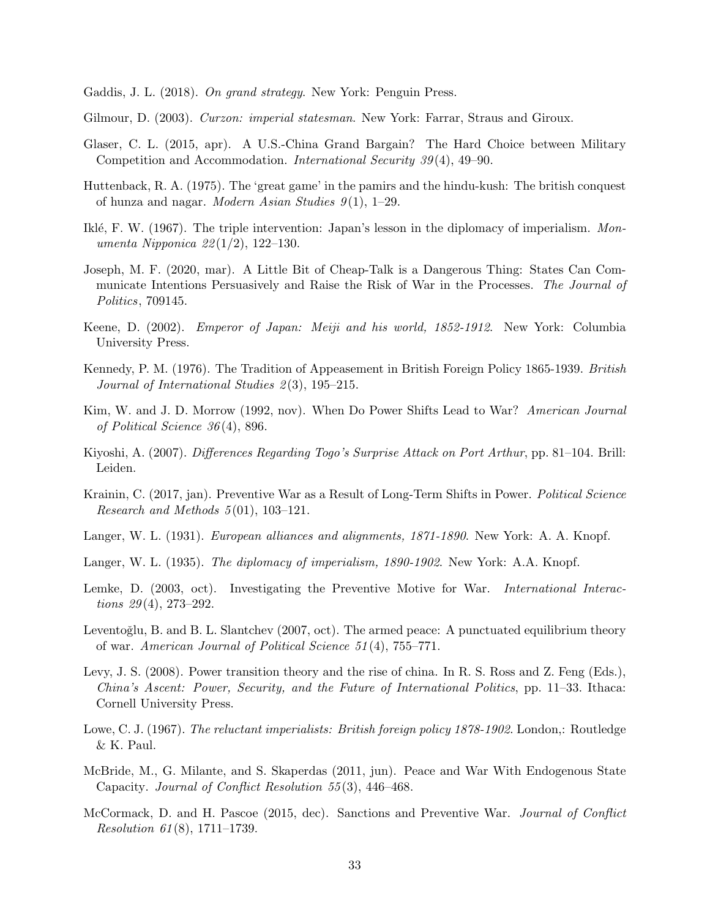Gaddis, J. L. (2018). *On grand strategy*. New York: Penguin Press.

Gilmour, D. (2003). *Curzon: imperial statesman*. New York: Farrar, Straus and Giroux.

Glaser, C. L. (2015, apr). A U.S.-China Grand Bargain? The Hard Choice between Military Competition and Accommodation. *International Security 39*(4), 49–90.

Huttenback, R. A. (1975). The 'great game' in the pamirs and the hindu-kush: The british conquest of hunza and nagar. *Modern Asian Studies 9*(1), 1–29.

Iklé, F. W. (1967). The triple intervention: Japan's lesson in the diplomacy of imperialism. *Monumenta Nipponica 22*(1/2), 122–130.

Joseph, M. F. (2020, mar). A Little Bit of Cheap-Talk is a Dangerous Thing: States Can Communicate Intentions Persuasively and Raise the Risk of War in the Processes. *The Journal of Politics*, 709145.

Keene, D. (2002). *Emperor of Japan: Meiji and his world, 1852-1912*. New York: Columbia University Press.

Kennedy, P. M. (1976). The Tradition of Appeasement in British Foreign Policy 1865-1939. *British Journal of International Studies 2*(3), 195–215.

Kim, W. and J. D. Morrow (1992, nov). When Do Power Shifts Lead to War? *American Journal of Political Science 36*(4), 896.

Kiyoshi, A. (2007). *Differences Regarding Togo's Surprise Attack on Port Arthur*, pp. 81–104. Brill: Leiden.

Krainin, C. (2017, jan). Preventive War as a Result of Long-Term Shifts in Power. *Political Science Research and Methods 5*(01), 103–121.

Langer, W. L. (1931). *European alliances and alignments, 1871-1890*. New York: A. A. Knopf.

Langer, W. L. (1935). *The diplomacy of imperialism, 1890-1902*. New York: A.A. Knopf.

Lemke, D. (2003, oct). Investigating the Preventive Motive for War. *International Interactions 29*(4), 273–292.

Leventoğlu, B. and B. L. Slantchev (2007, oct). The armed peace: A punctuated equilibrium theory of war. *American Journal of Political Science 51*(4), 755–771.

Levy, J. S. (2008). Power transition theory and the rise of china. In R. S. Ross and Z. Feng (Eds.), *China's Ascent: Power, Security, and the Future of International Politics*, pp. 11–33. Ithaca: Cornell University Press.

Lowe, C. J. (1967). *The reluctant imperialists: British foreign policy 1878-1902*. London,: Routledge & K. Paul.

McBride, M., G. Milante, and S. Skaperdas (2011, jun). Peace and War With Endogenous State Capacity. *Journal of Conflict Resolution 55*(3), 446–468.

McCormack, D. and H. Pascoe (2015, dec). Sanctions and Preventive War. *Journal of Conflict Resolution 61*(8), 1711–1739.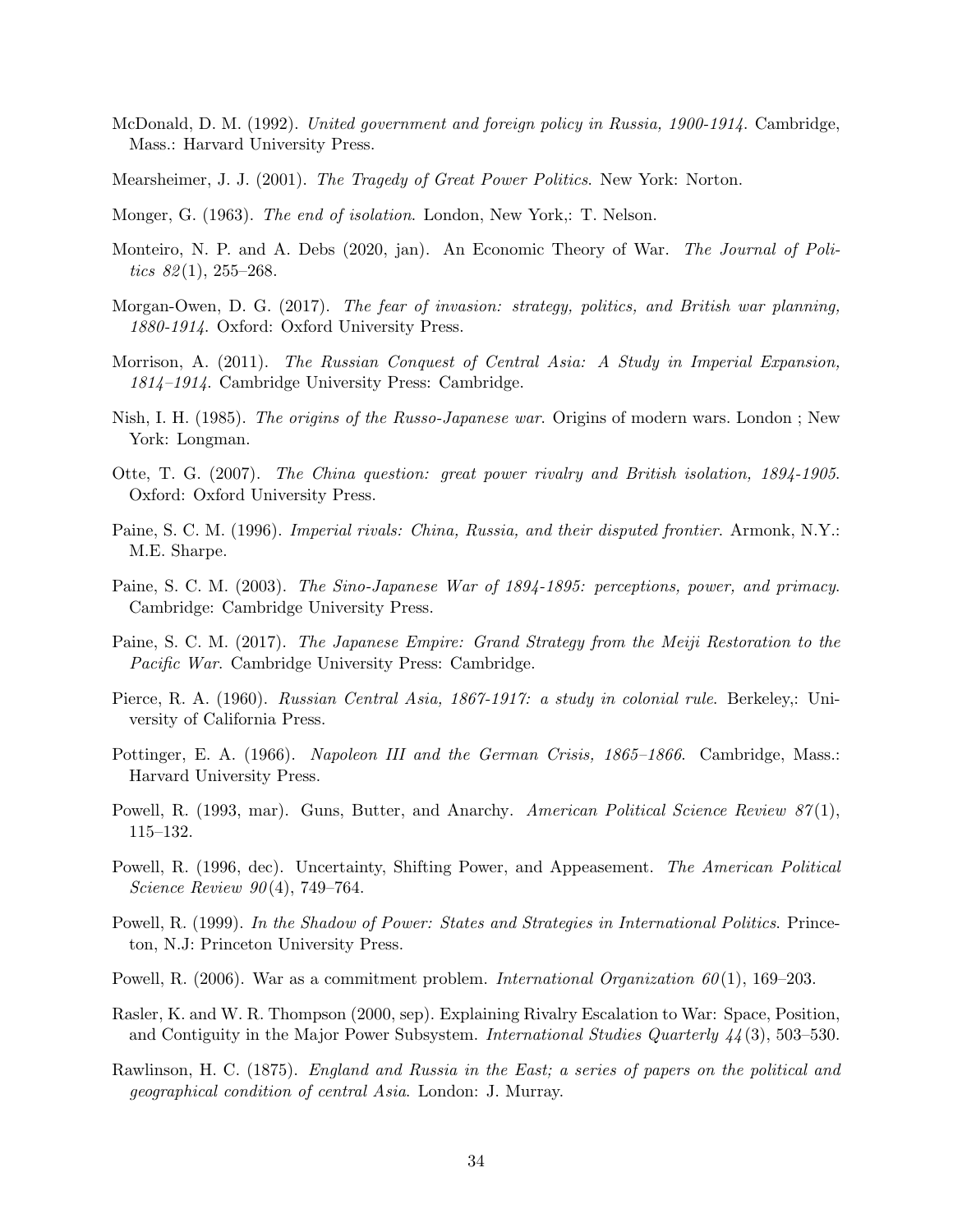McDonald, D. M. (1992). *United government and foreign policy in Russia, 1900-1914*. Cambridge, Mass.: Harvard University Press.

Mearsheimer, J. J. (2001). *The Tragedy of Great Power Politics*. New York: Norton.

Monger, G. (1963). *The end of isolation*. London, New York,: T. Nelson.

Monteiro, N. P. and A. Debs (2020, jan). An Economic Theory of War. *The Journal of Politics 82*(1), 255–268.

Morgan-Owen, D. G. (2017). *The fear of invasion: strategy, politics, and British war planning, 1880-1914*. Oxford: Oxford University Press.

Morrison, A. (2011). *The Russian Conquest of Central Asia: A Study in Imperial Expansion, 1814–1914*. Cambridge University Press: Cambridge.

Nish, I. H. (1985). *The origins of the Russo-Japanese war*. Origins of modern wars. London ; New York: Longman.

Otte, T. G. (2007). *The China question: great power rivalry and British isolation, 1894-1905*. Oxford: Oxford University Press.

Paine, S. C. M. (1996). *Imperial rivals: China, Russia, and their disputed frontier*. Armonk, N.Y.: M.E. Sharpe.

Paine, S. C. M. (2003). *The Sino-Japanese War of 1894-1895: perceptions, power, and primacy*. Cambridge: Cambridge University Press.

Paine, S. C. M. (2017). *The Japanese Empire: Grand Strategy from the Meiji Restoration to the Pacific War*. Cambridge University Press: Cambridge.

Pierce, R. A. (1960). *Russian Central Asia, 1867-1917: a study in colonial rule*. Berkeley,: University of California Press.

Pottinger, E. A. (1966). *Napoleon III and the German Crisis, 1865–1866*. Cambridge, Mass.: Harvard University Press.

Powell, R. (1993, mar). Guns, Butter, and Anarchy. *American Political Science Review 87*(1), 115–132.

Powell, R. (1996, dec). Uncertainty, Shifting Power, and Appeasement. *The American Political Science Review 90*(4), 749–764.

Powell, R. (1999). *In the Shadow of Power: States and Strategies in International Politics*. Princeton, N.J: Princeton University Press.

Powell, R. (2006). War as a commitment problem. *International Organization 60*(1), 169–203.

Rasler, K. and W. R. Thompson (2000, sep). Explaining Rivalry Escalation to War: Space, Position, and Contiguity in the Major Power Subsystem. *International Studies Quarterly 44*(3), 503–530.

Rawlinson, H. C. (1875). *England and Russia in the East; a series of papers on the political and geographical condition of central Asia*. London: J. Murray.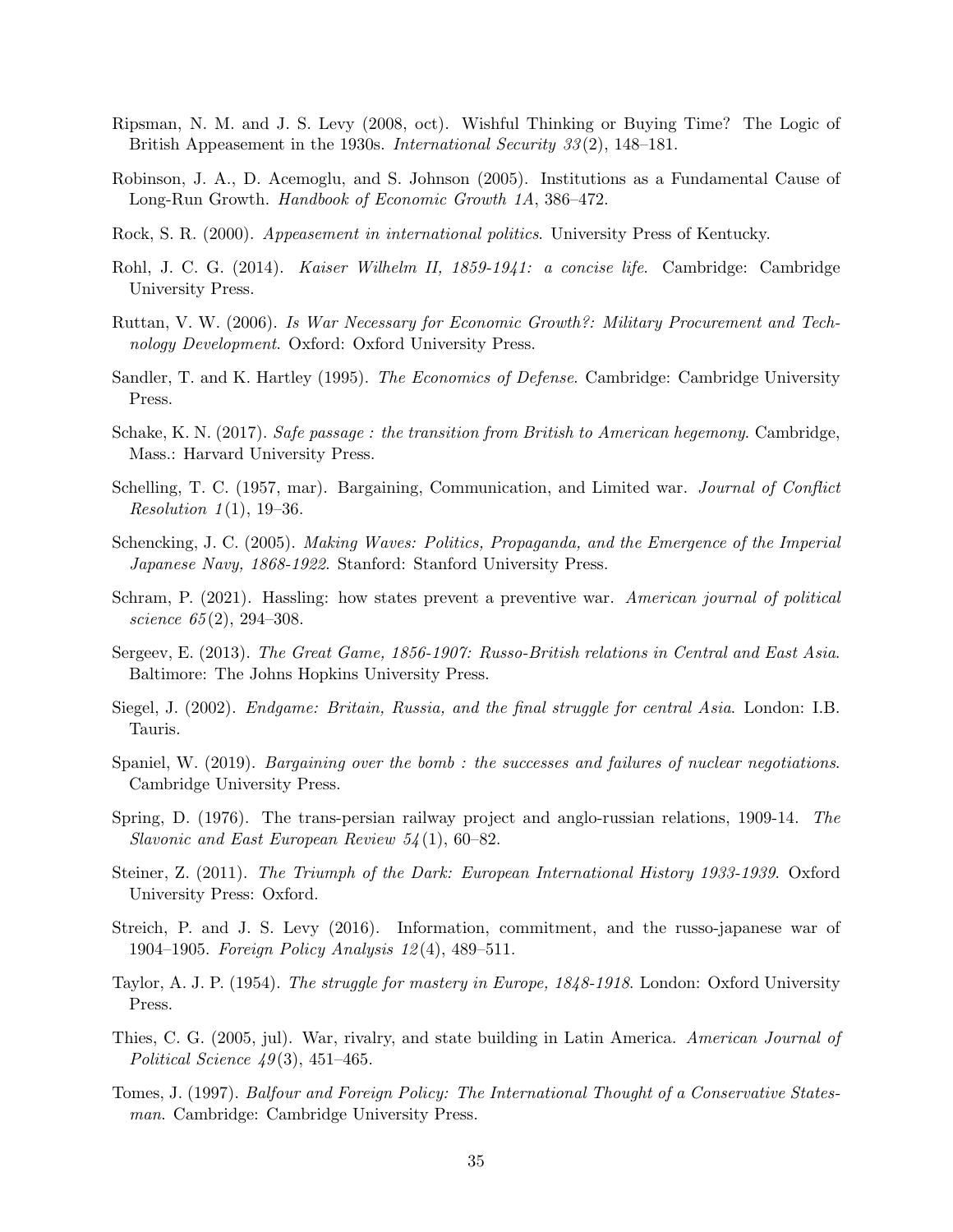Ripsman, N. M. and J. S. Levy (2008, oct). Wishful Thinking or Buying Time? The Logic of British Appeasement in the 1930s. *International Security 33*(2), 148–181.

Robinson, J. A., D. Acemoglu, and S. Johnson (2005). Institutions as a Fundamental Cause of Long-Run Growth. *Handbook of Economic Growth 1A*, 386–472.

Rock, S. R. (2000). *Appeasement in international politics*. University Press of Kentucky.

Rohl, J. C. G. (2014). *Kaiser Wilhelm II, 1859-1941: a concise life*. Cambridge: Cambridge University Press.

Ruttan, V. W. (2006). *Is War Necessary for Economic Growth?: Military Procurement and Technology Development*. Oxford: Oxford University Press.

Sandler, T. and K. Hartley (1995). *The Economics of Defense*. Cambridge: Cambridge University Press.

Schake, K. N. (2017). *Safe passage : the transition from British to American hegemony*. Cambridge, Mass.: Harvard University Press.

Schelling, T. C. (1957, mar). Bargaining, Communication, and Limited war. *Journal of Conflict Resolution 1*(1), 19–36.

Schencking, J. C. (2005). *Making Waves: Politics, Propaganda, and the Emergence of the Imperial Japanese Navy, 1868-1922*. Stanford: Stanford University Press.

Schram, P. (2021). Hassling: how states prevent a preventive war. *American journal of political science 65*(2), 294–308.

Sergeev, E. (2013). *The Great Game, 1856-1907: Russo-British relations in Central and East Asia*. Baltimore: The Johns Hopkins University Press.

Siegel, J. (2002). *Endgame: Britain, Russia, and the final struggle for central Asia*. London: I.B. Tauris.

Spaniel, W. (2019). *Bargaining over the bomb : the successes and failures of nuclear negotiations*. Cambridge University Press.

Spring, D. (1976). The trans-persian railway project and anglo-russian relations, 1909-14. *The Slavonic and East European Review 54*(1), 60–82.

Steiner, Z. (2011). *The Triumph of the Dark: European International History 1933-1939*. Oxford University Press: Oxford.

Streich, P. and J. S. Levy (2016). Information, commitment, and the russo-japanese war of 1904–1905. *Foreign Policy Analysis 12*(4), 489–511.

Taylor, A. J. P. (1954). *The struggle for mastery in Europe, 1848-1918*. London: Oxford University Press.

Thies, C. G. (2005, jul). War, rivalry, and state building in Latin America. *American Journal of Political Science 49*(3), 451–465.

Tomes, J. (1997). *Balfour and Foreign Policy: The International Thought of a Conservative Statesman*. Cambridge: Cambridge University Press.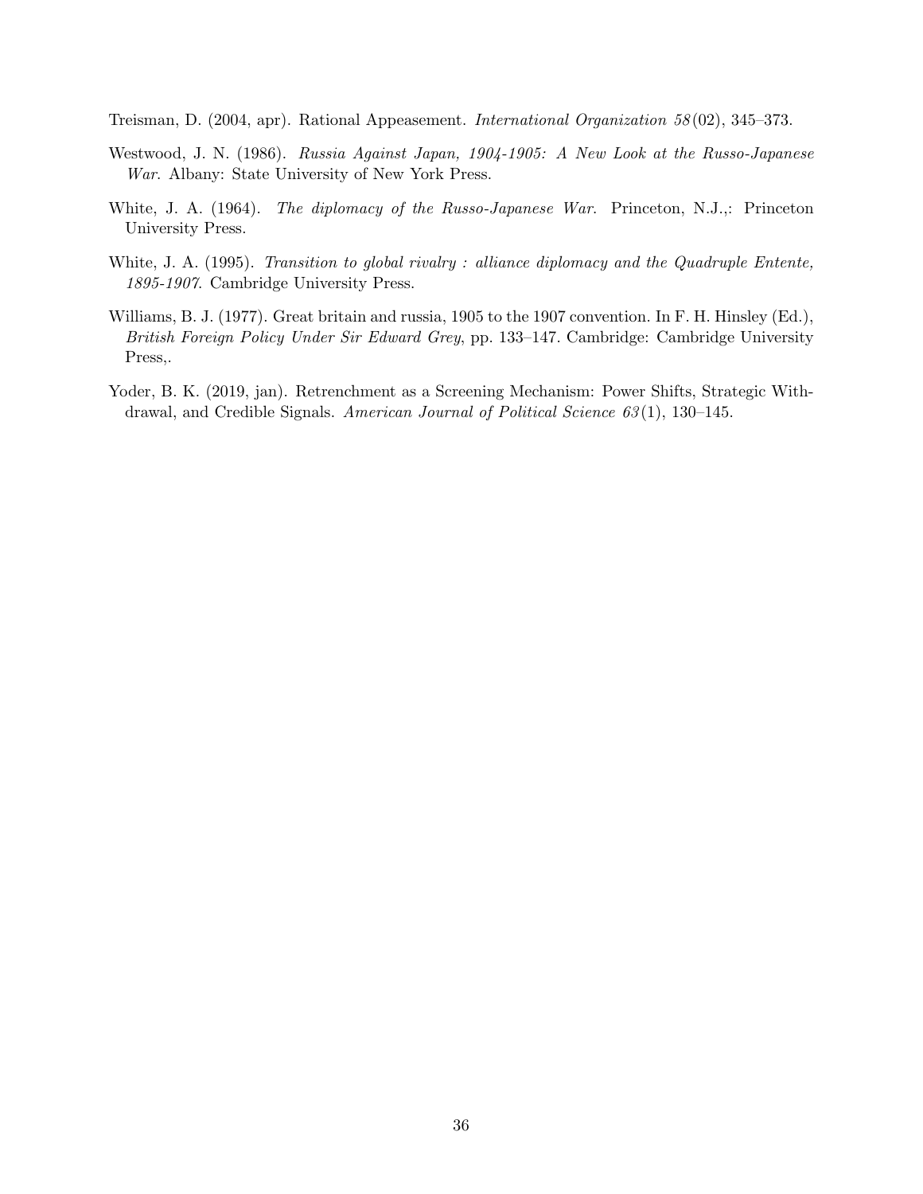Treisman, D. (2004, apr). Rational Appeasement. *International Organization 58*(02), 345–373.

Westwood, J. N. (1986). *Russia Against Japan, 1904-1905: A New Look at the Russo-Japanese War*. Albany: State University of New York Press.

White, J. A. (1964). *The diplomacy of the Russo-Japanese War*. Princeton, N.J.,: Princeton University Press.

White, J. A. (1995). *Transition to global rivalry : alliance diplomacy and the Quadruple Entente, 1895-1907*. Cambridge University Press.

Williams, B. J. (1977). Great britain and russia, 1905 to the 1907 convention. In F. H. Hinsley (Ed.), *British Foreign Policy Under Sir Edward Grey*, pp. 133–147. Cambridge: Cambridge University Press,.

Yoder, B. K. (2019, jan). Retrenchment as a Screening Mechanism: Power Shifts, Strategic Withdrawal, and Credible Signals. *American Journal of Political Science 63*(1), 130–145.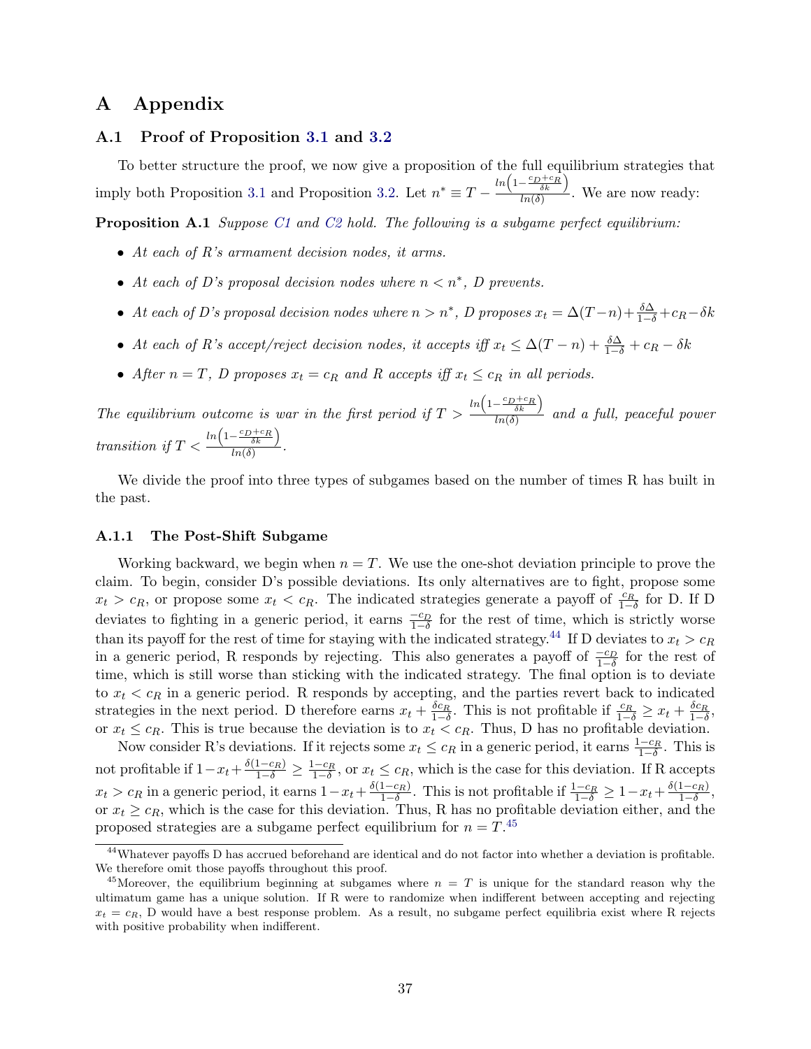# A Appendix

## A.1 Proof of Proposition 3.1 and 3.2

To better structure the proof, we now give a proposition of the full equilibrium strategies that imply both Proposition 3.1 and Proposition 3.2. Let $n^* \equiv T - \frac{ln\left(1-\frac{c_D+c_R}{\delta k}\right)}{ln(\delta)}$. We are now ready:

**Proposition A.1** *Suppose C1 and C2 hold. The following is a subgame perfect equilibrium:*

- *At each of R's armament decision nodes, it arms.*
- *At each of D's proposal decision nodes where $n < n^*$, D prevents.*
- *At each of D's proposal decision nodes where $n > n^*$, D proposes $x_t = \Delta(T-n) + \frac{\delta\Delta}{1-\delta} + c_R - \delta k$*
- *At each of R's accept/reject decision nodes, it accepts iff $x_t \leq \Delta(T-n) + \frac{\delta\Delta}{1-\delta} + c_R - \delta k$*
- *After $n = T$, D proposes $x_t = c_R$ and R accepts iff $x_t \leq c_R$ in all periods.*

*The equilibrium outcome is war in the first period if $T > \frac{ln\left(1-\frac{c_D+c_R}{\delta k}\right)}{ln(\delta)}$ and a full, peaceful power transition if $T < \frac{ln\left(1-\frac{c_D+c_R}{\delta k}\right)}{ln(\delta)}$.*

We divide the proof into three types of subgames based on the number of times R has built in the past.

### A.1.1 The Post-Shift Subgame

Working backward, we begin when $n = T$. We use the one-shot deviation principle to prove the claim. To begin, consider D's possible deviations. Its only alternatives are to fight, propose some $x_t > c_R$, or propose some $x_t < c_R$. The indicated strategies generate a payoff of $\frac{c_R}{1-\delta}$ for D. If D deviates to fighting in a generic period, it earns $\frac{-c_D}{1-\delta}$ for the rest of time, which is strictly worse than its payoff for the rest of time for staying with the indicated strategy.[44] If D deviates to $x_t > c_R$ in a generic period, R responds by rejecting. This also generates a payoff of $\frac{-c_D}{1-\delta}$ for the rest of time, which is still worse than sticking with the indicated strategy. The final option is to deviate to $x_t < c_R$ in a generic period. R responds by accepting, and the parties revert back to indicated strategies in the next period. D therefore earns $x_t + \frac{\delta c_R}{1-\delta}$. This is not profitable if $\frac{c_R}{1-\delta} \geq x_t + \frac{\delta c_R}{1-\delta}$, or $x_t \leq c_R$. This is true because the deviation is to $x_t < c_R$. Thus, D has no profitable deviation.

Now consider R's deviations. If it rejects some $x_t \leq c_R$ in a generic period, it earns $\frac{1-c_R}{1-\delta}$. This is not profitable if $1-x_t+\frac{\delta(1-c_R)}{1-\delta} \geq \frac{1-c_R}{1-\delta}$, or $x_t \leq c_R$, which is the case for this deviation. If R accepts $x_t > c_R$ in a generic period, it earns $1-x_t+\frac{\delta(1-c_R)}{1-\delta}$. This is not profitable if $\frac{1-c_R}{1-\delta} \geq 1-x_t+\frac{\delta(1-c_R)}{1-\delta}$, or $x_t \geq c_R$, which is the case for this deviation. Thus, R has no profitable deviation either, and the proposed strategies are a subgame perfect equilibrium for $n = T$.[45]

---

[44] Whatever payoffs D has accrued beforehand are identical and do not factor into whether a deviation is profitable. We therefore omit those payoffs throughout this proof.

[45] Moreover, the equilibrium beginning at subgames where $n = T$ is unique for the standard reason why the ultimatum game has a unique solution. If R were to randomize when indifferent between accepting and rejecting $x_t = c_R$, D would have a best response problem. As a result, no subgame perfect equilibria exist where R rejects with positive probability when indifferent.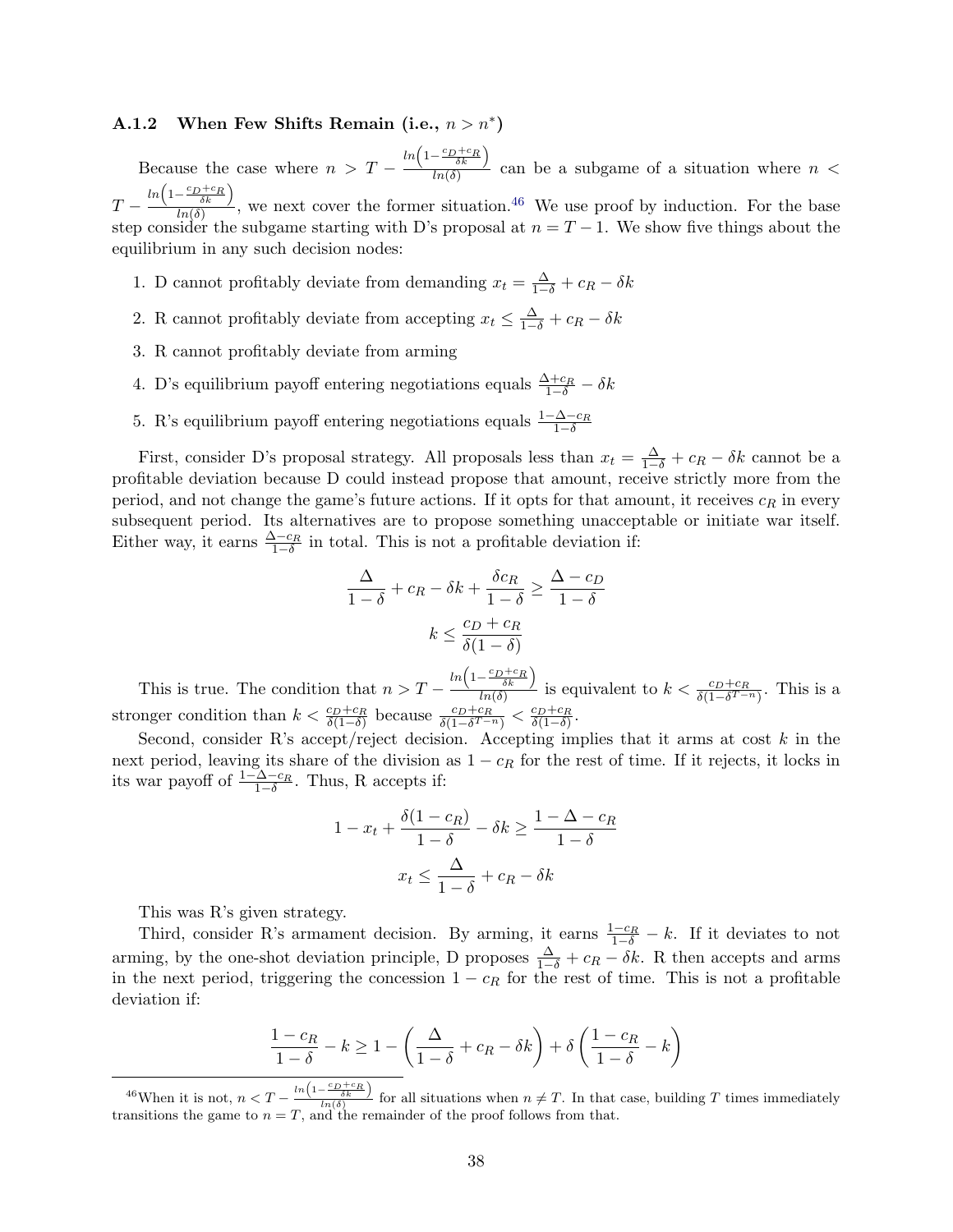### A.1.2 When Few Shifts Remain (i.e., $n > n^*$)

Because the case where $n > T - \frac{ln\left(1-\frac{c_D+c_R}{\delta k}\right)}{ln(\delta)}$ can be a subgame of a situation where $n < T - \frac{ln\left(1-\frac{c_D+c_R}{\delta k}\right)}{ln(\delta)}$, we next cover the former situation.[46] We use proof by induction. For the base step consider the subgame starting with D's proposal at $n = T - 1$. We show five things about the equilibrium in any such decision nodes:

1. D cannot profitably deviate from demanding $x_t = \frac{\Delta}{1-\delta} + c_R - \delta k$
2. R cannot profitably deviate from accepting $x_t \leq \frac{\Delta}{1-\delta} + c_R - \delta k$
3. R cannot profitably deviate from arming
4. D's equilibrium payoff entering negotiations equals $\frac{\Delta + c_R}{1-\delta} - \delta k$
5. R's equilibrium payoff entering negotiations equals $\frac{1-\Delta-c_R}{1-\delta}$

First, consider D's proposal strategy. All proposals less than $x_t = \frac{\Delta}{1-\delta} + c_R - \delta k$ cannot be a profitable deviation because D could instead propose that amount, receive strictly more from the period, and not change the game's future actions. If it opts for that amount, it receives $c_R$ in every subsequent period. Its alternatives are to propose something unacceptable or initiate war itself. Either way, it earns $\frac{\Delta - c_R}{1-\delta}$ in total. This is not a profitable deviation if:

$$\frac{\Delta}{1-\delta} + c_R - \delta k + \frac{\delta c_R}{1-\delta} \geq \frac{\Delta - c_D}{1-\delta}$$

$$k \leq \frac{c_D + c_R}{\delta(1-\delta)}$$

This is true. The condition that $n > T - \frac{ln\left(1-\frac{c_D+c_R}{\delta k}\right)}{ln(\delta)}$ is equivalent to $k < \frac{c_D+c_R}{\delta(1-\delta^{T-n})}$. This is a stronger condition than $k < \frac{c_D+c_R}{\delta(1-\delta)}$ because $\frac{c_D+c_R}{\delta(1-\delta^{T-n})} < \frac{c_D+c_R}{\delta(1-\delta)}$.

Second, consider R's accept/reject decision. Accepting implies that it arms at cost $k$ in the next period, leaving its share of the division as $1 - c_R$ for the rest of time. If it rejects, it locks in its war payoff of $\frac{1-\Delta-c_R}{1-\delta}$. Thus, R accepts if:

$$1 - x_t + \frac{\delta(1-c_R)}{1-\delta} - \delta k \geq \frac{1-\Delta-c_R}{1-\delta}$$

$$x_t \leq \frac{\Delta}{1-\delta} + c_R - \delta k$$

This was R's given strategy.

Third, consider R's armament decision. By arming, it earns $\frac{1-c_R}{1-\delta} - k$. If it deviates to not arming, by the one-shot deviation principle, D proposes $\frac{\Delta}{1-\delta} + c_R - \delta k$. R then accepts and arms in the next period, triggering the concession $1 - c_R$ for the rest of time. This is not a profitable deviation if:

$$\frac{1-c_R}{1-\delta} - k \geq 1 - \left(\frac{\Delta}{1-\delta} + c_R - \delta k\right) + \delta\left(\frac{1-c_R}{1-\delta} - k\right)$$

[46] When it is not, $n < T - \frac{ln\left(1-\frac{c_D+c_R}{\delta k}\right)}{ln(\delta)}$ for all situations when $n \neq T$. In that case, building $T$ times immediately transitions the game to $n = T$, and the remainder of the proof follows from that.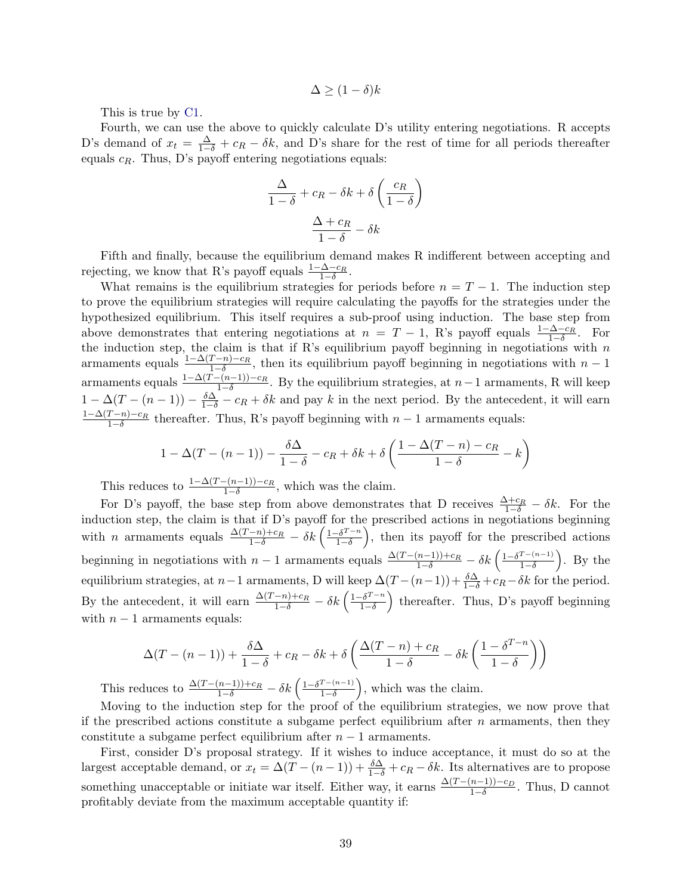$$\Delta \geq (1-\delta)k$$

This is true by C1.

Fourth, we can use the above to quickly calculate D's utility entering negotiations. R accepts D's demand of $x_t = \frac{\Delta}{1-\delta} + c_R - \delta k$, and D's share for the rest of time for all periods thereafter equals $c_R$. Thus, D's payoff entering negotiations equals:

$$\frac{\Delta}{1-\delta} + c_R - \delta k + \delta\left(\frac{c_R}{1-\delta}\right)$$

$$\frac{\Delta + c_R}{1-\delta} - \delta k$$

Fifth and finally, because the equilibrium demand makes R indifferent between accepting and rejecting, we know that R's payoff equals $\frac{1-\Delta-c_R}{1-\delta}$.

What remains is the equilibrium strategies for periods before $n = T-1$. The induction step to prove the equilibrium strategies will require calculating the payoffs for the strategies under the hypothesized equilibrium. This itself requires a sub-proof using induction. The base step from above demonstrates that entering negotiations at $n = T-1$, R's payoff equals $\frac{1-\Delta-c_R}{1-\delta}$. For the induction step, the claim is that if R's equilibrium payoff beginning in negotiations with $n$ armaments equals $\frac{1-\Delta(T-n)-c_R}{1-\delta}$, then its equilibrium payoff beginning in negotiations with $n-1$ armaments equals $\frac{1-\Delta(T-(n-1))-c_R}{1-\delta}$. By the equilibrium strategies, at $n-1$ armaments, R will keep $1-\Delta(T-(n-1)) - \frac{\delta\Delta}{1-\delta} - c_R + \delta k$ and pay $k$ in the next period. By the antecedent, it will earn $\frac{1-\Delta(T-n)-c_R}{1-\delta}$ thereafter. Thus, R's payoff beginning with $n-1$ armaments equals:

$$1-\Delta(T-(n-1)) - \frac{\delta\Delta}{1-\delta} - c_R + \delta k + \delta\left(\frac{1-\Delta(T-n)-c_R}{1-\delta} - k\right)$$

This reduces to $\frac{1-\Delta(T-(n-1))-c_R}{1-\delta}$, which was the claim.

For D's payoff, the base step from above demonstrates that D receives $\frac{\Delta+c_R}{1-\delta} - \delta k$. For the induction step, the claim is that if D's payoff for the prescribed actions in negotiations beginning with $n$ armaments equals $\frac{\Delta(T-n)+c_R}{1-\delta} - \delta k\left(\frac{1-\delta^{T-n}}{1-\delta}\right)$, then its payoff for the prescribed actions beginning in negotiations with $n-1$ armaments equals $\frac{\Delta(T-(n-1))+c_R}{1-\delta} - \delta k\left(\frac{1-\delta^{T-(n-1)}}{1-\delta}\right)$. By the equilibrium strategies, at $n-1$ armaments, D will keep $\Delta(T-(n-1)) + \frac{\delta\Delta}{1-\delta} + c_R - \delta k$ for the period. By the antecedent, it will earn $\frac{\Delta(T-n)+c_R}{1-\delta} - \delta k\left(\frac{1-\delta^{T-n}}{1-\delta}\right)$ thereafter. Thus, D's payoff beginning with $n-1$ armaments equals:

$$\Delta(T-(n-1)) + \frac{\delta\Delta}{1-\delta} + c_R - \delta k + \delta\left(\frac{\Delta(T-n)+c_R}{1-\delta} - \delta k\left(\frac{1-\delta^{T-n}}{1-\delta}\right)\right)$$

This reduces to $\frac{\Delta(T-(n-1))+c_R}{1-\delta} - \delta k\left(\frac{1-\delta^{T-(n-1)}}{1-\delta}\right)$, which was the claim.

Moving to the induction step for the proof of the equilibrium strategies, we now prove that if the prescribed actions constitute a subgame perfect equilibrium after $n$ armaments, then they constitute a subgame perfect equilibrium after $n-1$ armaments.

First, consider D's proposal strategy. If it wishes to induce acceptance, it must do so at the largest acceptable demand, or $x_t = \Delta(T-(n-1)) + \frac{\delta\Delta}{1-\delta} + c_R - \delta k$. Its alternatives are to propose something unacceptable or initiate war itself. Either way, it earns $\frac{\Delta(T-(n-1))-c_D}{1-\delta}$. Thus, D cannot profitably deviate from the maximum acceptable quantity if: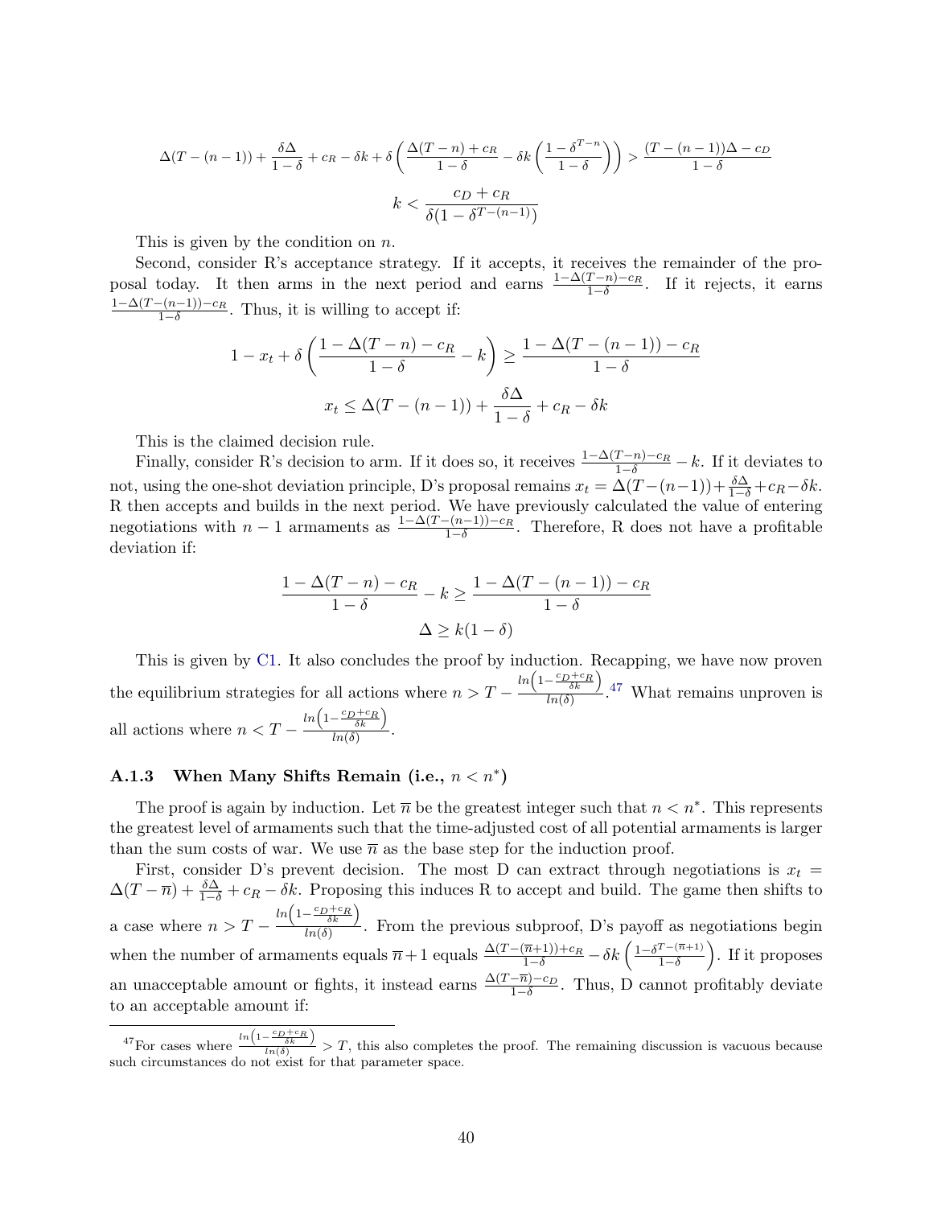$$\Delta(T-(n-1)) + \frac{\delta\Delta}{1-\delta} + c_R - \delta k + \delta\left(\frac{\Delta(T-n)+c_R}{1-\delta} - \delta k\left(\frac{1-\delta^{T-n}}{1-\delta}\right)\right) > \frac{(T-(n-1))\Delta - c_D}{1-\delta}$$

$$k < \frac{c_D + c_R}{\delta(1-\delta^{T-(n-1)})}$$

This is given by the condition on $n$.

Second, consider R's acceptance strategy. If it accepts, it receives the remainder of the proposal today. It then arms in the next period and earns $\frac{1-\Delta(T-n)-c_R}{1-\delta}$. If it rejects, it earns $\frac{1-\Delta(T-(n-1))-c_R}{1-\delta}$. Thus, it is willing to accept if:

$$1 - x_t + \delta\left(\frac{1-\Delta(T-n)-c_R}{1-\delta} - k\right) \geq \frac{1-\Delta(T-(n-1))-c_R}{1-\delta}$$

$$x_t \leq \Delta(T-(n-1)) + \frac{\delta\Delta}{1-\delta} + c_R - \delta k$$

This is the claimed decision rule.

Finally, consider R's decision to arm. If it does so, it receives $\frac{1-\Delta(T-n)-c_R}{1-\delta} - k$. If it deviates to not, using the one-shot deviation principle, D's proposal remains $x_t = \Delta(T-(n-1)) + \frac{\delta\Delta}{1-\delta} + c_R - \delta k$. R then accepts and builds in the next period. We have previously calculated the value of entering negotiations with $n-1$ armaments as $\frac{1-\Delta(T-(n-1))-c_R}{1-\delta}$. Therefore, R does not have a profitable deviation if:

$$\frac{1-\Delta(T-n)-c_R}{1-\delta} - k \geq \frac{1-\Delta(T-(n-1))-c_R}{1-\delta}$$

$$\Delta \geq k(1-\delta)$$

This is given by C1. It also concludes the proof by induction. Recapping, we have now proven the equilibrium strategies for all actions where $n > T - \frac{ln\left(1-\frac{c_D+c_R}{\delta k}\right)}{ln(\delta)}$.[47] What remains unproven is all actions where $n < T - \frac{ln\left(1-\frac{c_D+c_R}{\delta k}\right)}{ln(\delta)}$.

### A.1.3 When Many Shifts Remain (i.e., $n < n^*$)

The proof is again by induction. Let $\overline{n}$ be the greatest integer such that $n < n^*$. This represents the greatest level of armaments such that the time-adjusted cost of all potential armaments is larger than the sum costs of war. We use $\overline{n}$ as the base step for the induction proof.

First, consider D's prevent decision. The most D can extract through negotiations is $x_t = \Delta(T-\overline{n}) + \frac{\delta\Delta}{1-\delta} + c_R - \delta k$. Proposing this induces R to accept and build. The game then shifts to a case where $n > T - \frac{ln\left(1-\frac{c_D+c_R}{\delta k}\right)}{ln(\delta)}$. From the previous subproof, D's payoff as negotiations begin when the number of armaments equals $\overline{n}+1$ equals $\frac{\Delta(T-(\overline{n}+1))+c_R}{1-\delta} - \delta k\left(\frac{1-\delta^{T-(\overline{n}+1)}}{1-\delta}\right)$. If it proposes an unacceptable amount or fights, it instead earns $\frac{\Delta(T-\overline{n})-c_D}{1-\delta}$. Thus, D cannot profitably deviate to an acceptable amount if:

[47] For cases where $\frac{ln\left(1-\frac{c_D+c_R}{\delta k}\right)}{ln(\delta)} > T$, this also completes the proof. The remaining discussion is vacuous because such circumstances do not exist for that parameter space.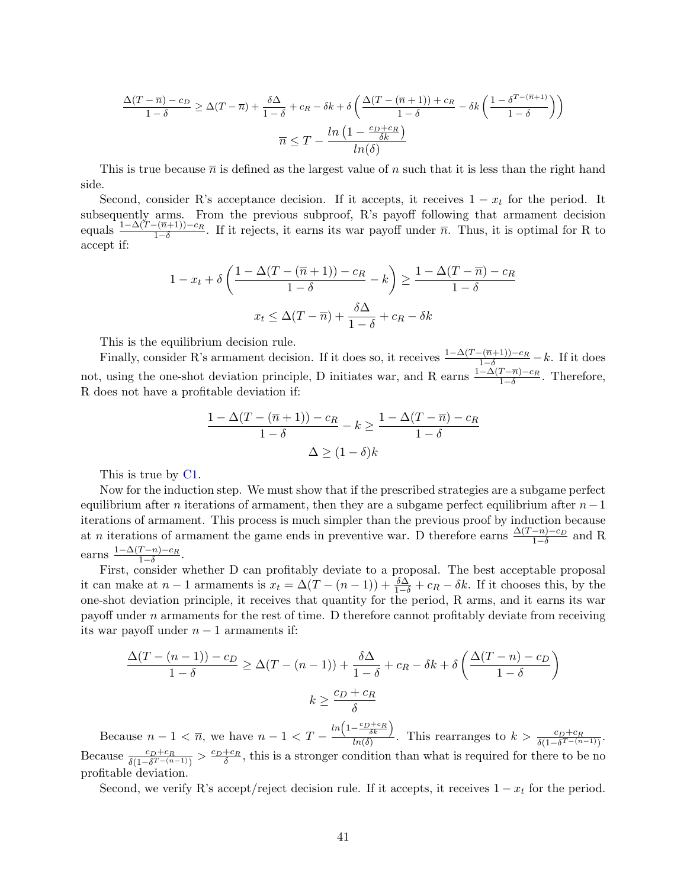$$\frac{\Delta(T-\overline{n})-c_D}{1-\delta} \geq \Delta(T-\overline{n}) + \frac{\delta\Delta}{1-\delta} + c_R - \delta k + \delta\left(\frac{\Delta(T-(\overline{n}+1))+c_R}{1-\delta} - \delta k\left(\frac{1-\delta^{T-(\overline{n}+1)}}{1-\delta}\right)\right)$$

$$\overline{n} \leq T - \frac{ln\left(1-\frac{c_D+c_R}{\delta k}\right)}{ln(\delta)}$$

This is true because $\overline{n}$ is defined as the largest value of $n$ such that it is less than the right hand side.

Second, consider R's acceptance decision. If it accepts, it receives $1-x_t$ for the period. It subsequently arms. From the previous subproof, R's payoff following that armament decision equals $\frac{1-\Delta(T-(\overline{n}+1))-c_R}{1-\delta}$. If it rejects, it earns its war payoff under $\overline{n}$. Thus, it is optimal for R to accept if:

$$1-x_t+\delta\left(\frac{1-\Delta(T-(\overline{n}+1))-c_R}{1-\delta}-k\right) \geq \frac{1-\Delta(T-\overline{n})-c_R}{1-\delta}$$

$$x_t \leq \Delta(T-\overline{n}) + \frac{\delta\Delta}{1-\delta} + c_R - \delta k$$

This is the equilibrium decision rule.

Finally, consider R's armament decision. If it does so, it receives $\frac{1-\Delta(T-(\overline{n}+1))-c_R}{1-\delta} - k$. If it does not, using the one-shot deviation principle, D initiates war, and R earns $\frac{1-\Delta(T-\overline{n})-c_R}{1-\delta}$. Therefore, R does not have a profitable deviation if:

$$\frac{1-\Delta(T-(\overline{n}+1))-c_R}{1-\delta} - k \geq \frac{1-\Delta(T-\overline{n})-c_R}{1-\delta}$$

$$\Delta \geq (1-\delta)k$$

This is true by C1.

Now for the induction step. We must show that if the prescribed strategies are a subgame perfect equilibrium after $n$ iterations of armament, then they are a subgame perfect equilibrium after $n-1$ iterations of armament. This process is much simpler than the previous proof by induction because at $n$ iterations of armament the game ends in preventive war. D therefore earns $\frac{\Delta(T-n)-c_D}{1-\delta}$ and R earns $\frac{1-\Delta(T-n)-c_R}{1-\delta}$.

First, consider whether D can profitably deviate to a proposal. The best acceptable proposal it can make at $n-1$ armaments is $x_t = \Delta(T-(n-1)) + \frac{\delta\Delta}{1-\delta} + c_R - \delta k$. If it chooses this, by the one-shot deviation principle, it receives that quantity for the period, R arms, and it earns its war payoff under $n$ armaments for the rest of time. D therefore cannot profitably deviate from receiving its war payoff under $n-1$ armaments if:

$$\frac{\Delta(T-(n-1))-c_D}{1-\delta} \geq \Delta(T-(n-1)) + \frac{\delta\Delta}{1-\delta} + c_R - \delta k + \delta\left(\frac{\Delta(T-n)-c_D}{1-\delta}\right)$$

$$k \geq \frac{c_D+c_R}{\delta}$$

Because $n-1 < \overline{n}$, we have $n-1 < T - \frac{ln\left(1-\frac{c_D+c_R}{\delta k}\right)}{ln(\delta)}$. This rearranges to $k > \frac{c_D+c_R}{\delta(1-\delta^{T-(n-1)})}$. Because $\frac{c_D+c_R}{\delta(1-\delta^{T-(n-1)})} > \frac{c_D+c_R}{\delta}$, this is a stronger condition than what is required for there to be no profitable deviation.

Second, we verify R's accept/reject decision rule. If it accepts, it receives $1-x_t$ for the period.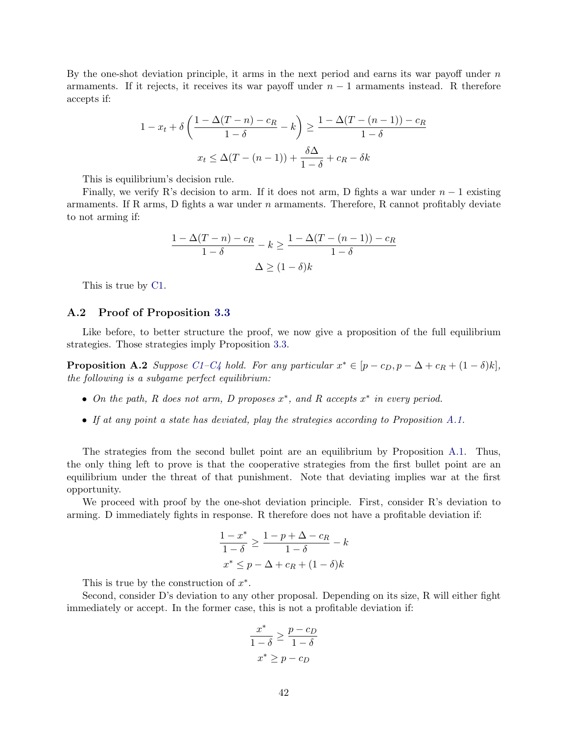By the one-shot deviation principle, it arms in the next period and earns its war payoff under $n$ armaments. If it rejects, it receives its war payoff under $n-1$ armaments instead. R therefore accepts if:

$$1 - x_t + \delta\left(\frac{1 - \Delta(T-n) - c_R}{1-\delta} - k\right) \geq \frac{1 - \Delta(T-(n-1)) - c_R}{1-\delta}$$

$$x_t \leq \Delta(T-(n-1)) + \frac{\delta\Delta}{1-\delta} + c_R - \delta k$$

This is equilibrium's decision rule.

Finally, we verify R's decision to arm. If it does not arm, D fights a war under $n-1$ existing armaments. If R arms, D fights a war under $n$ armaments. Therefore, R cannot profitably deviate to not arming if:

$$\frac{1 - \Delta(T-n) - c_R}{1-\delta} - k \geq \frac{1 - \Delta(T-(n-1)) - c_R}{1-\delta}$$

$$\Delta \geq (1-\delta)k$$

This is true by C1.

## A.2 Proof of Proposition 3.3

Like before, to better structure the proof, we now give a proposition of the full equilibrium strategies. Those strategies imply Proposition 3.3.

**Proposition A.2** *Suppose C1–C4 hold. For any particular $x^* \in [p - c_D, p - \Delta + c_R + (1-\delta)k]$, the following is a subgame perfect equilibrium:*

- *On the path, R does not arm, D proposes $x^*$, and R accepts $x^*$ in every period.*
- *If at any point a state has deviated, play the strategies according to Proposition A.1.*

The strategies from the second bullet point are an equilibrium by Proposition A.1. Thus, the only thing left to prove is that the cooperative strategies from the first bullet point are an equilibrium under the threat of that punishment. Note that deviating implies war at the first opportunity.

We proceed with proof by the one-shot deviation principle. First, consider R's deviation to arming. D immediately fights in response. R therefore does not have a profitable deviation if:

$$\frac{1 - x^*}{1-\delta} \geq \frac{1 - p + \Delta - c_R}{1-\delta} - k$$

$$x^* \leq p - \Delta + c_R + (1-\delta)k$$

This is true by the construction of $x^*$.

Second, consider D's deviation to any other proposal. Depending on its size, R will either fight immediately or accept. In the former case, this is not a profitable deviation if:

$$\frac{x^*}{1-\delta} \geq \frac{p - c_D}{1-\delta}$$

$$x^* \geq p - c_D$$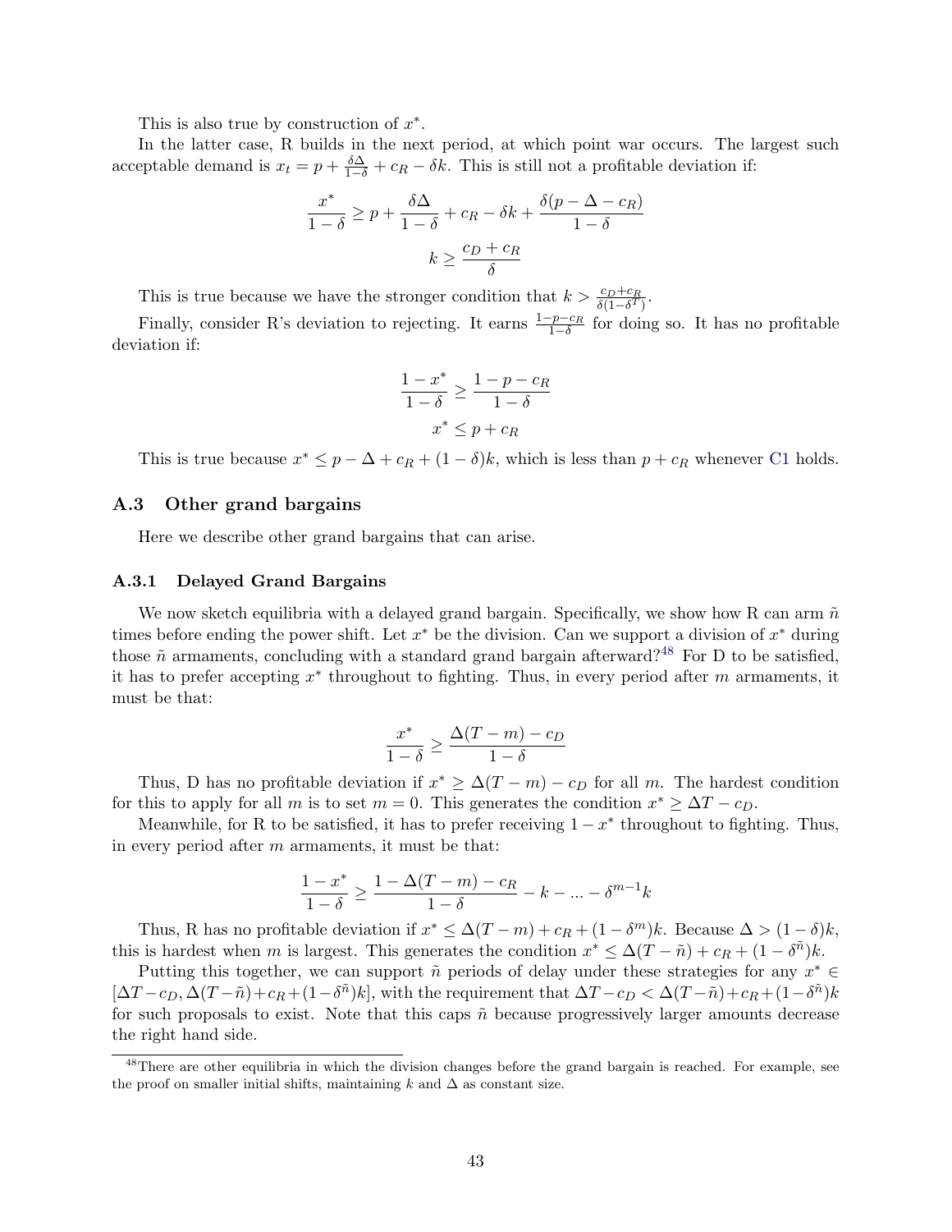This is also true by construction of $x^*$.

In the latter case, R builds in the next period, at which point war occurs. The largest such acceptable demand is $x_t = p + \frac{\delta\Delta}{1-\delta} + c_R - \delta k$. This is still not a profitable deviation if:

$$\frac{x^*}{1-\delta} \geq p + \frac{\delta\Delta}{1-\delta} + c_R - \delta k + \frac{\delta(p - \Delta - c_R)}{1-\delta}$$

$$k \geq \frac{c_D + c_R}{\delta}$$

This is true because we have the stronger condition that $k > \frac{c_D + c_R}{\delta(1-\delta^T)}$.

Finally, consider R's deviation to rejecting. It earns $\frac{1-p-c_R}{1-\delta}$ for doing so. It has no profitable deviation if:

$$\frac{1-x^*}{1-\delta} \geq \frac{1-p-c_R}{1-\delta}$$

$$x^* \leq p + c_R$$

This is true because $x^* \leq p - \Delta + c_R + (1-\delta)k$, which is less than $p + c_R$ whenever C1 holds.

## A.3 Other grand bargains

Here we describe other grand bargains that can arise.

### A.3.1 Delayed Grand Bargains

We now sketch equilibria with a delayed grand bargain. Specifically, we show how R can arm $\tilde{n}$ times before ending the power shift. Let $x^*$ be the division. Can we support a division of $x^*$ during those $\tilde{n}$ armaments, concluding with a standard grand bargain afterward?[48] For D to be satisfied, it has to prefer accepting $x^*$ throughout to fighting. Thus, in every period after $m$ armaments, it must be that:

$$\frac{x^*}{1-\delta} \geq \frac{\Delta(T-m) - c_D}{1-\delta}$$

Thus, D has no profitable deviation if $x^* \geq \Delta(T-m) - c_D$ for all $m$. The hardest condition for this to apply for all $m$ is to set $m = 0$. This generates the condition $x^* \geq \Delta T - c_D$.

Meanwhile, for R to be satisfied, it has to prefer receiving $1 - x^*$ throughout to fighting. Thus, in every period after $m$ armaments, it must be that:

$$\frac{1-x^*}{1-\delta} \geq \frac{1 - \Delta(T-m) - c_R}{1-\delta} - k - \dots - \delta^{m-1}k$$

Thus, R has no profitable deviation if $x^* \leq \Delta(T-m) + c_R + (1-\delta^m)k$. Because $\Delta > (1-\delta)k$, this is hardest when $m$ is largest. This generates the condition $x^* \leq \Delta(T-\tilde{n}) + c_R + (1-\delta^{\tilde{n}})k$.

Putting this together, we can support $\tilde{n}$ periods of delay under these strategies for any $x^* \in [\Delta T - c_D, \Delta(T-\tilde{n}) + c_R + (1-\delta^{\tilde{n}})k]$, with the requirement that $\Delta T - c_D < \Delta(T-\tilde{n}) + c_R + (1-\delta^{\tilde{n}})k$ for such proposals to exist. Note that this caps $\tilde{n}$ because progressively larger amounts decrease the right hand side.

[48] There are other equilibria in which the division changes before the grand bargain is reached. For example, see the proof on smaller initial shifts, maintaining $k$ and $\Delta$ as constant size.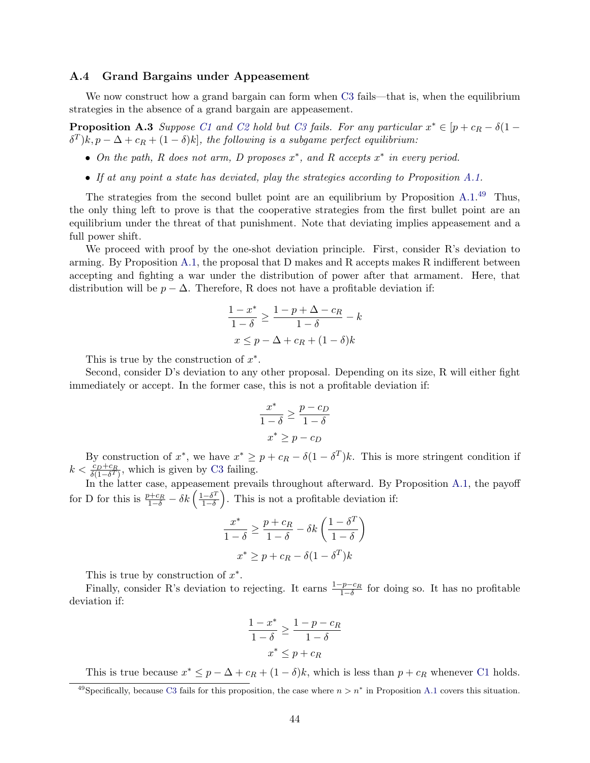### A.4 Grand Bargains under Appeasement

We now construct how a grand bargain can form when C3 fails—that is, when the equilibrium strategies in the absence of a grand bargain are appeasement.

**Proposition A.3** *Suppose C1 and C2 hold but C3 fails. For any particular $x^* \in [p + c_R - \delta(1 - \delta^T)k, p - \Delta + c_R + (1-\delta)k]$, the following is a subgame perfect equilibrium:*

- *On the path, R does not arm, D proposes $x^*$, and R accepts $x^*$ in every period.*
- *If at any point a state has deviated, play the strategies according to Proposition A.1.*

The strategies from the second bullet point are an equilibrium by Proposition A.1.[49] Thus, the only thing left to prove is that the cooperative strategies from the first bullet point are an equilibrium under the threat of that punishment. Note that deviating implies appeasement and a full power shift.

We proceed with proof by the one-shot deviation principle. First, consider R's deviation to arming. By Proposition A.1, the proposal that D makes and R accepts makes R indifferent between accepting and fighting a war under the distribution of power after that armament. Here, that distribution will be $p - \Delta$. Therefore, R does not have a profitable deviation if:

$$\frac{1-x^*}{1-\delta} \geq \frac{1-p+\Delta-c_R}{1-\delta} - k$$
$$x \leq p - \Delta + c_R + (1-\delta)k$$

This is true by the construction of $x^*$.

Second, consider D's deviation to any other proposal. Depending on its size, R will either fight immediately or accept. In the former case, this is not a profitable deviation if:

$$\frac{x^*}{1-\delta} \geq \frac{p-c_D}{1-\delta}$$
$$x^* \geq p - c_D$$

By construction of $x^*$, we have $x^* \geq p + c_R - \delta(1-\delta^T)k$. This is more stringent condition if $k < \frac{c_D + c_R}{\delta(1-\delta^T)}$, which is given by C3 failing.

In the latter case, appeasement prevails throughout afterward. By Proposition A.1, the payoff for D for this is $\frac{p+c_R}{1-\delta} - \delta k \left(\frac{1-\delta^T}{1-\delta}\right)$. This is not a profitable deviation if:

$$\frac{x^*}{1-\delta} \geq \frac{p+c_R}{1-\delta} - \delta k \left(\frac{1-\delta^T}{1-\delta}\right)$$
$$x^* \geq p + c_R - \delta(1-\delta^T)k$$

This is true by construction of $x^*$.

Finally, consider R's deviation to rejecting. It earns $\frac{1-p-c_R}{1-\delta}$ for doing so. It has no profitable deviation if:

$$\frac{1-x^*}{1-\delta} \geq \frac{1-p-c_R}{1-\delta}$$
$$x^* \leq p + c_R$$

This is true because $x^* \leq p - \Delta + c_R + (1-\delta)k$, which is less than $p + c_R$ whenever C1 holds.

[49] Specifically, because C3 fails for this proposition, the case where $n > n^*$ in Proposition A.1 covers this situation.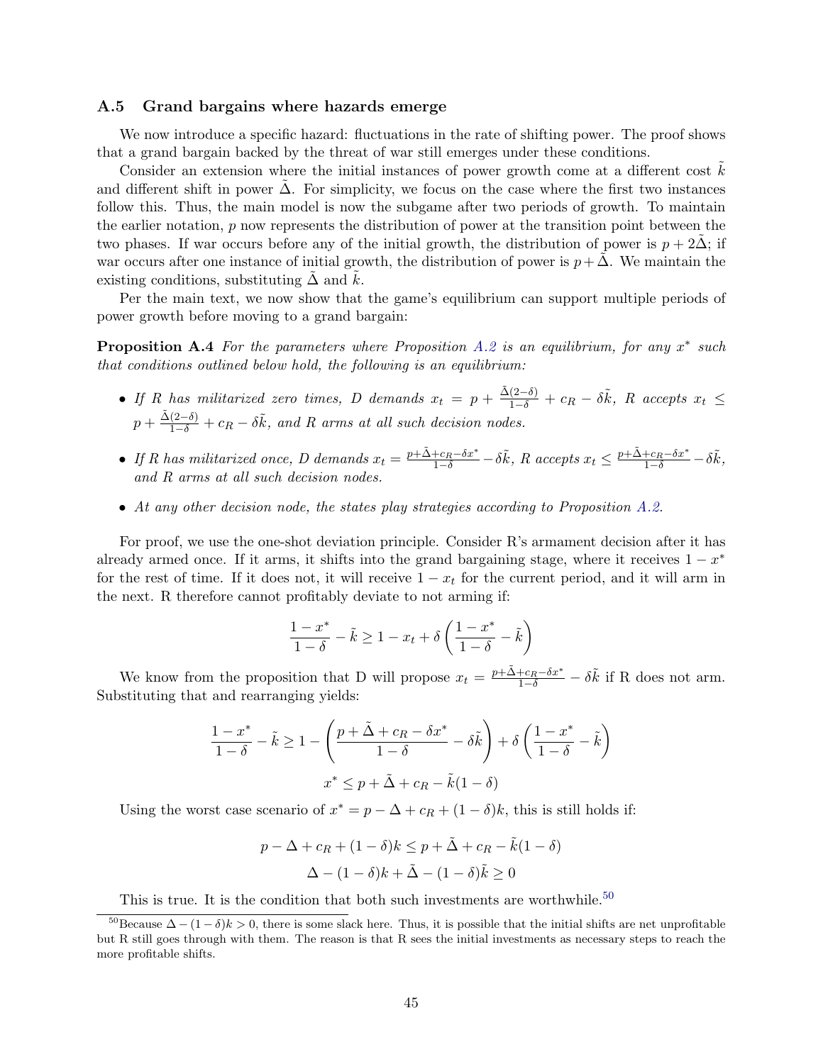### A.5 Grand bargains where hazards emerge

We now introduce a specific hazard: fluctuations in the rate of shifting power. The proof shows that a grand bargain backed by the threat of war still emerges under these conditions.

Consider an extension where the initial instances of power growth come at a different cost $\tilde{k}$ and different shift in power $\tilde{\Delta}$. For simplicity, we focus on the case where the first two instances follow this. Thus, the main model is now the subgame after two periods of growth. To maintain the earlier notation, $p$ now represents the distribution of power at the transition point between the two phases. If war occurs before any of the initial growth, the distribution of power is $p + 2\tilde{\Delta}$; if war occurs after one instance of initial growth, the distribution of power is $p + \tilde{\Delta}$. We maintain the existing conditions, substituting $\tilde{\Delta}$ and $\tilde{k}$.

Per the main text, we now show that the game's equilibrium can support multiple periods of power growth before moving to a grand bargain:

**Proposition A.4** *For the parameters where Proposition A.2 is an equilibrium, for any $x^*$ such that conditions outlined below hold, the following is an equilibrium:*

- *If R has militarized zero times, D demands $x_t = p + \frac{\tilde{\Delta}(2-\delta)}{1-\delta} + c_R - \delta\tilde{k}$, R accepts $x_t \leq p + \frac{\tilde{\Delta}(2-\delta)}{1-\delta} + c_R - \delta\tilde{k}$, and R arms at all such decision nodes.*
- *If R has militarized once, D demands $x_t = \frac{p+\tilde{\Delta}+c_R-\delta x^*}{1-\delta} - \delta\tilde{k}$, R accepts $x_t \leq \frac{p+\tilde{\Delta}+c_R-\delta x^*}{1-\delta} - \delta\tilde{k}$, and R arms at all such decision nodes.*
- *At any other decision node, the states play strategies according to Proposition A.2.*

For proof, we use the one-shot deviation principle. Consider R's armament decision after it has already armed once. If it arms, it shifts into the grand bargaining stage, where it receives $1 - x^*$ for the rest of time. If it does not, it will receive $1 - x_t$ for the current period, and it will arm in the next. R therefore cannot profitably deviate to not arming if:

$$\frac{1-x^*}{1-\delta} - \tilde{k} \geq 1 - x_t + \delta\left(\frac{1-x^*}{1-\delta} - \tilde{k}\right)$$

We know from the proposition that D will propose $x_t = \frac{p+\tilde{\Delta}+c_R-\delta x^*}{1-\delta} - \delta\tilde{k}$ if R does not arm. Substituting that and rearranging yields:

$$\frac{1-x^*}{1-\delta} - \tilde{k} \geq 1 - \left(\frac{p+\tilde{\Delta}+c_R-\delta x^*}{1-\delta} - \delta\tilde{k}\right) + \delta\left(\frac{1-x^*}{1-\delta} - \tilde{k}\right)$$

$$x^* \leq p + \tilde{\Delta} + c_R - \tilde{k}(1-\delta)$$

Using the worst case scenario of $x^* = p - \Delta + c_R + (1-\delta)k$, this is still holds if:

$$p - \Delta + c_R + (1-\delta)k \leq p + \tilde{\Delta} + c_R - \tilde{k}(1-\delta)$$

$$\Delta - (1-\delta)k + \tilde{\Delta} - (1-\delta)\tilde{k} \geq 0$$

This is true. It is the condition that both such investments are worthwhile.[50]

[50] Because $\Delta - (1-\delta)k > 0$, there is some slack here. Thus, it is possible that the initial shifts are net unprofitable but R still goes through with them. The reason is that R sees the initial investments as necessary steps to reach the more profitable shifts.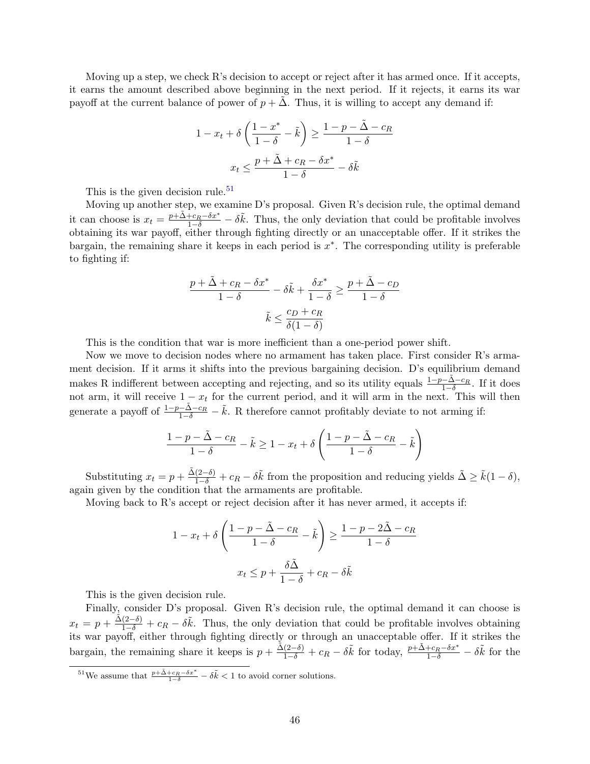Moving up a step, we check R's decision to accept or reject after it has armed once. If it accepts, it earns the amount described above beginning in the next period. If it rejects, it earns its war payoff at the current balance of power of $p + \tilde{\Delta}$. Thus, it is willing to accept any demand if:

$$1 - x_t + \delta\left(\frac{1 - x^*}{1 - \delta} - \tilde{k}\right) \geq \frac{1 - p - \tilde{\Delta} - c_R}{1 - \delta}$$

$$x_t \leq \frac{p + \tilde{\Delta} + c_R - \delta x^*}{1 - \delta} - \delta\tilde{k}$$

This is the given decision rule.[51]

Moving up another step, we examine D's proposal. Given R's decision rule, the optimal demand it can choose is $x_t = \frac{p+\tilde{\Delta}+c_R-\delta x^*}{1-\delta} - \delta\tilde{k}$. Thus, the only deviation that could be profitable involves obtaining its war payoff, either through fighting directly or an unacceptable offer. If it strikes the bargain, the remaining share it keeps in each period is $x^*$. The corresponding utility is preferable to fighting if:

$$\frac{p + \tilde{\Delta} + c_R - \delta x^*}{1 - \delta} - \delta\tilde{k} + \frac{\delta x^*}{1 - \delta} \geq \frac{p + \tilde{\Delta} - c_D}{1 - \delta}$$

$$\tilde{k} \leq \frac{c_D + c_R}{\delta(1 - \delta)}$$

This is the condition that war is more inefficient than a one-period power shift.

Now we move to decision nodes where no armament has taken place. First consider R's armament decision. If it arms it shifts into the previous bargaining decision. D's equilibrium demand makes R indifferent between accepting and rejecting, and so its utility equals $\frac{1-p-\tilde{\Delta}-c_R}{1-\delta}$. If it does not arm, it will receive $1 - x_t$ for the current period, and it will arm in the next. This will then generate a payoff of $\frac{1-p-\tilde{\Delta}-c_R}{1-\delta} - \tilde{k}$. R therefore cannot profitably deviate to not arming if:

$$\frac{1 - p - \tilde{\Delta} - c_R}{1 - \delta} - \tilde{k} \geq 1 - x_t + \delta\left(\frac{1 - p - \tilde{\Delta} - c_R}{1 - \delta} - \tilde{k}\right)$$

Substituting $x_t = p + \frac{\tilde{\Delta}(2-\delta)}{1-\delta} + c_R - \delta\tilde{k}$ from the proposition and reducing yields $\tilde{\Delta} \geq \tilde{k}(1-\delta)$, again given by the condition that the armaments are profitable.

Moving back to R's accept or reject decision after it has never armed, it accepts if:

$$1 - x_t + \delta\left(\frac{1 - p - \tilde{\Delta} - c_R}{1 - \delta} - \tilde{k}\right) \geq \frac{1 - p - 2\tilde{\Delta} - c_R}{1 - \delta}$$

$$x_t \leq p + \frac{\delta\tilde{\Delta}}{1 - \delta} + c_R - \delta\tilde{k}$$

This is the given decision rule.

Finally, consider D's proposal. Given R's decision rule, the optimal demand it can choose is $x_t = p + \frac{\tilde{\Delta}(2-\delta)}{1-\delta} + c_R - \delta\tilde{k}$. Thus, the only deviation that could be profitable involves obtaining its war payoff, either through fighting directly or through an unacceptable offer. If it strikes the bargain, the remaining share it keeps is $p + \frac{\tilde{\Delta}(2-\delta)}{1-\delta} + c_R - \delta\tilde{k}$ for today, $\frac{p+\tilde{\Delta}+c_R-\delta x^*}{1-\delta} - \delta\tilde{k}$ for the

[51] We assume that $\frac{p+\tilde{\Delta}+c_R-\delta x^*}{1-\delta} - \delta\tilde{k} < 1$ to avoid corner solutions.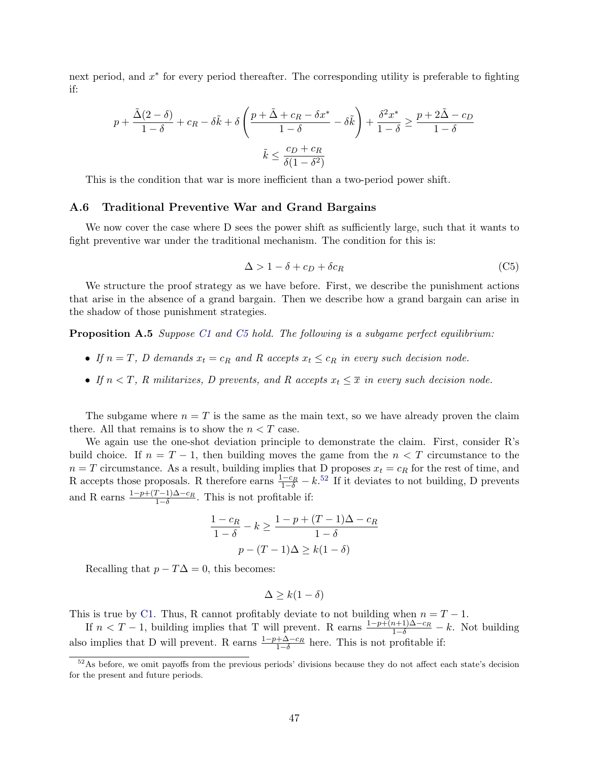next period, and $x^*$ for every period thereafter. The corresponding utility is preferable to fighting if:

$$p + \frac{\tilde{\Delta}(2-\delta)}{1-\delta} + c_R - \delta\tilde{k} + \delta\left(\frac{p + \tilde{\Delta} + c_R - \delta x^*}{1-\delta} - \delta\tilde{k}\right) + \frac{\delta^2 x^*}{1-\delta} \geq \frac{p + 2\tilde{\Delta} - c_D}{1-\delta}$$

$$\tilde{k} \leq \frac{c_D + c_R}{\delta(1-\delta^2)}$$

This is the condition that war is more inefficient than a two-period power shift.

### A.6 Traditional Preventive War and Grand Bargains

We now cover the case where D sees the power shift as sufficiently large, such that it wants to fight preventive war under the traditional mechanism. The condition for this is:

$$\Delta > 1 - \delta + c_D + \delta c_R \tag{C5}$$

We structure the proof strategy as we have before. First, we describe the punishment actions that arise in the absence of a grand bargain. Then we describe how a grand bargain can arise in the shadow of those punishment strategies.

**Proposition A.5** *Suppose C1 and C5 hold. The following is a subgame perfect equilibrium:*

- *If $n = T$, D demands $x_t = c_R$ and R accepts $x_t \leq c_R$ in every such decision node.*
- *If $n < T$, R militarizes, D prevents, and R accepts $x_t \leq \overline{x}$ in every such decision node.*

The subgame where $n = T$ is the same as the main text, so we have already proven the claim there. All that remains is to show the $n < T$ case.

We again use the one-shot deviation principle to demonstrate the claim. First, consider R's build choice. If $n = T - 1$, then building moves the game from the $n < T$ circumstance to the $n = T$ circumstance. As a result, building implies that D proposes $x_t = c_R$ for the rest of time, and R accepts those proposals. R therefore earns $\frac{1-c_R}{1-\delta} - k$.[52] If it deviates to not building, D prevents and R earns $\frac{1-p+(T-1)\Delta-c_R}{1-\delta}$. This is not profitable if:

$$\frac{1-c_R}{1-\delta} - k \geq \frac{1-p+(T-1)\Delta - c_R}{1-\delta}$$

$$p - (T-1)\Delta \geq k(1-\delta)$$

Recalling that $p - T\Delta = 0$, this becomes:

$$\Delta \geq k(1-\delta)$$

This is true by C1. Thus, R cannot profitably deviate to not building when $n = T - 1$.

If $n < T - 1$, building implies that T will prevent. R earns $\frac{1-p+(n+1)\Delta-c_R}{1-\delta} - k$. Not building also implies that D will prevent. R earns $\frac{1-p+\Delta-c_R}{1-\delta}$ here. This is not profitable if:

[52] As before, we omit payoffs from the previous periods' divisions because they do not affect each state's decision for the present and future periods.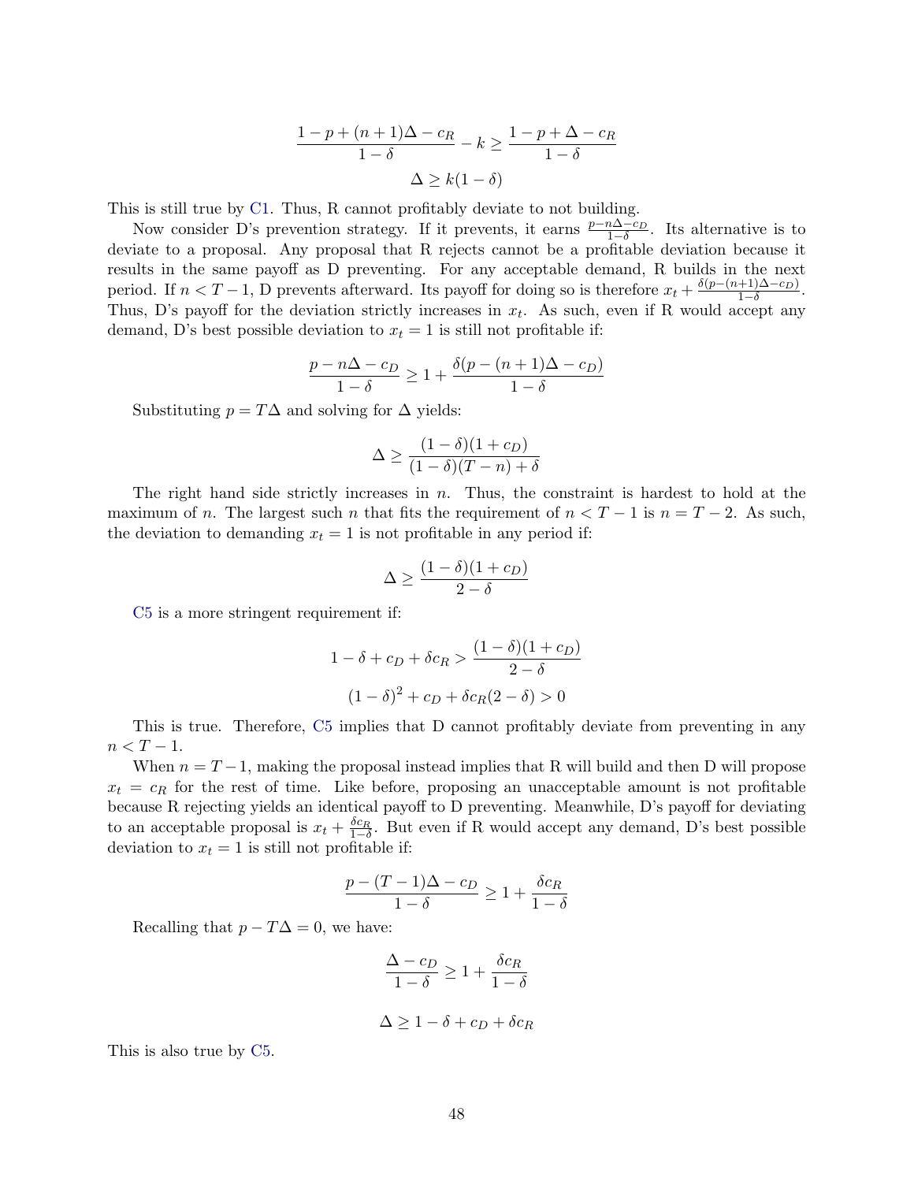$$\frac{1 - p + (n+1)\Delta - c_R}{1-\delta} - k \geq \frac{1 - p + \Delta - c_R}{1-\delta}$$

$$\Delta \geq k(1-\delta)$$

This is still true by C1. Thus, R cannot profitably deviate to not building.

Now consider D's prevention strategy. If it prevents, it earns $\frac{p - n\Delta - c_D}{1-\delta}$. Its alternative is to deviate to a proposal. Any proposal that R rejects cannot be a profitable deviation because it results in the same payoff as D preventing. For any acceptable demand, R builds in the next period. If $n < T-1$, D prevents afterward. Its payoff for doing so is therefore $x_t + \frac{\delta(p-(n+1)\Delta - c_D)}{1-\delta}$. Thus, D's payoff for the deviation strictly increases in $x_t$. As such, even if R would accept any demand, D's best possible deviation to $x_t = 1$ is still not profitable if:

$$\frac{p - n\Delta - c_D}{1-\delta} \geq 1 + \frac{\delta(p - (n+1)\Delta - c_D)}{1-\delta}$$

Substituting $p = T\Delta$ and solving for $\Delta$ yields:

$$\Delta \geq \frac{(1-\delta)(1+c_D)}{(1-\delta)(T-n)+\delta}$$

The right hand side strictly increases in $n$. Thus, the constraint is hardest to hold at the maximum of $n$. The largest such $n$ that fits the requirement of $n < T-1$ is $n = T-2$. As such, the deviation to demanding $x_t = 1$ is not profitable in any period if:

$$\Delta \geq \frac{(1-\delta)(1+c_D)}{2-\delta}$$

C5 is a more stringent requirement if:

$$1 - \delta + c_D + \delta c_R > \frac{(1-\delta)(1+c_D)}{2-\delta}$$

$$(1-\delta)^2 + c_D + \delta c_R(2-\delta) > 0$$

This is true. Therefore, C5 implies that D cannot profitably deviate from preventing in any $n < T-1$.

When $n = T-1$, making the proposal instead implies that R will build and then D will propose $x_t = c_R$ for the rest of time. Like before, proposing an unacceptable amount is not profitable because R rejecting yields an identical payoff to D preventing. Meanwhile, D's payoff for deviating to an acceptable proposal is $x_t + \frac{\delta c_R}{1-\delta}$. But even if R would accept any demand, D's best possible deviation to $x_t = 1$ is still not profitable if:

$$\frac{p - (T-1)\Delta - c_D}{1-\delta} \geq 1 + \frac{\delta c_R}{1-\delta}$$

Recalling that $p - T\Delta = 0$, we have:

$$\frac{\Delta - c_D}{1-\delta} \geq 1 + \frac{\delta c_R}{1-\delta}$$

$$\Delta \geq 1 - \delta + c_D + \delta c_R$$

This is also true by C5.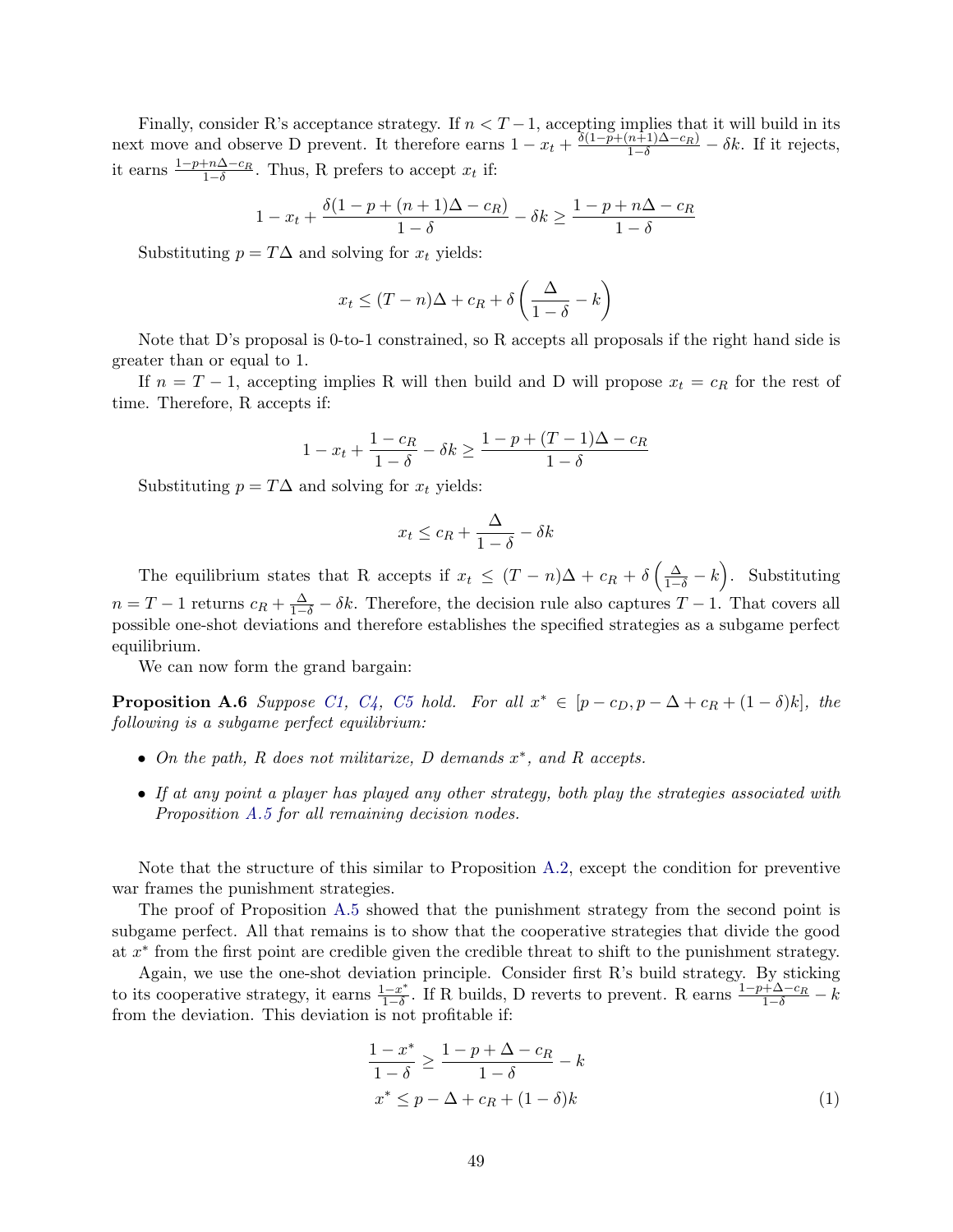Finally, consider R's acceptance strategy. If $n < T-1$, accepting implies that it will build in its next move and observe D prevent. It therefore earns $1 - x_t + \frac{\delta(1-p+(n+1)\Delta - c_R)}{1-\delta} - \delta k$. If it rejects, it earns $\frac{1-p+n\Delta-c_R}{1-\delta}$. Thus, R prefers to accept $x_t$ if:

$$1 - x_t + \frac{\delta(1-p+(n+1)\Delta - c_R)}{1-\delta} - \delta k \geq \frac{1-p+n\Delta-c_R}{1-\delta}$$

Substituting $p = T\Delta$ and solving for $x_t$ yields:

$$x_t \leq (T-n)\Delta + c_R + \delta\left(\frac{\Delta}{1-\delta} - k\right)$$

Note that D's proposal is 0-to-1 constrained, so R accepts all proposals if the right hand side is greater than or equal to 1.

If $n = T-1$, accepting implies R will then build and D will propose $x_t = c_R$ for the rest of time. Therefore, R accepts if:

$$1 - x_t + \frac{1-c_R}{1-\delta} - \delta k \geq \frac{1-p+(T-1)\Delta-c_R}{1-\delta}$$

Substituting $p = T\Delta$ and solving for $x_t$ yields:

$$x_t \leq c_R + \frac{\Delta}{1-\delta} - \delta k$$

The equilibrium states that R accepts if $x_t \leq (T-n)\Delta + c_R + \delta\left(\frac{\Delta}{1-\delta} - k\right)$. Substituting $n = T-1$ returns $c_R + \frac{\Delta}{1-\delta} - \delta k$. Therefore, the decision rule also captures $T-1$. That covers all possible one-shot deviations and therefore establishes the specified strategies as a subgame perfect equilibrium.

We can now form the grand bargain:

**Proposition A.6** *Suppose C1, C4, C5 hold. For all $x^* \in [p - c_D, p - \Delta + c_R + (1-\delta)k]$, the following is a subgame perfect equilibrium:*

- *On the path, R does not militarize, D demands $x^*$, and R accepts.*
- *If at any point a player has played any other strategy, both play the strategies associated with Proposition A.5 for all remaining decision nodes.*

Note that the structure of this similar to Proposition A.2, except the condition for preventive war frames the punishment strategies.

The proof of Proposition A.5 showed that the punishment strategy from the second point is subgame perfect. All that remains is to show that the cooperative strategies that divide the good at $x^*$ from the first point are credible given the credible threat to shift to the punishment strategy.

Again, we use the one-shot deviation principle. Consider first R's build strategy. By sticking to its cooperative strategy, it earns $\frac{1-x^*}{1-\delta}$. If R builds, D reverts to prevent. R earns $\frac{1-p+\Delta-c_R}{1-\delta} - k$ from the deviation. This deviation is not profitable if:

$$\frac{1-x^*}{1-\delta} \geq \frac{1-p+\Delta-c_R}{1-\delta} - k$$

$$x^* \leq p - \Delta + c_R + (1-\delta)k \tag{1}$$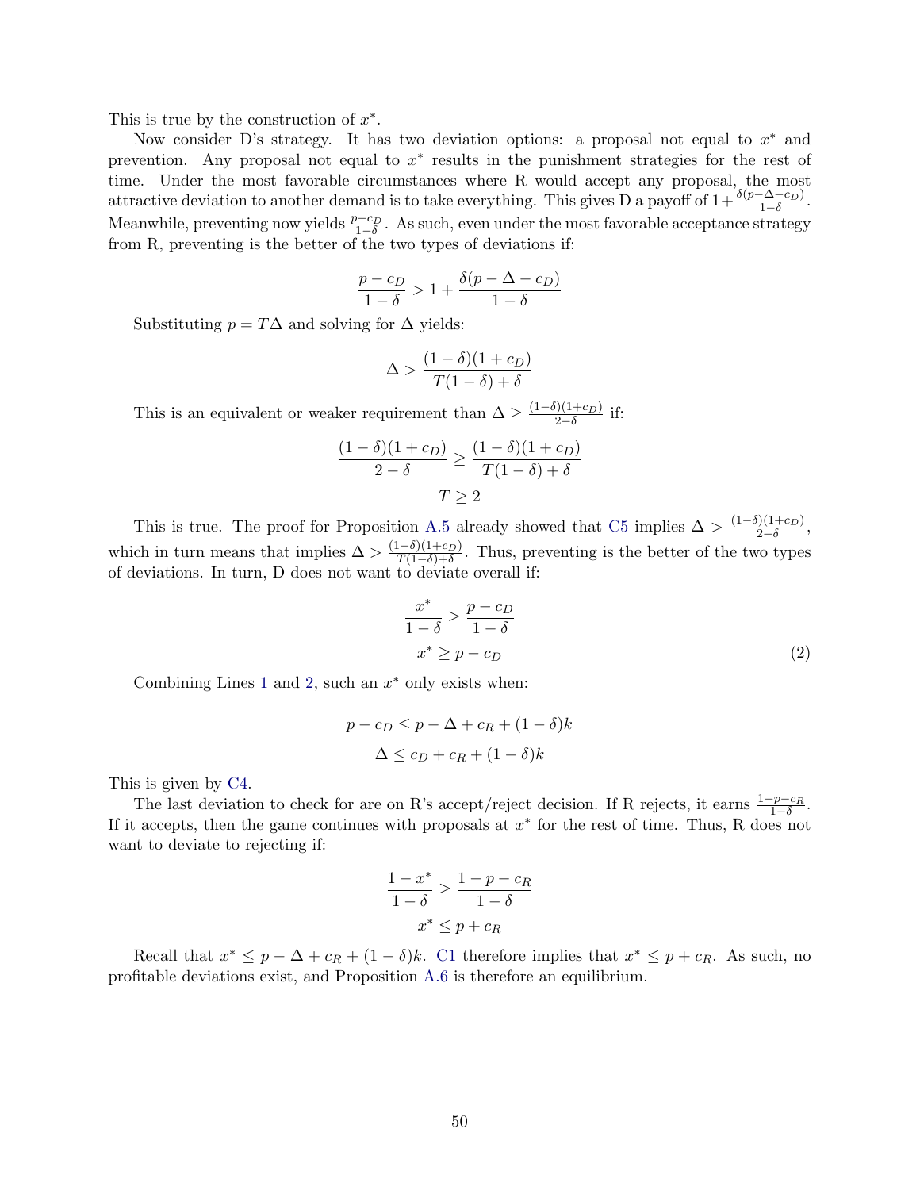This is true by the construction of $x^*$.

Now consider D's strategy. It has two deviation options: a proposal not equal to $x^*$ and prevention. Any proposal not equal to $x^*$ results in the punishment strategies for the rest of time. Under the most favorable circumstances where R would accept any proposal, the most attractive deviation to another demand is to take everything. This gives D a payoff of $1+\frac{\delta(p-\Delta-c_D)}{1-\delta}$. Meanwhile, preventing now yields $\frac{p-c_D}{1-\delta}$. As such, even under the most favorable acceptance strategy from R, preventing is the better of the two types of deviations if:

$$\frac{p-c_D}{1-\delta} > 1 + \frac{\delta(p-\Delta-c_D)}{1-\delta}$$

Substituting $p = T\Delta$ and solving for $\Delta$ yields:

$$\Delta > \frac{(1-\delta)(1+c_D)}{T(1-\delta)+\delta}$$

This is an equivalent or weaker requirement than $\Delta \geq \frac{(1-\delta)(1+c_D)}{2-\delta}$ if:

$$\frac{(1-\delta)(1+c_D)}{2-\delta} \geq \frac{(1-\delta)(1+c_D)}{T(1-\delta)+\delta}$$

$$T \geq 2$$

This is true. The proof for Proposition A.5 already showed that C5 implies $\Delta > \frac{(1-\delta)(1+c_D)}{2-\delta}$, which in turn means that implies $\Delta > \frac{(1-\delta)(1+c_D)}{T(1-\delta)+\delta}$. Thus, preventing is the better of the two types of deviations. In turn, D does not want to deviate overall if:

$$\frac{x^*}{1-\delta} \geq \frac{p-c_D}{1-\delta}$$

$$x^* \geq p - c_D \tag{2}$$

Combining Lines 1 and 2, such an $x^*$ only exists when:

$$p - c_D \leq p - \Delta + c_R + (1-\delta)k$$

$$\Delta \leq c_D + c_R + (1-\delta)k$$

This is given by C4.

The last deviation to check for are on R's accept/reject decision. If R rejects, it earns $\frac{1-p-c_R}{1-\delta}$. If it accepts, then the game continues with proposals at $x^*$ for the rest of time. Thus, R does not want to deviate to rejecting if:

$$\frac{1-x^*}{1-\delta} \geq \frac{1-p-c_R}{1-\delta}$$

$$x^* \leq p + c_R$$

Recall that $x^* \leq p - \Delta + c_R + (1-\delta)k$. C1 therefore implies that $x^* \leq p + c_R$. As such, no profitable deviations exist, and Proposition A.6 is therefore an equilibrium.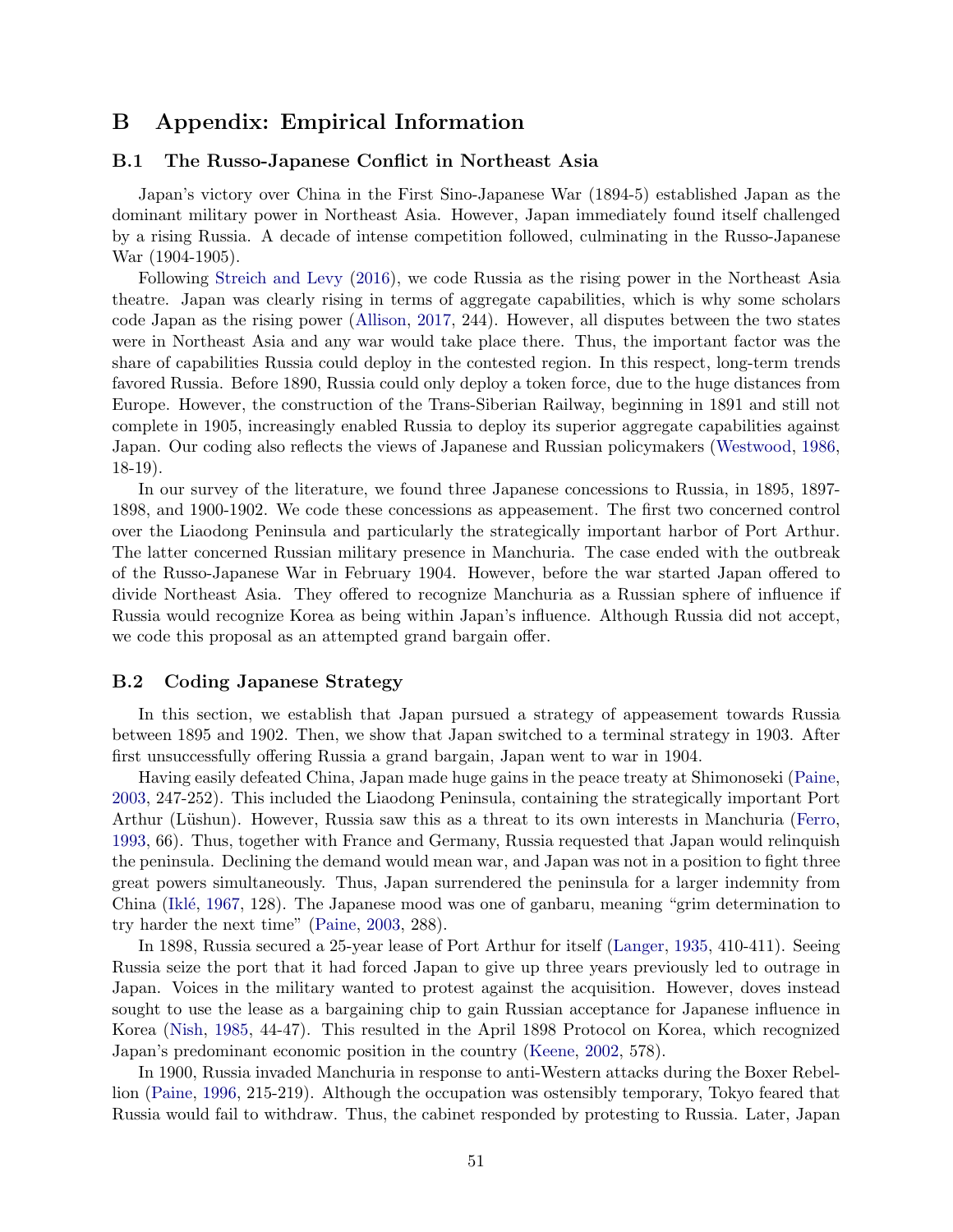# B Appendix: Empirical Information

## B.1 The Russo-Japanese Conflict in Northeast Asia

Japan's victory over China in the First Sino-Japanese War (1894-5) established Japan as the dominant military power in Northeast Asia. However, Japan immediately found itself challenged by a rising Russia. A decade of intense competition followed, culminating in the Russo-Japanese War (1904-1905).

Following Streich and Levy (2016), we code Russia as the rising power in the Northeast Asia theatre. Japan was clearly rising in terms of aggregate capabilities, which is why some scholars code Japan as the rising power (Allison, 2017, 244). However, all disputes between the two states were in Northeast Asia and any war would take place there. Thus, the important factor was the share of capabilities Russia could deploy in the contested region. In this respect, long-term trends favored Russia. Before 1890, Russia could only deploy a token force, due to the huge distances from Europe. However, the construction of the Trans-Siberian Railway, beginning in 1891 and still not complete in 1905, increasingly enabled Russia to deploy its superior aggregate capabilities against Japan. Our coding also reflects the views of Japanese and Russian policymakers (Westwood, 1986, 18-19).

In our survey of the literature, we found three Japanese concessions to Russia, in 1895, 1897-1898, and 1900-1902. We code these concessions as appeasement. The first two concerned control over the Liaodong Peninsula and particularly the strategically important harbor of Port Arthur. The latter concerned Russian military presence in Manchuria. The case ended with the outbreak of the Russo-Japanese War in February 1904. However, before the war started Japan offered to divide Northeast Asia. They offered to recognize Manchuria as a Russian sphere of influence if Russia would recognize Korea as being within Japan's influence. Although Russia did not accept, we code this proposal as an attempted grand bargain offer.

## B.2 Coding Japanese Strategy

In this section, we establish that Japan pursued a strategy of appeasement towards Russia between 1895 and 1902. Then, we show that Japan switched to a terminal strategy in 1903. After first unsuccessfully offering Russia a grand bargain, Japan went to war in 1904.

Having easily defeated China, Japan made huge gains in the peace treaty at Shimonoseki (Paine, 2003, 247-252). This included the Liaodong Peninsula, containing the strategically important Port Arthur (Lüshun). However, Russia saw this as a threat to its own interests in Manchuria (Ferro, 1993, 66). Thus, together with France and Germany, Russia requested that Japan would relinquish the peninsula. Declining the demand would mean war, and Japan was not in a position to fight three great powers simultaneously. Thus, Japan surrendered the peninsula for a larger indemnity from China (Iklé, 1967, 128). The Japanese mood was one of ganbaru, meaning "grim determination to try harder the next time" (Paine, 2003, 288).

In 1898, Russia secured a 25-year lease of Port Arthur for itself (Langer, 1935, 410-411). Seeing Russia seize the port that it had forced Japan to give up three years previously led to outrage in Japan. Voices in the military wanted to protest against the acquisition. However, doves instead sought to use the lease as a bargaining chip to gain Russian acceptance for Japanese influence in Korea (Nish, 1985, 44-47). This resulted in the April 1898 Protocol on Korea, which recognized Japan's predominant economic position in the country (Keene, 2002, 578).

In 1900, Russia invaded Manchuria in response to anti-Western attacks during the Boxer Rebellion (Paine, 1996, 215-219). Although the occupation was ostensibly temporary, Tokyo feared that Russia would fail to withdraw. Thus, the cabinet responded by protesting to Russia. Later, Japan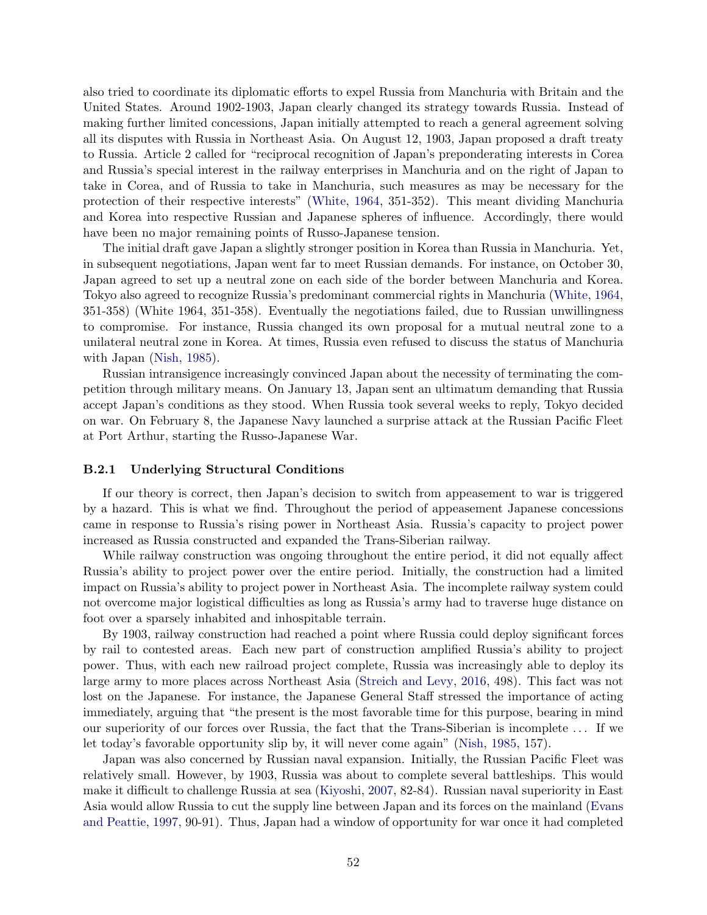also tried to coordinate its diplomatic efforts to expel Russia from Manchuria with Britain and the United States. Around 1902-1903, Japan clearly changed its strategy towards Russia. Instead of making further limited concessions, Japan initially attempted to reach a general agreement solving all its disputes with Russia in Northeast Asia. On August 12, 1903, Japan proposed a draft treaty to Russia. Article 2 called for "reciprocal recognition of Japan's preponderating interests in Corea and Russia's special interest in the railway enterprises in Manchuria and on the right of Japan to take in Corea, and of Russia to take in Manchuria, such measures as may be necessary for the protection of their respective interests" (White, 1964, 351-352). This meant dividing Manchuria and Korea into respective Russian and Japanese spheres of influence. Accordingly, there would have been no major remaining points of Russo-Japanese tension.

The initial draft gave Japan a slightly stronger position in Korea than Russia in Manchuria. Yet, in subsequent negotiations, Japan went far to meet Russian demands. For instance, on October 30, Japan agreed to set up a neutral zone on each side of the border between Manchuria and Korea. Tokyo also agreed to recognize Russia's predominant commercial rights in Manchuria (White, 1964, 351-358) (White 1964, 351-358). Eventually the negotiations failed, due to Russian unwillingness to compromise. For instance, Russia changed its own proposal for a mutual neutral zone to a unilateral neutral zone in Korea. At times, Russia even refused to discuss the status of Manchuria with Japan (Nish, 1985).

Russian intransigence increasingly convinced Japan about the necessity of terminating the competition through military means. On January 13, Japan sent an ultimatum demanding that Russia accept Japan's conditions as they stood. When Russia took several weeks to reply, Tokyo decided on war. On February 8, the Japanese Navy launched a surprise attack at the Russian Pacific Fleet at Port Arthur, starting the Russo-Japanese War.

### B.2.1 Underlying Structural Conditions

If our theory is correct, then Japan's decision to switch from appeasement to war is triggered by a hazard. This is what we find. Throughout the period of appeasement Japanese concessions came in response to Russia's rising power in Northeast Asia. Russia's capacity to project power increased as Russia constructed and expanded the Trans-Siberian railway.

While railway construction was ongoing throughout the entire period, it did not equally affect Russia's ability to project power over the entire period. Initially, the construction had a limited impact on Russia's ability to project power in Northeast Asia. The incomplete railway system could not overcome major logistical difficulties as long as Russia's army had to traverse huge distance on foot over a sparsely inhabited and inhospitable terrain.

By 1903, railway construction had reached a point where Russia could deploy significant forces by rail to contested areas. Each new part of construction amplified Russia's ability to project power. Thus, with each new railroad project complete, Russia was increasingly able to deploy its large army to more places across Northeast Asia (Streich and Levy, 2016, 498). This fact was not lost on the Japanese. For instance, the Japanese General Staff stressed the importance of acting immediately, arguing that "the present is the most favorable time for this purpose, bearing in mind our superiority of our forces over Russia, the fact that the Trans-Siberian is incomplete ... If we let today's favorable opportunity slip by, it will never come again" (Nish, 1985, 157).

Japan was also concerned by Russian naval expansion. Initially, the Russian Pacific Fleet was relatively small. However, by 1903, Russia was about to complete several battleships. This would make it difficult to challenge Russia at sea (Kiyoshi, 2007, 82-84). Russian naval superiority in East Asia would allow Russia to cut the supply line between Japan and its forces on the mainland (Evans and Peattie, 1997, 90-91). Thus, Japan had a window of opportunity for war once it had completed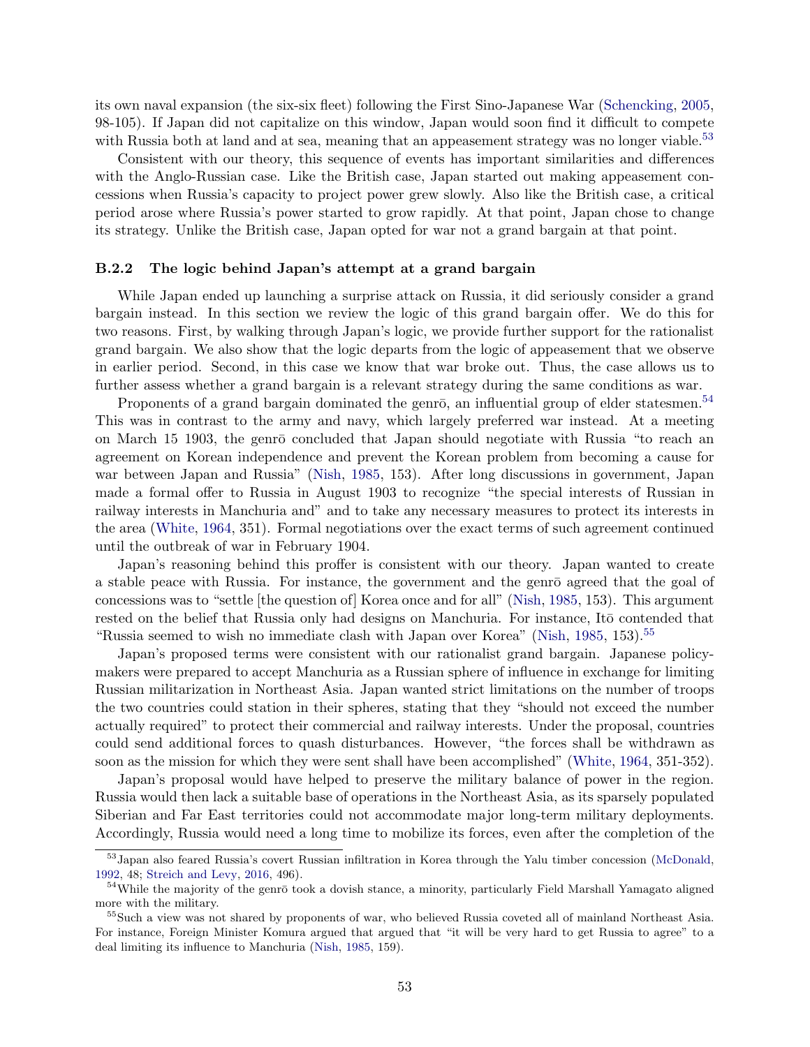its own naval expansion (the six-six fleet) following the First Sino-Japanese War (Schencking, 2005, 98-105). If Japan did not capitalize on this window, Japan would soon find it difficult to compete with Russia both at land and at sea, meaning that an appeasement strategy was no longer viable.[53]

Consistent with our theory, this sequence of events has important similarities and differences with the Anglo-Russian case. Like the British case, Japan started out making appeasement concessions when Russia's capacity to project power grew slowly. Also like the British case, a critical period arose where Russia's power started to grow rapidly. At that point, Japan chose to change its strategy. Unlike the British case, Japan opted for war not a grand bargain at that point.

### B.2.2 The logic behind Japan's attempt at a grand bargain

While Japan ended up launching a surprise attack on Russia, it did seriously consider a grand bargain instead. In this section we review the logic of this grand bargain offer. We do this for two reasons. First, by walking through Japan's logic, we provide further support for the rationalist grand bargain. We also show that the logic departs from the logic of appeasement that we observe in earlier period. Second, in this case we know that war broke out. Thus, the case allows us to further assess whether a grand bargain is a relevant strategy during the same conditions as war.

Proponents of a grand bargain dominated the genrō, an influential group of elder statesmen.[54] This was in contrast to the army and navy, which largely preferred war instead. At a meeting on March 15 1903, the genrō concluded that Japan should negotiate with Russia "to reach an agreement on Korean independence and prevent the Korean problem from becoming a cause for war between Japan and Russia" (Nish, 1985, 153). After long discussions in government, Japan made a formal offer to Russia in August 1903 to recognize "the special interests of Russian in railway interests in Manchuria and" and to take any necessary measures to protect its interests in the area (White, 1964, 351). Formal negotiations over the exact terms of such agreement continued until the outbreak of war in February 1904.

Japan's reasoning behind this proffer is consistent with our theory. Japan wanted to create a stable peace with Russia. For instance, the government and the genrō agreed that the goal of concessions was to "settle [the question of] Korea once and for all" (Nish, 1985, 153). This argument rested on the belief that Russia only had designs on Manchuria. For instance, Itō contended that "Russia seemed to wish no immediate clash with Japan over Korea" (Nish, 1985, 153).[55]

Japan's proposed terms were consistent with our rationalist grand bargain. Japanese policymakers were prepared to accept Manchuria as a Russian sphere of influence in exchange for limiting Russian militarization in Northeast Asia. Japan wanted strict limitations on the number of troops the two countries could station in their spheres, stating that they "should not exceed the number actually required" to protect their commercial and railway interests. Under the proposal, countries could send additional forces to quash disturbances. However, "the forces shall be withdrawn as soon as the mission for which they were sent shall have been accomplished" (White, 1964, 351-352).

Japan's proposal would have helped to preserve the military balance of power in the region. Russia would then lack a suitable base of operations in the Northeast Asia, as its sparsely populated Siberian and Far East territories could not accommodate major long-term military deployments. Accordingly, Russia would need a long time to mobilize its forces, even after the completion of the

[53] Japan also feared Russia's covert Russian infiltration in Korea through the Yalu timber concession (McDonald, 1992, 48; Streich and Levy, 2016, 496).

[54] While the majority of the genrō took a dovish stance, a minority, particularly Field Marshall Yamagato aligned more with the military.

[55] Such a view was not shared by proponents of war, who believed Russia coveted all of mainland Northeast Asia. For instance, Foreign Minister Komura argued that argued that "it will be very hard to get Russia to agree" to a deal limiting its influence to Manchuria (Nish, 1985, 159).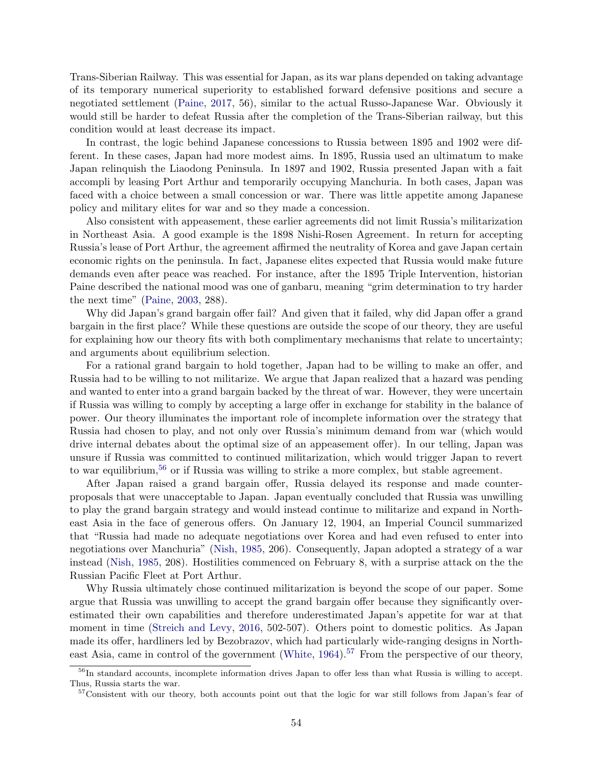Trans-Siberian Railway. This was essential for Japan, as its war plans depended on taking advantage of its temporary numerical superiority to established forward defensive positions and secure a negotiated settlement (Paine, 2017, 56), similar to the actual Russo-Japanese War. Obviously it would still be harder to defeat Russia after the completion of the Trans-Siberian railway, but this condition would at least decrease its impact.

In contrast, the logic behind Japanese concessions to Russia between 1895 and 1902 were different. In these cases, Japan had more modest aims. In 1895, Russia used an ultimatum to make Japan relinquish the Liaodong Peninsula. In 1897 and 1902, Russia presented Japan with a fait accompli by leasing Port Arthur and temporarily occupying Manchuria. In both cases, Japan was faced with a choice between a small concession or war. There was little appetite among Japanese policy and military elites for war and so they made a concession.

Also consistent with appeasement, these earlier agreements did not limit Russia's militarization in Northeast Asia. A good example is the 1898 Nishi-Rosen Agreement. In return for accepting Russia's lease of Port Arthur, the agreement affirmed the neutrality of Korea and gave Japan certain economic rights on the peninsula. In fact, Japanese elites expected that Russia would make future demands even after peace was reached. For instance, after the 1895 Triple Intervention, historian Paine described the national mood was one of ganbaru, meaning "grim determination to try harder the next time" (Paine, 2003, 288).

Why did Japan's grand bargain offer fail? And given that it failed, why did Japan offer a grand bargain in the first place? While these questions are outside the scope of our theory, they are useful for explaining how our theory fits with both complimentary mechanisms that relate to uncertainty; and arguments about equilibrium selection.

For a rational grand bargain to hold together, Japan had to be willing to make an offer, and Russia had to be willing to not militarize. We argue that Japan realized that a hazard was pending and wanted to enter into a grand bargain backed by the threat of war. However, they were uncertain if Russia was willing to comply by accepting a large offer in exchange for stability in the balance of power. Our theory illuminates the important role of incomplete information over the strategy that Russia had chosen to play, and not only over Russia's minimum demand from war (which would drive internal debates about the optimal size of an appeasement offer). In our telling, Japan was unsure if Russia was committed to continued militarization, which would trigger Japan to revert to war equilibrium,[56] or if Russia was willing to strike a more complex, but stable agreement.

After Japan raised a grand bargain offer, Russia delayed its response and made counterproposals that were unacceptable to Japan. Japan eventually concluded that Russia was unwilling to play the grand bargain strategy and would instead continue to militarize and expand in Northeast Asia in the face of generous offers. On January 12, 1904, an Imperial Council summarized that "Russia had made no adequate negotiations over Korea and had even refused to enter into negotiations over Manchuria" (Nish, 1985, 206). Consequently, Japan adopted a strategy of a war instead (Nish, 1985, 208). Hostilities commenced on February 8, with a surprise attack on the the Russian Pacific Fleet at Port Arthur.

Why Russia ultimately chose continued militarization is beyond the scope of our paper. Some argue that Russia was unwilling to accept the grand bargain offer because they significantly overestimated their own capabilities and therefore underestimated Japan's appetite for war at that moment in time (Streich and Levy, 2016, 502-507). Others point to domestic politics. As Japan made its offer, hardliners led by Bezobrazov, which had particularly wide-ranging designs in Northeast Asia, came in control of the government (White, 1964).[57] From the perspective of our theory,

---

[56] In standard accounts, incomplete information drives Japan to offer less than what Russia is willing to accept. Thus, Russia starts the war.

[57] Consistent with our theory, both accounts point out that the logic for war still follows from Japan's fear of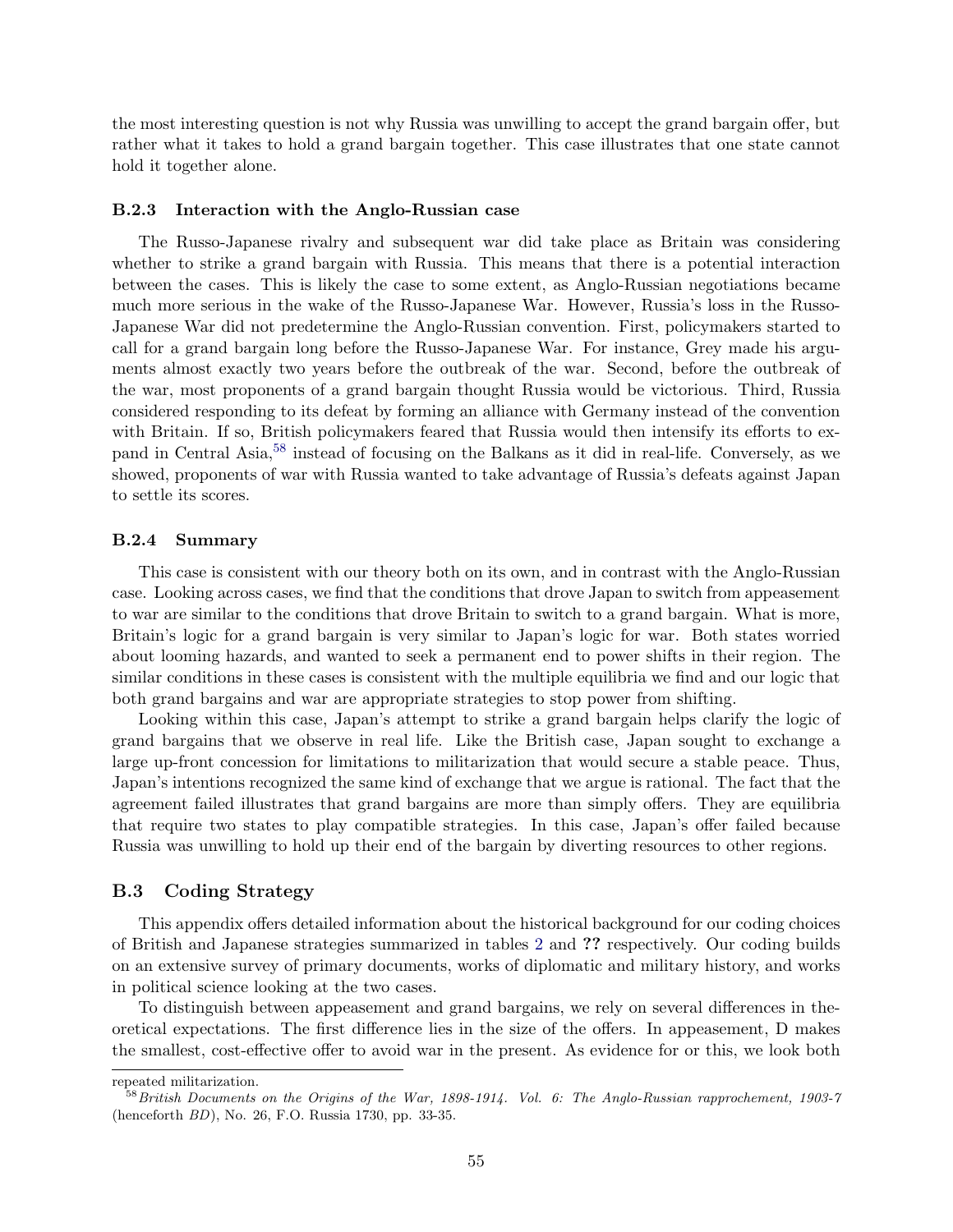the most interesting question is not why Russia was unwilling to accept the grand bargain offer, but rather what it takes to hold a grand bargain together. This case illustrates that one state cannot hold it together alone.

### B.2.3 Interaction with the Anglo-Russian case

The Russo-Japanese rivalry and subsequent war did take place as Britain was considering whether to strike a grand bargain with Russia. This means that there is a potential interaction between the cases. This is likely the case to some extent, as Anglo-Russian negotiations became much more serious in the wake of the Russo-Japanese War. However, Russia's loss in the Russo-Japanese War did not predetermine the Anglo-Russian convention. First, policymakers started to call for a grand bargain long before the Russo-Japanese War. For instance, Grey made his arguments almost exactly two years before the outbreak of the war. Second, before the outbreak of the war, most proponents of a grand bargain thought Russia would be victorious. Third, Russia considered responding to its defeat by forming an alliance with Germany instead of the convention with Britain. If so, British policymakers feared that Russia would then intensify its efforts to expand in Central Asia,[58] instead of focusing on the Balkans as it did in real-life. Conversely, as we showed, proponents of war with Russia wanted to take advantage of Russia's defeats against Japan to settle its scores.

### B.2.4 Summary

This case is consistent with our theory both on its own, and in contrast with the Anglo-Russian case. Looking across cases, we find that the conditions that drove Japan to switch from appeasement to war are similar to the conditions that drove Britain to switch to a grand bargain. What is more, Britain's logic for a grand bargain is very similar to Japan's logic for war. Both states worried about looming hazards, and wanted to seek a permanent end to power shifts in their region. The similar conditions in these cases is consistent with the multiple equilibria we find and our logic that both grand bargains and war are appropriate strategies to stop power from shifting.

Looking within this case, Japan's attempt to strike a grand bargain helps clarify the logic of grand bargains that we observe in real life. Like the British case, Japan sought to exchange a large up-front concession for limitations to militarization that would secure a stable peace. Thus, Japan's intentions recognized the same kind of exchange that we argue is rational. The fact that the agreement failed illustrates that grand bargains are more than simply offers. They are equilibria that require two states to play compatible strategies. In this case, Japan's offer failed because Russia was unwilling to hold up their end of the bargain by diverting resources to other regions.

## B.3 Coding Strategy

This appendix offers detailed information about the historical background for our coding choices of British and Japanese strategies summarized in tables 2 and ?? respectively. Our coding builds on an extensive survey of primary documents, works of diplomatic and military history, and works in political science looking at the two cases.

To distinguish between appeasement and grand bargains, we rely on several differences in theoretical expectations. The first difference lies in the size of the offers. In appeasement, D makes the smallest, cost-effective offer to avoid war in the present. As evidence for or this, we look both

repeated militarization.

[58] *British Documents on the Origins of the War, 1898-1914. Vol. 6: The Anglo-Russian rapprochement, 1903-7* (henceforth *BD*), No. 26, F.O. Russia 1730, pp. 33-35.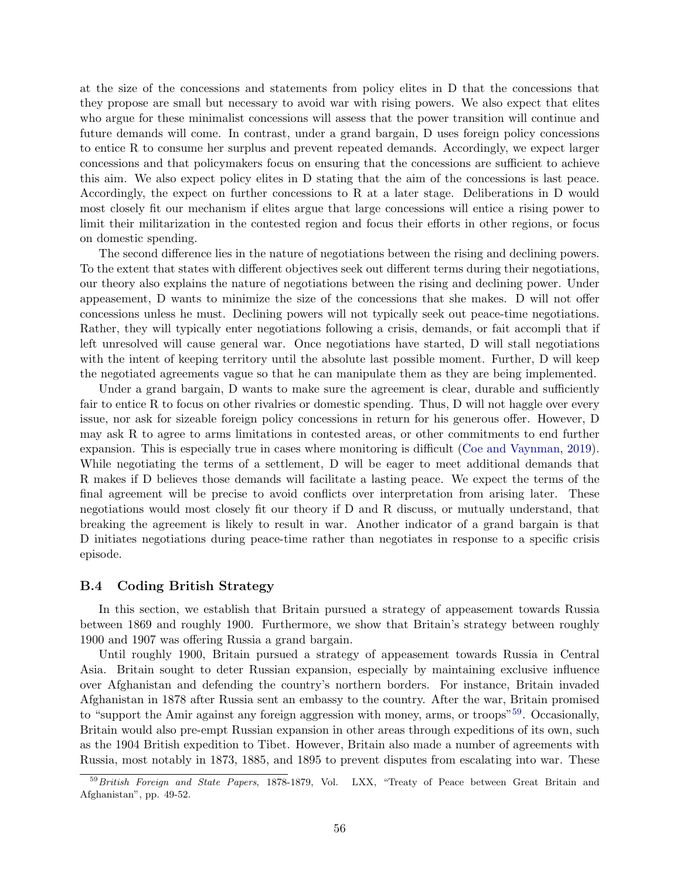at the size of the concessions and statements from policy elites in D that the concessions that they propose are small but necessary to avoid war with rising powers. We also expect that elites who argue for these minimalist concessions will assess that the power transition will continue and future demands will come. In contrast, under a grand bargain, D uses foreign policy concessions to entice R to consume her surplus and prevent repeated demands. Accordingly, we expect larger concessions and that policymakers focus on ensuring that the concessions are sufficient to achieve this aim. We also expect policy elites in D stating that the aim of the concessions is last peace. Accordingly, the expect on further concessions to R at a later stage. Deliberations in D would most closely fit our mechanism if elites argue that large concessions will entice a rising power to limit their militarization in the contested region and focus their efforts in other regions, or focus on domestic spending.

The second difference lies in the nature of negotiations between the rising and declining powers. To the extent that states with different objectives seek out different terms during their negotiations, our theory also explains the nature of negotiations between the rising and declining power. Under appeasement, D wants to minimize the size of the concessions that she makes. D will not offer concessions unless he must. Declining powers will not typically seek out peace-time negotiations. Rather, they will typically enter negotiations following a crisis, demands, or fait accompli that if left unresolved will cause general war. Once negotiations have started, D will stall negotiations with the intent of keeping territory until the absolute last possible moment. Further, D will keep the negotiated agreements vague so that he can manipulate them as they are being implemented.

Under a grand bargain, D wants to make sure the agreement is clear, durable and sufficiently fair to entice R to focus on other rivalries or domestic spending. Thus, D will not haggle over every issue, nor ask for sizeable foreign policy concessions in return for his generous offer. However, D may ask R to agree to arms limitations in contested areas, or other commitments to end further expansion. This is especially true in cases where monitoring is difficult (Coe and Vaynman, 2019). While negotiating the terms of a settlement, D will be eager to meet additional demands that R makes if D believes those demands will facilitate a lasting peace. We expect the terms of the final agreement will be precise to avoid conflicts over interpretation from arising later. These negotiations would most closely fit our theory if D and R discuss, or mutually understand, that breaking the agreement is likely to result in war. Another indicator of a grand bargain is that D initiates negotiations during peace-time rather than negotiates in response to a specific crisis episode.

### B.4 Coding British Strategy

In this section, we establish that Britain pursued a strategy of appeasement towards Russia between 1869 and roughly 1900. Furthermore, we show that Britain's strategy between roughly 1900 and 1907 was offering Russia a grand bargain.

Until roughly 1900, Britain pursued a strategy of appeasement towards Russia in Central Asia. Britain sought to deter Russian expansion, especially by maintaining exclusive influence over Afghanistan and defending the country's northern borders. For instance, Britain invaded Afghanistan in 1878 after Russia sent an embassy to the country. After the war, Britain promised to "support the Amir against any foreign aggression with money, arms, or troops"[59]. Occasionally, Britain would also pre-empt Russian expansion in other areas through expeditions of its own, such as the 1904 British expedition to Tibet. However, Britain also made a number of agreements with Russia, most notably in 1873, 1885, and 1895 to prevent disputes from escalating into war. These

[59] *British Foreign and State Papers*, 1878-1879, Vol. LXX, "Treaty of Peace between Great Britain and Afghanistan", pp. 49-52.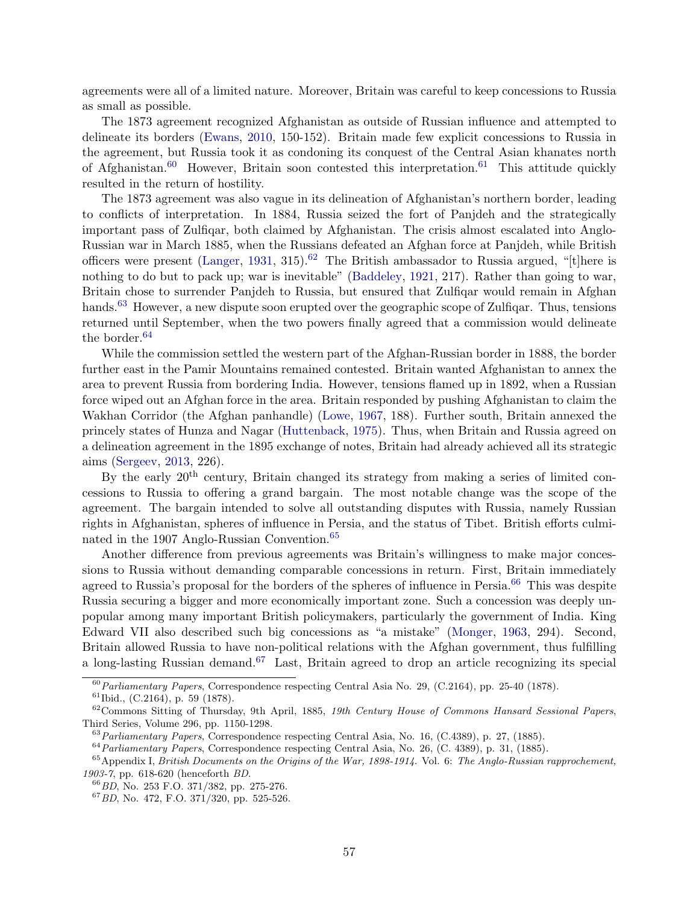agreements were all of a limited nature. Moreover, Britain was careful to keep concessions to Russia as small as possible.

The 1873 agreement recognized Afghanistan as outside of Russian influence and attempted to delineate its borders (Ewans, 2010, 150-152). Britain made few explicit concessions to Russia in the agreement, but Russia took it as condoning its conquest of the Central Asian khanates north of Afghanistan.[60] However, Britain soon contested this interpretation.[61] This attitude quickly resulted in the return of hostility.

The 1873 agreement was also vague in its delineation of Afghanistan's northern border, leading to conflicts of interpretation. In 1884, Russia seized the fort of Panjdeh and the strategically important pass of Zulfiqar, both claimed by Afghanistan. The crisis almost escalated into Anglo-Russian war in March 1885, when the Russians defeated an Afghan force at Panjdeh, while British officers were present (Langer, 1931, 315).[62] The British ambassador to Russia argued, "[t]here is nothing to do but to pack up; war is inevitable" (Baddeley, 1921, 217). Rather than going to war, Britain chose to surrender Panjdeh to Russia, but ensured that Zulfiqar would remain in Afghan hands.[63] However, a new dispute soon erupted over the geographic scope of Zulfiqar. Thus, tensions returned until September, when the two powers finally agreed that a commission would delineate the border.[64]

While the commission settled the western part of the Afghan-Russian border in 1888, the border further east in the Pamir Mountains remained contested. Britain wanted Afghanistan to annex the area to prevent Russia from bordering India. However, tensions flamed up in 1892, when a Russian force wiped out an Afghan force in the area. Britain responded by pushing Afghanistan to claim the Wakhan Corridor (the Afghan panhandle) (Lowe, 1967, 188). Further south, Britain annexed the princely states of Hunza and Nagar (Huttenback, 1975). Thus, when Britain and Russia agreed on a delineation agreement in the 1895 exchange of notes, Britain had already achieved all its strategic aims (Sergeev, 2013, 226).

By the early 20th century, Britain changed its strategy from making a series of limited concessions to Russia to offering a grand bargain. The most notable change was the scope of the agreement. The bargain intended to solve all outstanding disputes with Russia, namely Russian rights in Afghanistan, spheres of influence in Persia, and the status of Tibet. British efforts culminated in the 1907 Anglo-Russian Convention.[65]

Another difference from previous agreements was Britain's willingness to make major concessions to Russia without demanding comparable concessions in return. First, Britain immediately agreed to Russia's proposal for the borders of the spheres of influence in Persia.[66] This was despite Russia securing a bigger and more economically important zone. Such a concession was deeply unpopular among many important British policymakers, particularly the government of India. King Edward VII also described such big concessions as "a mistake" (Monger, 1963, 294). Second, Britain allowed Russia to have non-political relations with the Afghan government, thus fulfilling a long-lasting Russian demand.[67] Last, Britain agreed to drop an article recognizing its special

---

[60] *Parliamentary Papers*, Correspondence respecting Central Asia No. 29, (C.2164), pp. 25-40 (1878).

[61] Ibid., (C.2164), p. 59 (1878).

[62] Commons Sitting of Thursday, 9th April, 1885, *19th Century House of Commons Hansard Sessional Papers*, Third Series, Volume 296, pp. 1150-1298.

[63] *Parliamentary Papers*, Correspondence respecting Central Asia, No. 16, (C.4389), p. 27, (1885).

[64] *Parliamentary Papers*, Correspondence respecting Central Asia, No. 26, (C. 4389), p. 31, (1885).

[65] Appendix I, *British Documents on the Origins of the War, 1898-1914*. Vol. 6: *The Anglo-Russian rapprochement, 1903-7*, pp. 618-620 (henceforth *BD*.

[66] *BD*, No. 253 F.O. 371/382, pp. 275-276.

[67] *BD*, No. 472, F.O. 371/320, pp. 525-526.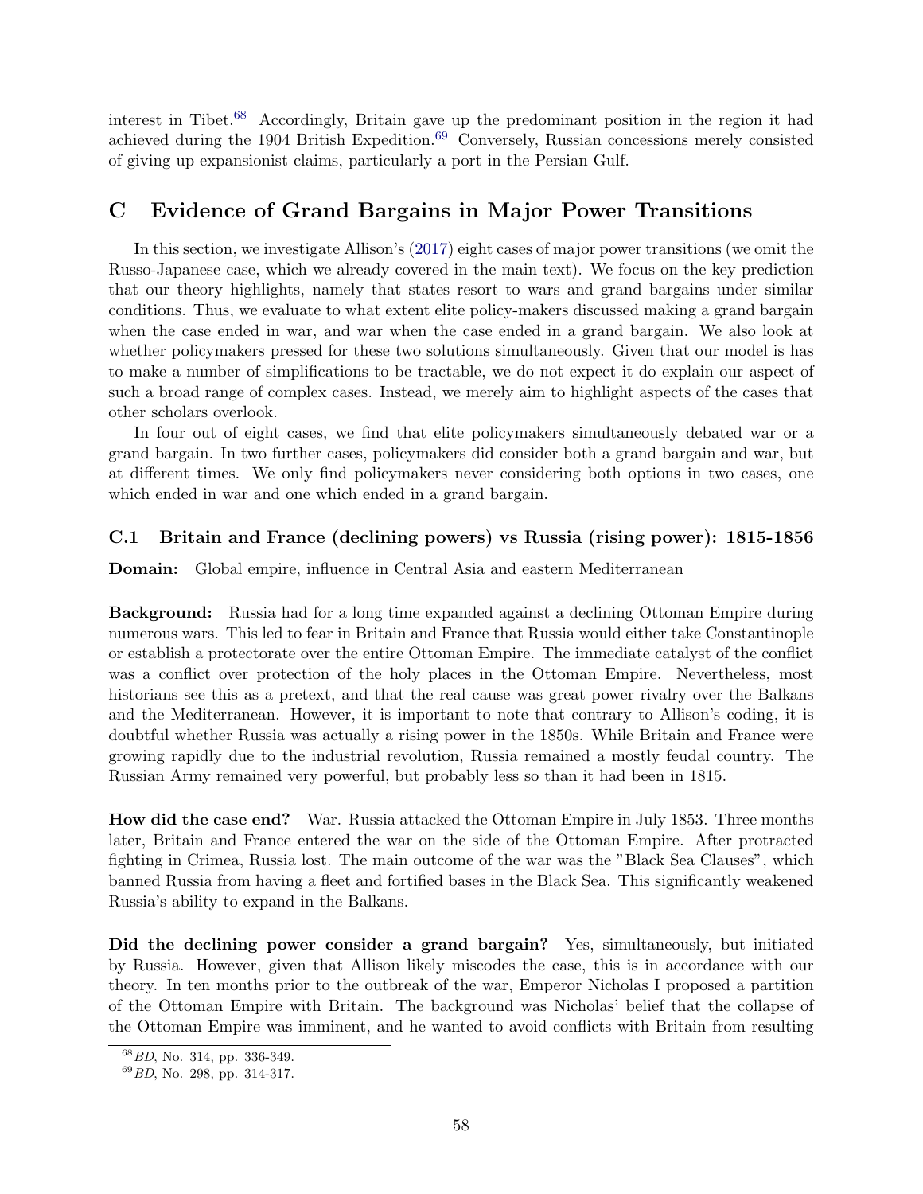interest in Tibet.[68] Accordingly, Britain gave up the predominant position in the region it had achieved during the 1904 British Expedition.[69] Conversely, Russian concessions merely consisted of giving up expansionist claims, particularly a port in the Persian Gulf.

# C Evidence of Grand Bargains in Major Power Transitions

In this section, we investigate Allison's (2017) eight cases of major power transitions (we omit the Russo-Japanese case, which we already covered in the main text). We focus on the key prediction that our theory highlights, namely that states resort to wars and grand bargains under similar conditions. Thus, we evaluate to what extent elite policy-makers discussed making a grand bargain when the case ended in war, and war when the case ended in a grand bargain. We also look at whether policymakers pressed for these two solutions simultaneously. Given that our model is has to make a number of simplifications to be tractable, we do not expect it do explain our aspect of such a broad range of complex cases. Instead, we merely aim to highlight aspects of the cases that other scholars overlook.

In four out of eight cases, we find that elite policymakers simultaneously debated war or a grand bargain. In two further cases, policymakers did consider both a grand bargain and war, but at different times. We only find policymakers never considering both options in two cases, one which ended in war and one which ended in a grand bargain.

## C.1 Britain and France (declining powers) vs Russia (rising power): 1815-1856

**Domain:** Global empire, influence in Central Asia and eastern Mediterranean

**Background:** Russia had for a long time expanded against a declining Ottoman Empire during numerous wars. This led to fear in Britain and France that Russia would either take Constantinople or establish a protectorate over the entire Ottoman Empire. The immediate catalyst of the conflict was a conflict over protection of the holy places in the Ottoman Empire. Nevertheless, most historians see this as a pretext, and that the real cause was great power rivalry over the Balkans and the Mediterranean. However, it is important to note that contrary to Allison's coding, it is doubtful whether Russia was actually a rising power in the 1850s. While Britain and France were growing rapidly due to the industrial revolution, Russia remained a mostly feudal country. The Russian Army remained very powerful, but probably less so than it had been in 1815.

**How did the case end?** War. Russia attacked the Ottoman Empire in July 1853. Three months later, Britain and France entered the war on the side of the Ottoman Empire. After protracted fighting in Crimea, Russia lost. The main outcome of the war was the "Black Sea Clauses", which banned Russia from having a fleet and fortified bases in the Black Sea. This significantly weakened Russia's ability to expand in the Balkans.

**Did the declining power consider a grand bargain?** Yes, simultaneously, but initiated by Russia. However, given that Allison likely miscodes the case, this is in accordance with our theory. In ten months prior to the outbreak of the war, Emperor Nicholas I proposed a partition of the Ottoman Empire with Britain. The background was Nicholas' belief that the collapse of the Ottoman Empire was imminent, and he wanted to avoid conflicts with Britain from resulting

[68] *BD*, No. 314, pp. 336-349.

[69] *BD*, No. 298, pp. 314-317.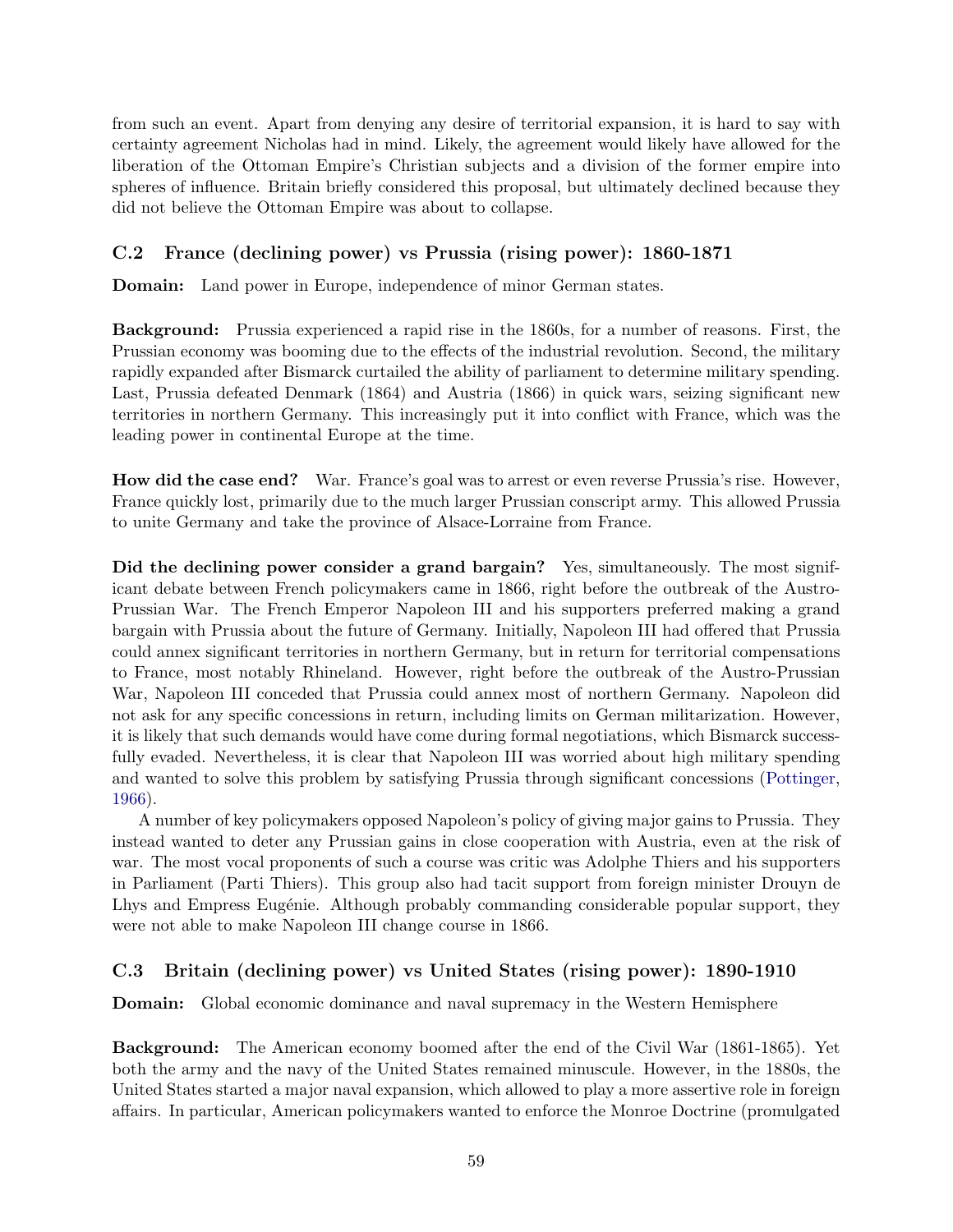from such an event. Apart from denying any desire of territorial expansion, it is hard to say with certainty agreement Nicholas had in mind. Likely, the agreement would likely have allowed for the liberation of the Ottoman Empire's Christian subjects and a division of the former empire into spheres of influence. Britain briefly considered this proposal, but ultimately declined because they did not believe the Ottoman Empire was about to collapse.

### C.2 France (declining power) vs Prussia (rising power): 1860-1871

**Domain:** Land power in Europe, independence of minor German states.

**Background:** Prussia experienced a rapid rise in the 1860s, for a number of reasons. First, the Prussian economy was booming due to the effects of the industrial revolution. Second, the military rapidly expanded after Bismarck curtailed the ability of parliament to determine military spending. Last, Prussia defeated Denmark (1864) and Austria (1866) in quick wars, seizing significant new territories in northern Germany. This increasingly put it into conflict with France, which was the leading power in continental Europe at the time.

**How did the case end?** War. France's goal was to arrest or even reverse Prussia's rise. However, France quickly lost, primarily due to the much larger Prussian conscript army. This allowed Prussia to unite Germany and take the province of Alsace-Lorraine from France.

**Did the declining power consider a grand bargain?** Yes, simultaneously. The most significant debate between French policymakers came in 1866, right before the outbreak of the Austro-Prussian War. The French Emperor Napoleon III and his supporters preferred making a grand bargain with Prussia about the future of Germany. Initially, Napoleon III had offered that Prussia could annex significant territories in northern Germany, but in return for territorial compensations to France, most notably Rhineland. However, right before the outbreak of the Austro-Prussian War, Napoleon III conceded that Prussia could annex most of northern Germany. Napoleon did not ask for any specific concessions in return, including limits on German militarization. However, it is likely that such demands would have come during formal negotiations, which Bismarck successfully evaded. Nevertheless, it is clear that Napoleon III was worried about high military spending and wanted to solve this problem by satisfying Prussia through significant concessions (Pottinger, 1966).

A number of key policymakers opposed Napoleon's policy of giving major gains to Prussia. They instead wanted to deter any Prussian gains in close cooperation with Austria, even at the risk of war. The most vocal proponents of such a course was critic was Adolphe Thiers and his supporters in Parliament (Parti Thiers). This group also had tacit support from foreign minister Drouyn de Lhys and Empress Eugénie. Although probably commanding considerable popular support, they were not able to make Napoleon III change course in 1866.

### C.3 Britain (declining power) vs United States (rising power): 1890-1910

**Domain:** Global economic dominance and naval supremacy in the Western Hemisphere

**Background:** The American economy boomed after the end of the Civil War (1861-1865). Yet both the army and the navy of the United States remained minuscule. However, in the 1880s, the United States started a major naval expansion, which allowed to play a more assertive role in foreign affairs. In particular, American policymakers wanted to enforce the Monroe Doctrine (promulgated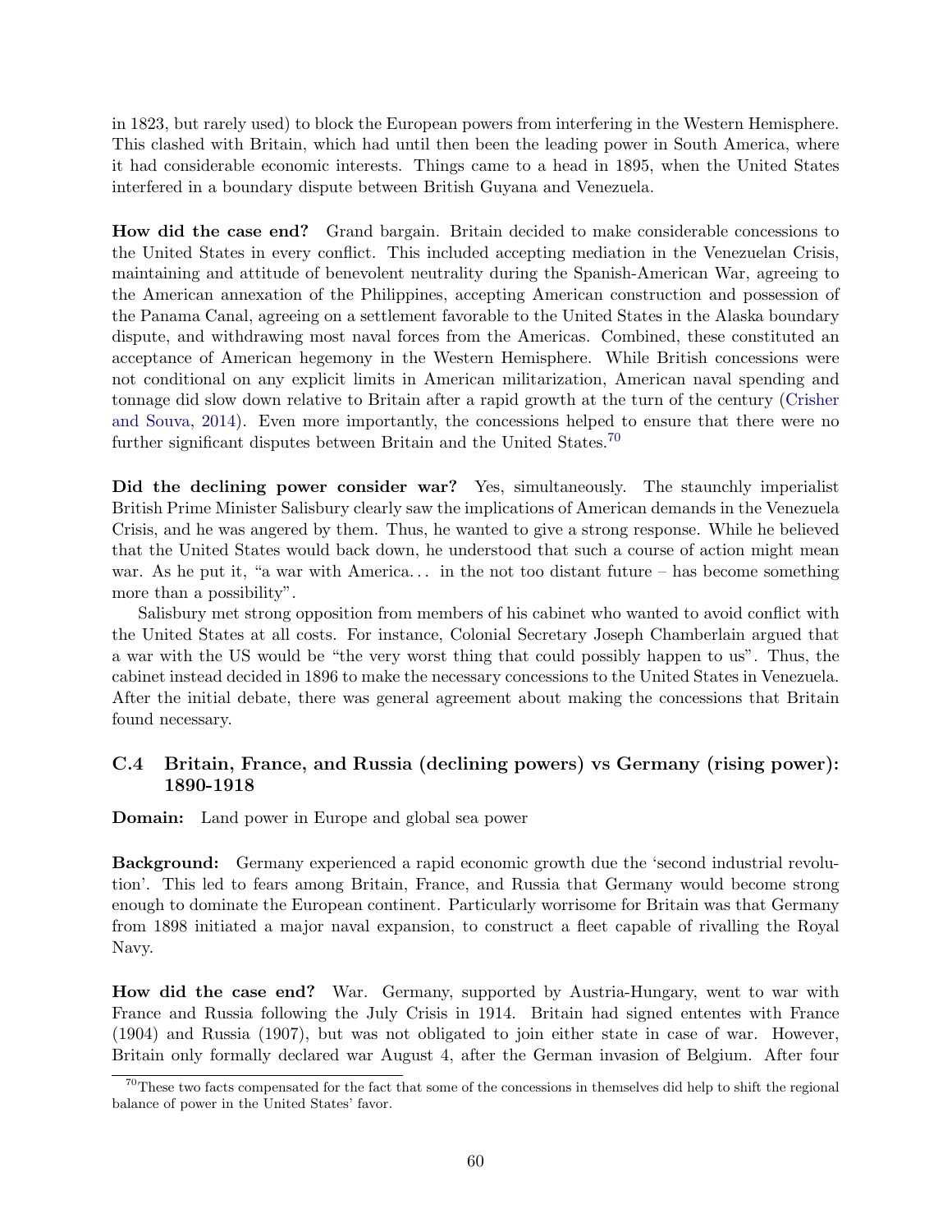in 1823, but rarely used) to block the European powers from interfering in the Western Hemisphere. This clashed with Britain, which had until then been the leading power in South America, where it had considerable economic interests. Things came to a head in 1895, when the United States interfered in a boundary dispute between British Guyana and Venezuela.

**How did the case end?** Grand bargain. Britain decided to make considerable concessions to the United States in every conflict. This included accepting mediation in the Venezuelan Crisis, maintaining and attitude of benevolent neutrality during the Spanish-American War, agreeing to the American annexation of the Philippines, accepting American construction and possession of the Panama Canal, agreeing on a settlement favorable to the United States in the Alaska boundary dispute, and withdrawing most naval forces from the Americas. Combined, these constituted an acceptance of American hegemony in the Western Hemisphere. While British concessions were not conditional on any explicit limits in American militarization, American naval spending and tonnage did slow down relative to Britain after a rapid growth at the turn of the century (Crisher and Souva, 2014). Even more importantly, the concessions helped to ensure that there were no further significant disputes between Britain and the United States.[70]

**Did the declining power consider war?** Yes, simultaneously. The staunchly imperialist British Prime Minister Salisbury clearly saw the implications of American demands in the Venezuela Crisis, and he was angered by them. Thus, he wanted to give a strong response. While he believed that the United States would back down, he understood that such a course of action might mean war. As he put it, "a war with America... in the not too distant future – has become something more than a possibility".

Salisbury met strong opposition from members of his cabinet who wanted to avoid conflict with the United States at all costs. For instance, Colonial Secretary Joseph Chamberlain argued that a war with the US would be "the very worst thing that could possibly happen to us". Thus, the cabinet instead decided in 1896 to make the necessary concessions to the United States in Venezuela. After the initial debate, there was general agreement about making the concessions that Britain found necessary.

### C.4 Britain, France, and Russia (declining powers) vs Germany (rising power): 1890-1918

**Domain:** Land power in Europe and global sea power

**Background:** Germany experienced a rapid economic growth due the 'second industrial revolution'. This led to fears among Britain, France, and Russia that Germany would become strong enough to dominate the European continent. Particularly worrisome for Britain was that Germany from 1898 initiated a major naval expansion, to construct a fleet capable of rivalling the Royal Navy.

**How did the case end?** War. Germany, supported by Austria-Hungary, went to war with France and Russia following the July Crisis in 1914. Britain had signed ententes with France (1904) and Russia (1907), but was not obligated to join either state in case of war. However, Britain only formally declared war August 4, after the German invasion of Belgium. After four

[70] These two facts compensated for the fact that some of the concessions in themselves did help to shift the regional balance of power in the United States' favor.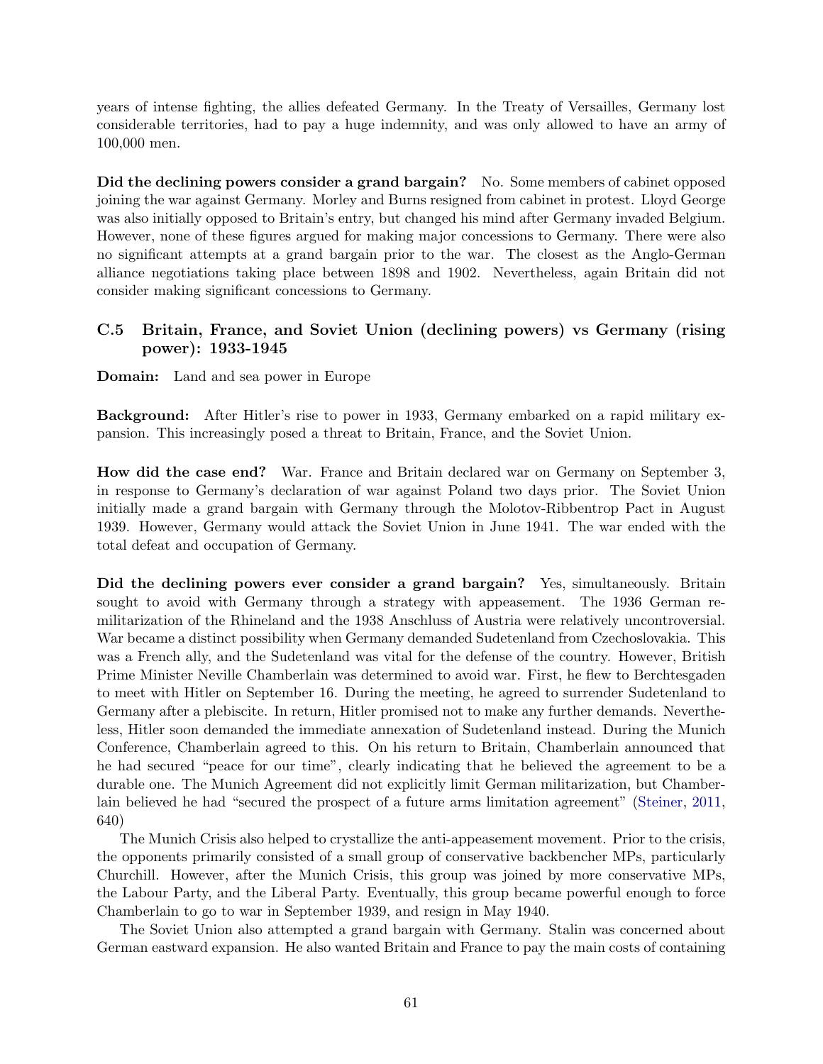years of intense fighting, the allies defeated Germany. In the Treaty of Versailles, Germany lost considerable territories, had to pay a huge indemnity, and was only allowed to have an army of 100,000 men.

**Did the declining powers consider a grand bargain?** No. Some members of cabinet opposed joining the war against Germany. Morley and Burns resigned from cabinet in protest. Lloyd George was also initially opposed to Britain's entry, but changed his mind after Germany invaded Belgium. However, none of these figures argued for making major concessions to Germany. There were also no significant attempts at a grand bargain prior to the war. The closest as the Anglo-German alliance negotiations taking place between 1898 and 1902. Nevertheless, again Britain did not consider making significant concessions to Germany.

### C.5 Britain, France, and Soviet Union (declining powers) vs Germany (rising power): 1933-1945

**Domain:** Land and sea power in Europe

**Background:** After Hitler's rise to power in 1933, Germany embarked on a rapid military expansion. This increasingly posed a threat to Britain, France, and the Soviet Union.

**How did the case end?** War. France and Britain declared war on Germany on September 3, in response to Germany's declaration of war against Poland two days prior. The Soviet Union initially made a grand bargain with Germany through the Molotov-Ribbentrop Pact in August 1939. However, Germany would attack the Soviet Union in June 1941. The war ended with the total defeat and occupation of Germany.

**Did the declining powers ever consider a grand bargain?** Yes, simultaneously. Britain sought to avoid with Germany through a strategy with appeasement. The 1936 German remilitarization of the Rhineland and the 1938 Anschluss of Austria were relatively uncontroversial. War became a distinct possibility when Germany demanded Sudetenland from Czechoslovakia. This was a French ally, and the Sudetenland was vital for the defense of the country. However, British Prime Minister Neville Chamberlain was determined to avoid war. First, he flew to Berchtesgaden to meet with Hitler on September 16. During the meeting, he agreed to surrender Sudetenland to Germany after a plebiscite. In return, Hitler promised not to make any further demands. Nevertheless, Hitler soon demanded the immediate annexation of Sudetenland instead. During the Munich Conference, Chamberlain agreed to this. On his return to Britain, Chamberlain announced that he had secured "peace for our time", clearly indicating that he believed the agreement to be a durable one. The Munich Agreement did not explicitly limit German militarization, but Chamberlain believed he had "secured the prospect of a future arms limitation agreement" (Steiner, 2011, 640)

The Munich Crisis also helped to crystallize the anti-appeasement movement. Prior to the crisis, the opponents primarily consisted of a small group of conservative backbencher MPs, particularly Churchill. However, after the Munich Crisis, this group was joined by more conservative MPs, the Labour Party, and the Liberal Party. Eventually, this group became powerful enough to force Chamberlain to go to war in September 1939, and resign in May 1940.

The Soviet Union also attempted a grand bargain with Germany. Stalin was concerned about German eastward expansion. He also wanted Britain and France to pay the main costs of containing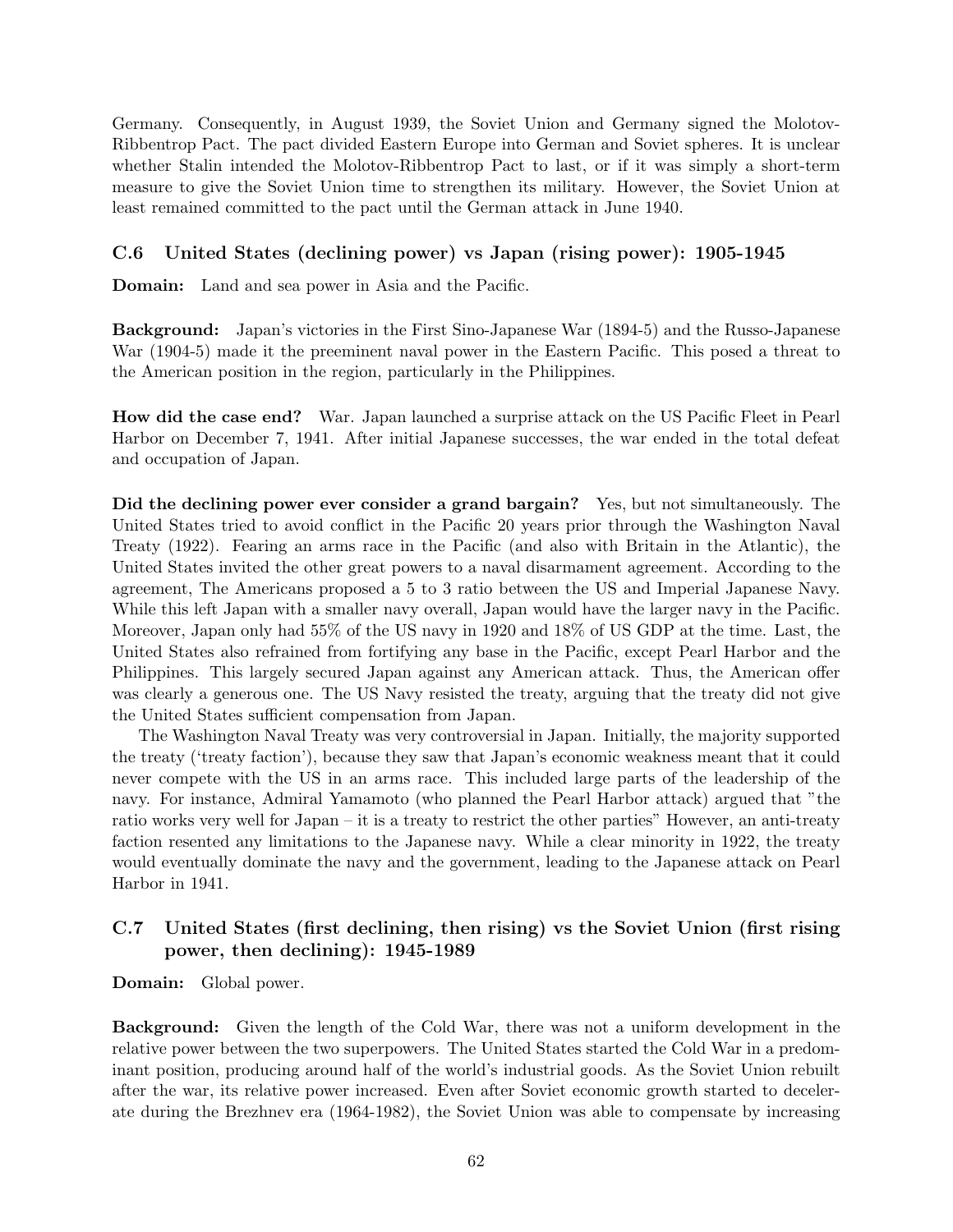Germany. Consequently, in August 1939, the Soviet Union and Germany signed the Molotov-Ribbentrop Pact. The pact divided Eastern Europe into German and Soviet spheres. It is unclear whether Stalin intended the Molotov-Ribbentrop Pact to last, or if it was simply a short-term measure to give the Soviet Union time to strengthen its military. However, the Soviet Union at least remained committed to the pact until the German attack in June 1940.

### C.6 United States (declining power) vs Japan (rising power): 1905-1945

**Domain:** Land and sea power in Asia and the Pacific.

**Background:** Japan's victories in the First Sino-Japanese War (1894-5) and the Russo-Japanese War (1904-5) made it the preeminent naval power in the Eastern Pacific. This posed a threat to the American position in the region, particularly in the Philippines.

**How did the case end?** War. Japan launched a surprise attack on the US Pacific Fleet in Pearl Harbor on December 7, 1941. After initial Japanese successes, the war ended in the total defeat and occupation of Japan.

**Did the declining power ever consider a grand bargain?** Yes, but not simultaneously. The United States tried to avoid conflict in the Pacific 20 years prior through the Washington Naval Treaty (1922). Fearing an arms race in the Pacific (and also with Britain in the Atlantic), the United States invited the other great powers to a naval disarmament agreement. According to the agreement, The Americans proposed a 5 to 3 ratio between the US and Imperial Japanese Navy. While this left Japan with a smaller navy overall, Japan would have the larger navy in the Pacific. Moreover, Japan only had 55% of the US navy in 1920 and 18% of US GDP at the time. Last, the United States also refrained from fortifying any base in the Pacific, except Pearl Harbor and the Philippines. This largely secured Japan against any American attack. Thus, the American offer was clearly a generous one. The US Navy resisted the treaty, arguing that the treaty did not give the United States sufficient compensation from Japan.

The Washington Naval Treaty was very controversial in Japan. Initially, the majority supported the treaty ('treaty faction'), because they saw that Japan's economic weakness meant that it could never compete with the US in an arms race. This included large parts of the leadership of the navy. For instance, Admiral Yamamoto (who planned the Pearl Harbor attack) argued that "the ratio works very well for Japan – it is a treaty to restrict the other parties" However, an anti-treaty faction resented any limitations to the Japanese navy. While a clear minority in 1922, the treaty would eventually dominate the navy and the government, leading to the Japanese attack on Pearl Harbor in 1941.

### C.7 United States (first declining, then rising) vs the Soviet Union (first rising power, then declining): 1945-1989

**Domain:** Global power.

**Background:** Given the length of the Cold War, there was not a uniform development in the relative power between the two superpowers. The United States started the Cold War in a predominant position, producing around half of the world's industrial goods. As the Soviet Union rebuilt after the war, its relative power increased. Even after Soviet economic growth started to decelerate during the Brezhnev era (1964-1982), the Soviet Union was able to compensate by increasing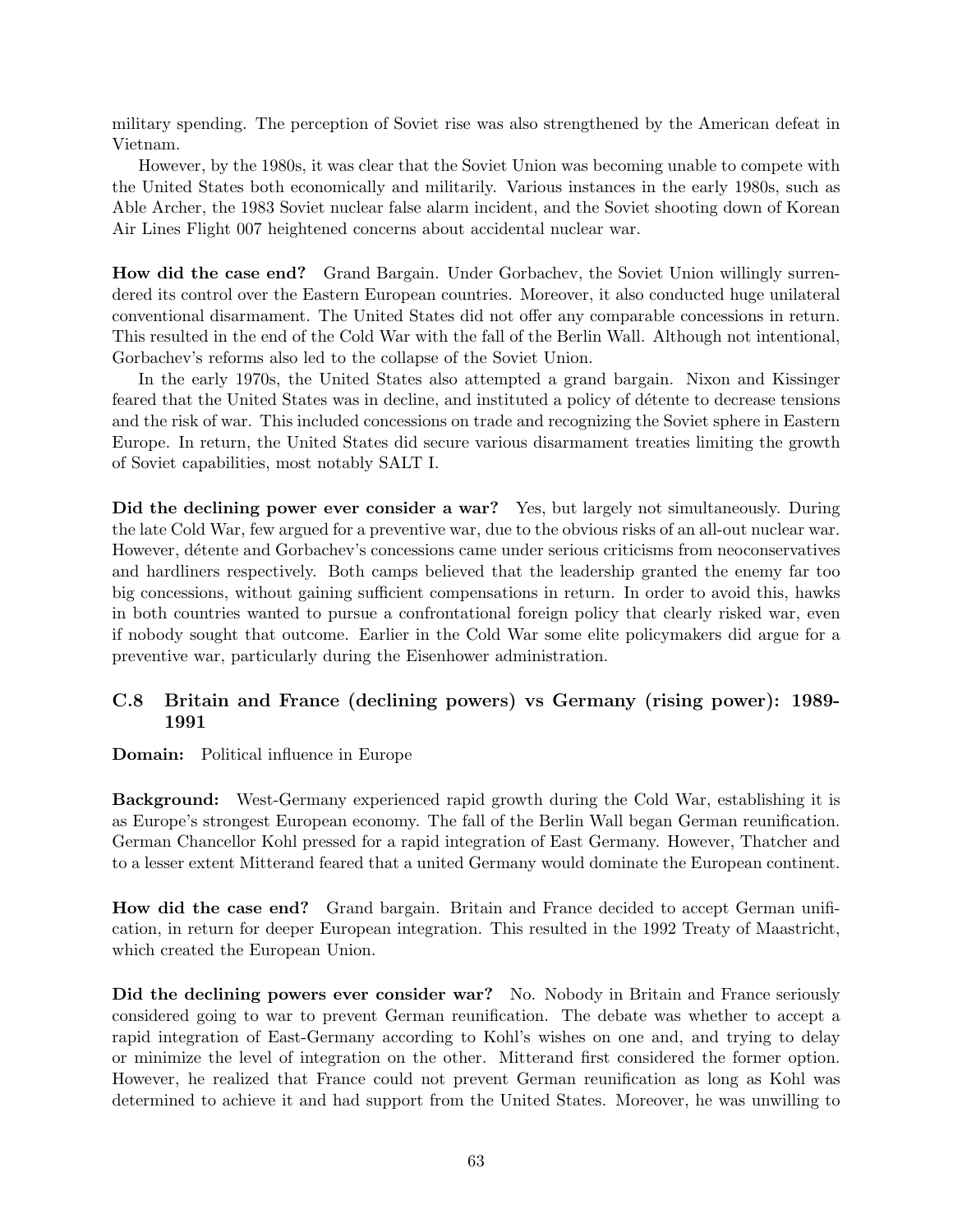military spending. The perception of Soviet rise was also strengthened by the American defeat in Vietnam.

However, by the 1980s, it was clear that the Soviet Union was becoming unable to compete with the United States both economically and militarily. Various instances in the early 1980s, such as Able Archer, the 1983 Soviet nuclear false alarm incident, and the Soviet shooting down of Korean Air Lines Flight 007 heightened concerns about accidental nuclear war.

**How did the case end?** Grand Bargain. Under Gorbachev, the Soviet Union willingly surrendered its control over the Eastern European countries. Moreover, it also conducted huge unilateral conventional disarmament. The United States did not offer any comparable concessions in return. This resulted in the end of the Cold War with the fall of the Berlin Wall. Although not intentional, Gorbachev's reforms also led to the collapse of the Soviet Union.

In the early 1970s, the United States also attempted a grand bargain. Nixon and Kissinger feared that the United States was in decline, and instituted a policy of détente to decrease tensions and the risk of war. This included concessions on trade and recognizing the Soviet sphere in Eastern Europe. In return, the United States did secure various disarmament treaties limiting the growth of Soviet capabilities, most notably SALT I.

**Did the declining power ever consider a war?** Yes, but largely not simultaneously. During the late Cold War, few argued for a preventive war, due to the obvious risks of an all-out nuclear war. However, détente and Gorbachev's concessions came under serious criticisms from neoconservatives and hardliners respectively. Both camps believed that the leadership granted the enemy far too big concessions, without gaining sufficient compensations in return. In order to avoid this, hawks in both countries wanted to pursue a confrontational foreign policy that clearly risked war, even if nobody sought that outcome. Earlier in the Cold War some elite policymakers did argue for a preventive war, particularly during the Eisenhower administration.

### C.8 Britain and France (declining powers) vs Germany (rising power): 1989-1991

**Domain:** Political influence in Europe

**Background:** West-Germany experienced rapid growth during the Cold War, establishing it is as Europe's strongest European economy. The fall of the Berlin Wall began German reunification. German Chancellor Kohl pressed for a rapid integration of East Germany. However, Thatcher and to a lesser extent Mitterand feared that a united Germany would dominate the European continent.

**How did the case end?** Grand bargain. Britain and France decided to accept German unification, in return for deeper European integration. This resulted in the 1992 Treaty of Maastricht, which created the European Union.

**Did the declining powers ever consider war?** No. Nobody in Britain and France seriously considered going to war to prevent German reunification. The debate was whether to accept a rapid integration of East-Germany according to Kohl's wishes on one and, and trying to delay or minimize the level of integration on the other. Mitterand first considered the former option. However, he realized that France could not prevent German reunification as long as Kohl was determined to achieve it and had support from the United States. Moreover, he was unwilling to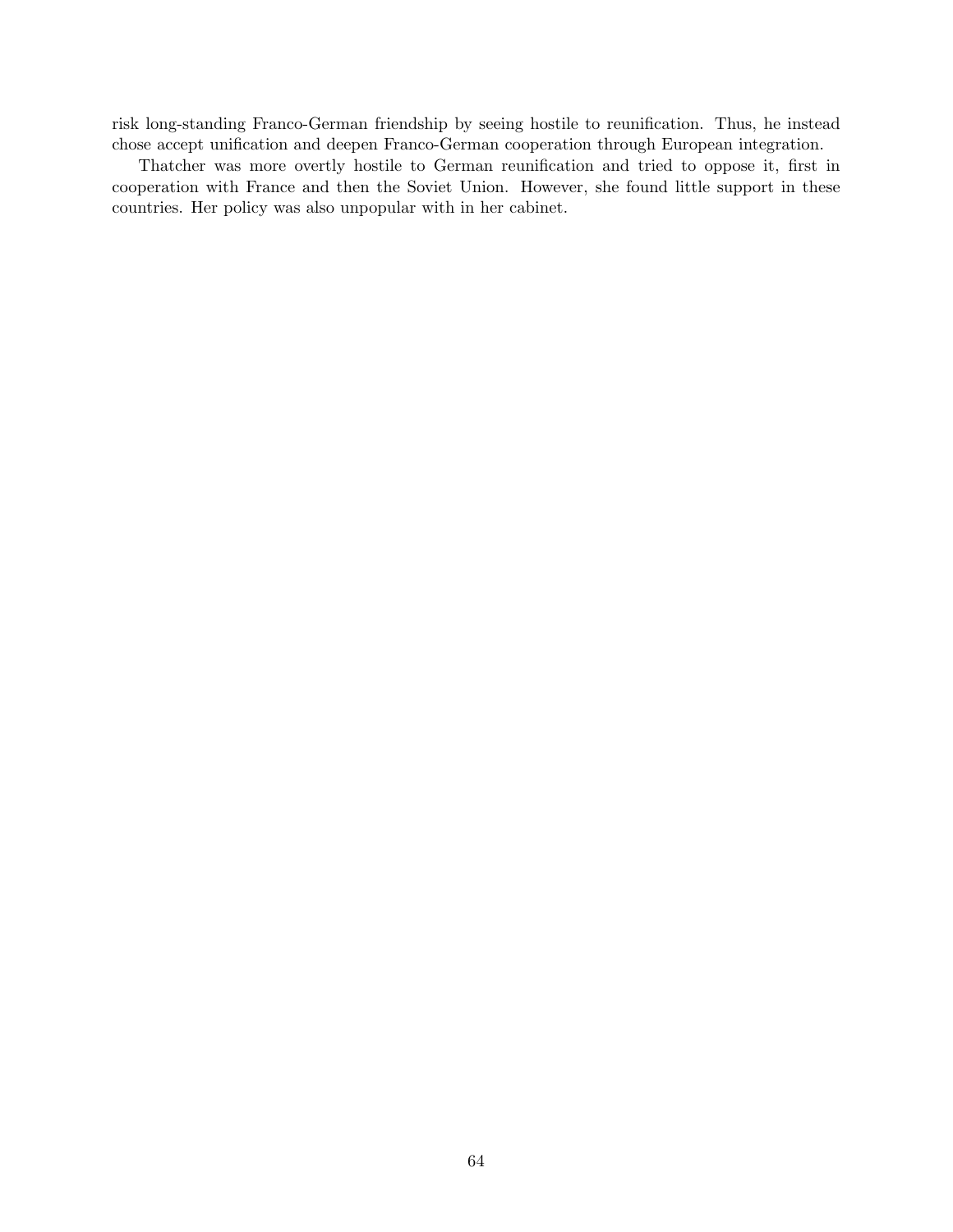risk long-standing Franco-German friendship by seeing hostile to reunification. Thus, he instead chose accept unification and deepen Franco-German cooperation through European integration.

Thatcher was more overtly hostile to German reunification and tried to oppose it, first in cooperation with France and then the Soviet Union. However, she found little support in these countries. Her policy was also unpopular with in her cabinet.